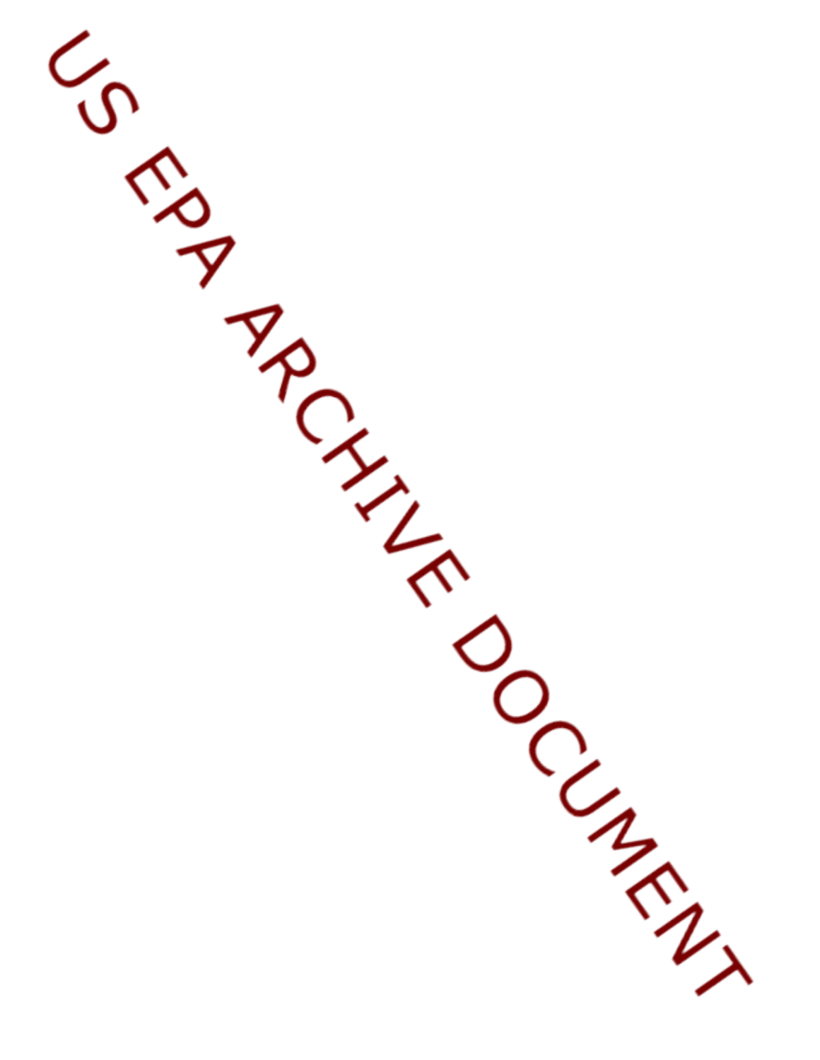US EPA ARCHIVE DOCUMENT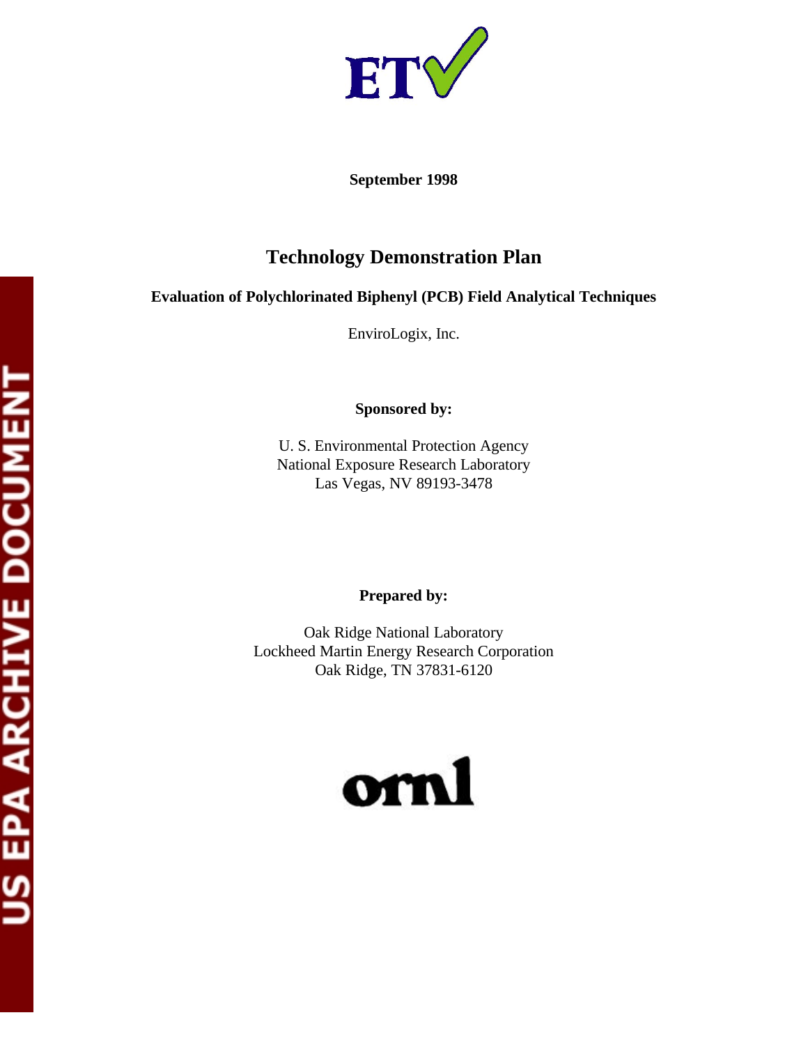September 1998

# Technology Demonstration Plan

**Evaluation of Polychlorinated Biphenyl (PCB) Field Analytical Techniques**

EnviroLogix, Inc.

**Sponsored by:**

U. S. Environmental Protection Agency
National Exposure Research Laboratory
Las Vegas, NV 89193-3478

**Prepared by:**

Oak Ridge National Laboratory
Lockheed Martin Energy Research Corporation
Oak Ridge, TN 37831-6120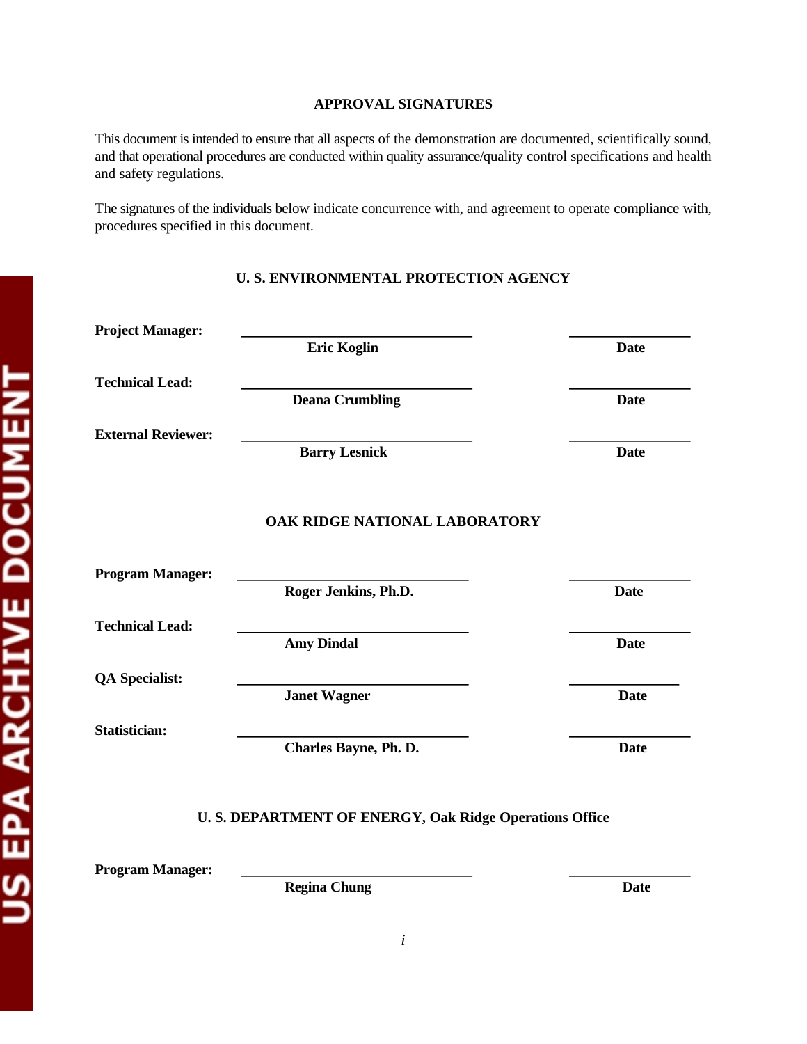## APPROVAL SIGNATURES

This document is intended to ensure that all aspects of the demonstration are documented, scientifically sound, and that operational procedures are conducted within quality assurance/quality control specifications and health and safety regulations.

The signatures of the individuals below indicate concurrence with, and agreement to operate compliance with, procedures specified in this document.

### U. S. ENVIRONMENTAL PROTECTION AGENCY

**Project Manager:** ______________________________ ______________
**Eric Koglin** **Date**

**Technical Lead:** ______________________________ ______________
**Deana Crumbling** **Date**

**External Reviewer:** ______________________________ ______________
**Barry Lesnick** **Date**

### OAK RIDGE NATIONAL LABORATORY

**Program Manager:** ______________________________ ______________
**Roger Jenkins, Ph.D.** **Date**

**Technical Lead:** ______________________________ ______________
**Amy Dindal** **Date**

**QA Specialist:** ______________________________ ______________
**Janet Wagner** **Date**

**Statistician:** ______________________________ ______________
**Charles Bayne, Ph. D.** **Date**

### U. S. DEPARTMENT OF ENERGY, Oak Ridge Operations Office

**Program Manager:** ______________________________ ______________
**Regina Chung** **Date**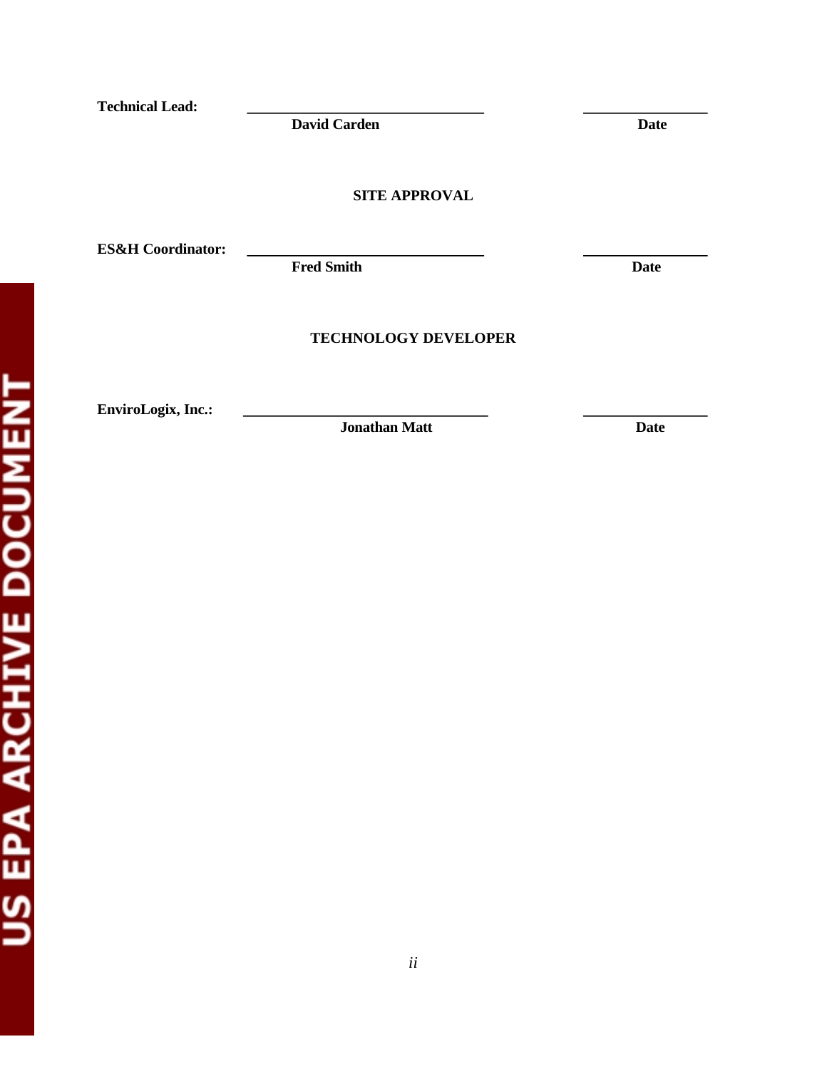**Technical Lead:** \_\_\_\_\_\_\_\_\_\_\_\_\_\_\_\_\_\_\_\_\_\_\_\_\_\_\_\_ \_\_\_\_\_\_\_\_\_\_\_\_\_\_\_

**David Carden** **Date**

**SITE APPROVAL**

**ES&H Coordinator:** \_\_\_\_\_\_\_\_\_\_\_\_\_\_\_\_\_\_\_\_\_\_\_\_\_\_\_\_ \_\_\_\_\_\_\_\_\_\_\_\_\_\_\_

**Fred Smith** **Date**

**TECHNOLOGY DEVELOPER**

**EnviroLogix, Inc.:** \_\_\_\_\_\_\_\_\_\_\_\_\_\_\_\_\_\_\_\_\_\_\_\_\_\_\_\_ \_\_\_\_\_\_\_\_\_\_\_\_\_\_\_

**Jonathan Matt** **Date**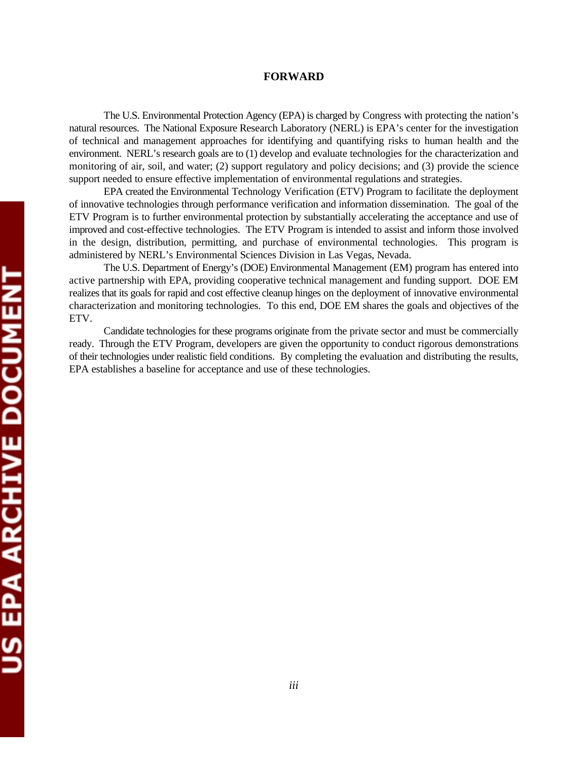# FORWARD

The U.S. Environmental Protection Agency (EPA) is charged by Congress with protecting the nation's natural resources. The National Exposure Research Laboratory (NERL) is EPA's center for the investigation of technical and management approaches for identifying and quantifying risks to human health and the environment. NERL's research goals are to (1) develop and evaluate technologies for the characterization and monitoring of air, soil, and water; (2) support regulatory and policy decisions; and (3) provide the science support needed to ensure effective implementation of environmental regulations and strategies.

EPA created the Environmental Technology Verification (ETV) Program to facilitate the deployment of innovative technologies through performance verification and information dissemination. The goal of the ETV Program is to further environmental protection by substantially accelerating the acceptance and use of improved and cost-effective technologies. The ETV Program is intended to assist and inform those involved in the design, distribution, permitting, and purchase of environmental technologies. This program is administered by NERL's Environmental Sciences Division in Las Vegas, Nevada.

The U.S. Department of Energy's (DOE) Environmental Management (EM) program has entered into active partnership with EPA, providing cooperative technical management and funding support. DOE EM realizes that its goals for rapid and cost effective cleanup hinges on the deployment of innovative environmental characterization and monitoring technologies. To this end, DOE EM shares the goals and objectives of the ETV.

Candidate technologies for these programs originate from the private sector and must be commercially ready. Through the ETV Program, developers are given the opportunity to conduct rigorous demonstrations of their technologies under realistic field conditions. By completing the evaluation and distributing the results, EPA establishes a baseline for acceptance and use of these technologies.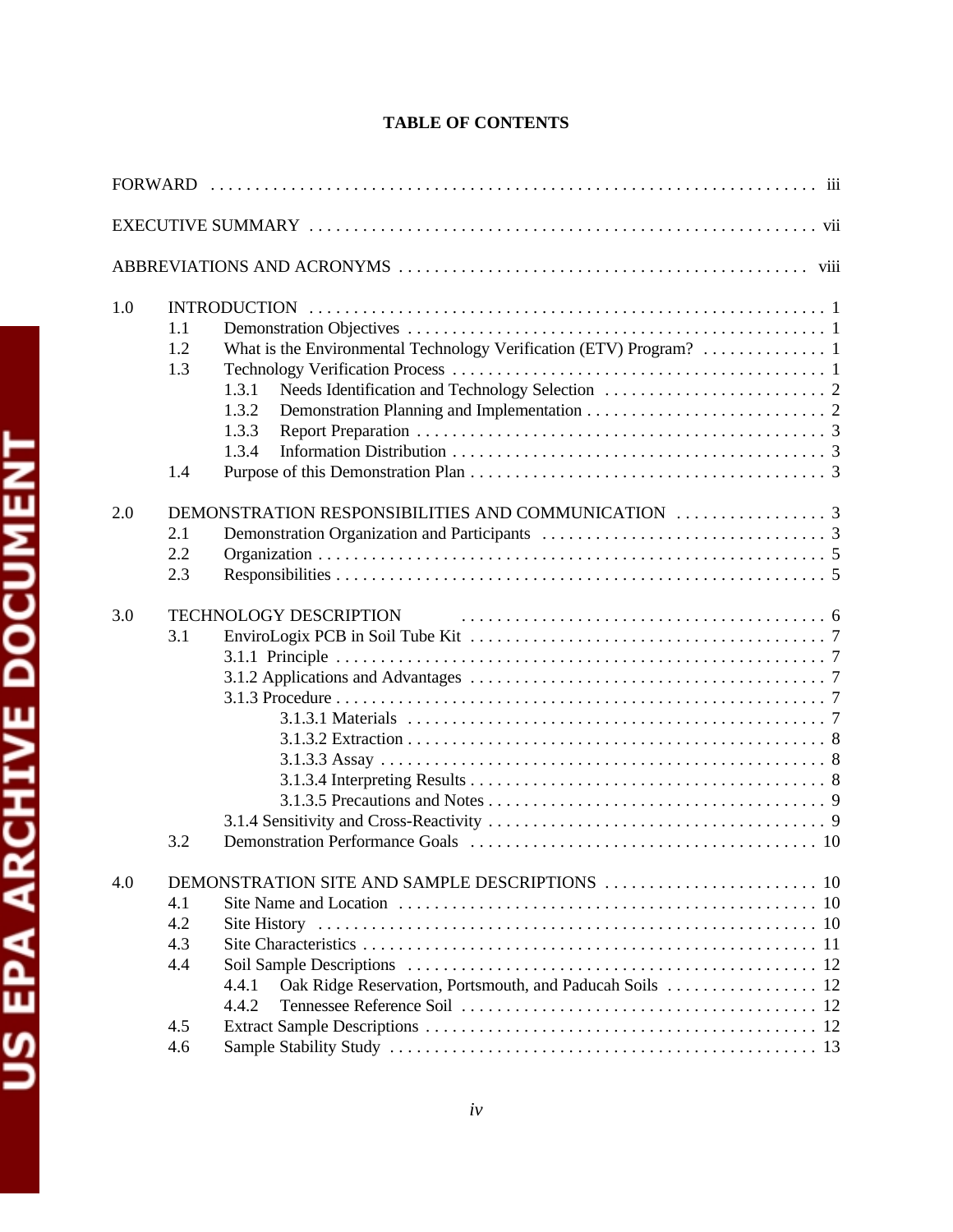**TABLE OF CONTENTS**

FORWARD . . . iii

EXECUTIVE SUMMARY . . . vii

ABBREVIATIONS AND ACRONYMS . . . viii

1.0 INTRODUCTION . . . 1
- 1.1 Demonstration Objectives . . . 1
- 1.2 What is the Environmental Technology Verification (ETV) Program? . . . 1
- 1.3 Technology Verification Process . . . 1
  - 1.3.1 Needs Identification and Technology Selection . . . 2
  - 1.3.2 Demonstration Planning and Implementation . . . 2
  - 1.3.3 Report Preparation . . . 3
  - 1.3.4 Information Distribution . . . 3
- 1.4 Purpose of this Demonstration Plan . . . 3

2.0 DEMONSTRATION RESPONSIBILITIES AND COMMUNICATION . . . 3
- 2.1 Demonstration Organization and Participants . . . 3
- 2.2 Organization . . . 5
- 2.3 Responsibilities . . . 5

3.0 TECHNOLOGY DESCRIPTION . . . 6
- 3.1 EnviroLogix PCB in Soil Tube Kit . . . 7
  - 3.1.1 Principle . . . 7
  - 3.1.2 Applications and Advantages . . . 7
  - 3.1.3 Procedure . . . 7
    - 3.1.3.1 Materials . . . 7
    - 3.1.3.2 Extraction . . . 8
    - 3.1.3.3 Assay . . . 8
    - 3.1.3.4 Interpreting Results . . . 8
    - 3.1.3.5 Precautions and Notes . . . 9
  - 3.1.4 Sensitivity and Cross-Reactivity . . . 9
- 3.2 Demonstration Performance Goals . . . 10

4.0 DEMONSTRATION SITE AND SAMPLE DESCRIPTIONS . . . 10
- 4.1 Site Name and Location . . . 10
- 4.2 Site History . . . 10
- 4.3 Site Characteristics . . . 11
- 4.4 Soil Sample Descriptions . . . 12
  - 4.4.1 Oak Ridge Reservation, Portsmouth, and Paducah Soils . . . 12
  - 4.4.2 Tennessee Reference Soil . . . 12
- 4.5 Extract Sample Descriptions . . . 12
- 4.6 Sample Stability Study . . . 13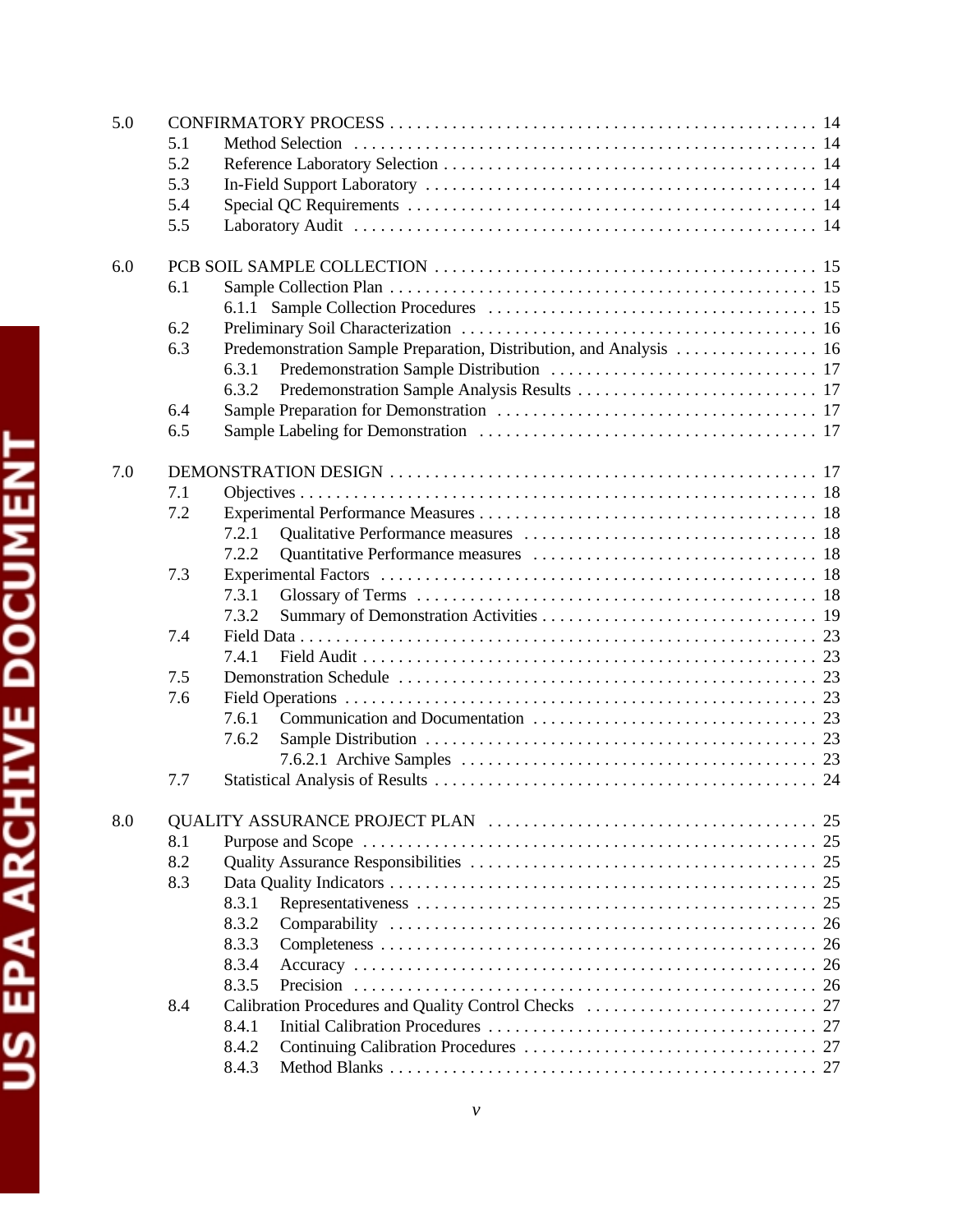| | | | |
|---|---|---|---|
| 5.0 | CONFIRMATORY PROCESS | | 14 |
| | 5.1 | Method Selection | 14 |
| | 5.2 | Reference Laboratory Selection | 14 |
| | 5.3 | In-Field Support Laboratory | 14 |
| | 5.4 | Special QC Requirements | 14 |
| | 5.5 | Laboratory Audit | 14 |
| 6.0 | PCB SOIL SAMPLE COLLECTION | | 15 |
| | 6.1 | Sample Collection Plan | 15 |
| | | 6.1.1 Sample Collection Procedures | 15 |
| | 6.2 | Preliminary Soil Characterization | 16 |
| | 6.3 | Predemonstration Sample Preparation, Distribution, and Analysis | 16 |
| | | 6.3.1 Predemonstration Sample Distribution | 17 |
| | | 6.3.2 Predemonstration Sample Analysis Results | 17 |
| | 6.4 | Sample Preparation for Demonstration | 17 |
| | 6.5 | Sample Labeling for Demonstration | 17 |
| 7.0 | DEMONSTRATION DESIGN | | 17 |
| | 7.1 | Objectives | 18 |
| | 7.2 | Experimental Performance Measures | 18 |
| | | 7.2.1 Qualitative Performance measures | 18 |
| | | 7.2.2 Quantitative Performance measures | 18 |
| | 7.3 | Experimental Factors | 18 |
| | | 7.3.1 Glossary of Terms | 18 |
| | | 7.3.2 Summary of Demonstration Activities | 19 |
| | 7.4 | Field Data | 23 |
| | | 7.4.1 Field Audit | 23 |
| | 7.5 | Demonstration Schedule | 23 |
| | 7.6 | Field Operations | 23 |
| | | 7.6.1 Communication and Documentation | 23 |
| | | 7.6.2 Sample Distribution | 23 |
| | | 7.6.2.1 Archive Samples | 23 |
| | 7.7 | Statistical Analysis of Results | 24 |
| 8.0 | QUALITY ASSURANCE PROJECT PLAN | | 25 |
| | 8.1 | Purpose and Scope | 25 |
| | 8.2 | Quality Assurance Responsibilities | 25 |
| | 8.3 | Data Quality Indicators | 25 |
| | | 8.3.1 Representativeness | 25 |
| | | 8.3.2 Comparability | 26 |
| | | 8.3.3 Completeness | 26 |
| | | 8.3.4 Accuracy | 26 |
| | | 8.3.5 Precision | 26 |
| | 8.4 | Calibration Procedures and Quality Control Checks | 27 |
| | | 8.4.1 Initial Calibration Procedures | 27 |
| | | 8.4.2 Continuing Calibration Procedures | 27 |
| | | 8.4.3 Method Blanks | 27 |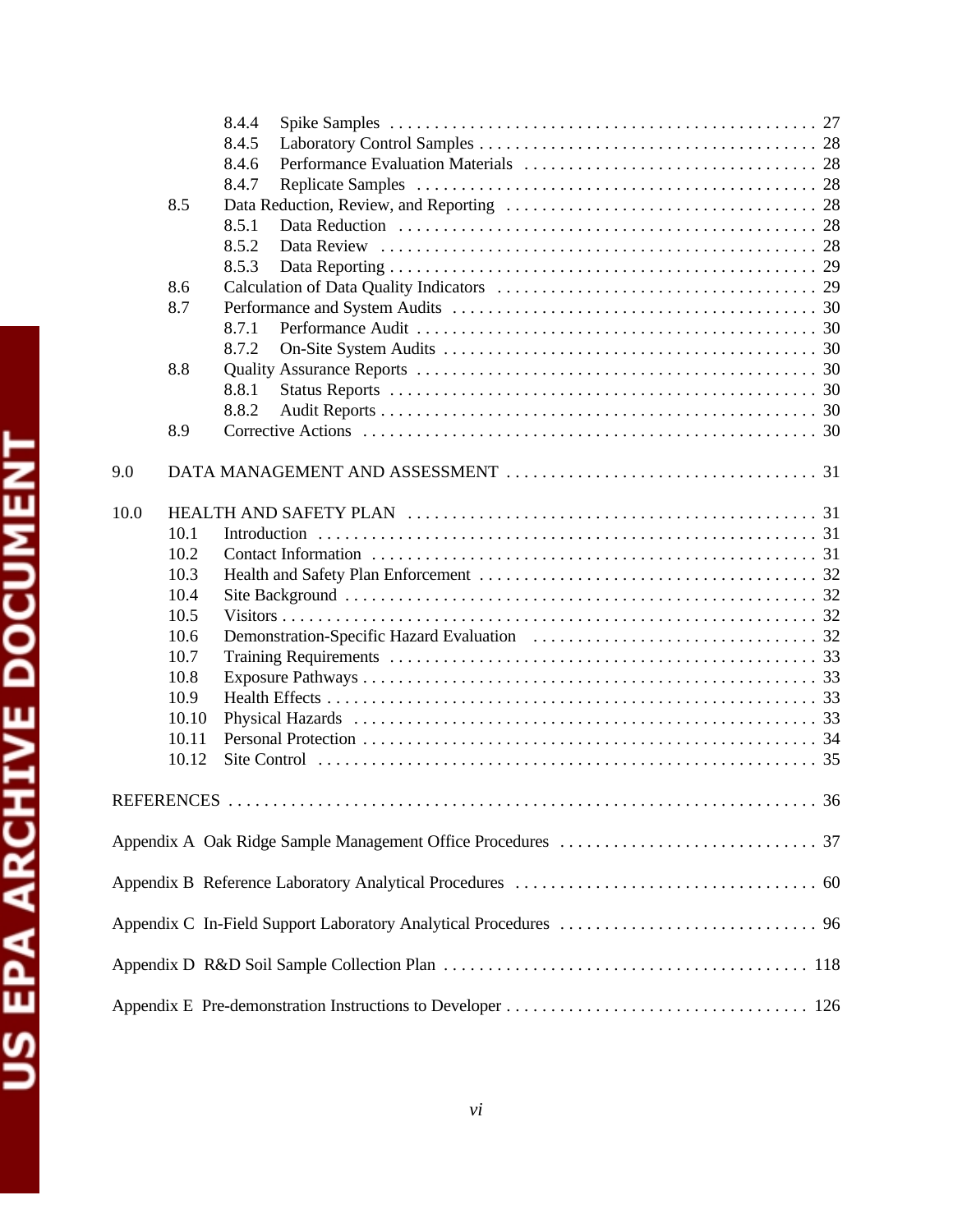8.4.4 Spike Samples . . . . . . . . . . . . . . . . . . . . . . . . . . . . . . . . . . . . . . . . . . . . . . . 27
8.4.5 Laboratory Control Samples . . . . . . . . . . . . . . . . . . . . . . . . . . . . . . . . . . . . . 28
8.4.6 Performance Evaluation Materials . . . . . . . . . . . . . . . . . . . . . . . . . . . . . . . . 28
8.4.7 Replicate Samples . . . . . . . . . . . . . . . . . . . . . . . . . . . . . . . . . . . . . . . . . . . . 28

8.5 Data Reduction, Review, and Reporting . . . . . . . . . . . . . . . . . . . . . . . . . . . . . . . . . 28
8.5.1 Data Reduction . . . . . . . . . . . . . . . . . . . . . . . . . . . . . . . . . . . . . . . . . . . . . . 28
8.5.2 Data Review . . . . . . . . . . . . . . . . . . . . . . . . . . . . . . . . . . . . . . . . . . . . . . . . 28
8.5.3 Data Reporting . . . . . . . . . . . . . . . . . . . . . . . . . . . . . . . . . . . . . . . . . . . . . . 29

8.6 Calculation of Data Quality Indicators . . . . . . . . . . . . . . . . . . . . . . . . . . . . . . . . . . 29

8.7 Performance and System Audits . . . . . . . . . . . . . . . . . . . . . . . . . . . . . . . . . . . . . . 30
8.7.1 Performance Audit . . . . . . . . . . . . . . . . . . . . . . . . . . . . . . . . . . . . . . . . . . . 30
8.7.2 On-Site System Audits . . . . . . . . . . . . . . . . . . . . . . . . . . . . . . . . . . . . . . . . 30

8.8 Quality Assurance Reports . . . . . . . . . . . . . . . . . . . . . . . . . . . . . . . . . . . . . . . . . . 30
8.8.1 Status Reports . . . . . . . . . . . . . . . . . . . . . . . . . . . . . . . . . . . . . . . . . . . . . . . 30
8.8.2 Audit Reports . . . . . . . . . . . . . . . . . . . . . . . . . . . . . . . . . . . . . . . . . . . . . . . . 30

8.9 Corrective Actions . . . . . . . . . . . . . . . . . . . . . . . . . . . . . . . . . . . . . . . . . . . . . . . . 30

9.0 DATA MANAGEMENT AND ASSESSMENT . . . . . . . . . . . . . . . . . . . . . . . . . . . . . . . . . . 31

10.0 HEALTH AND SAFETY PLAN . . . . . . . . . . . . . . . . . . . . . . . . . . . . . . . . . . . . . . . . . . . . 31
10.1 Introduction . . . . . . . . . . . . . . . . . . . . . . . . . . . . . . . . . . . . . . . . . . . . . . . . . . . . . 31
10.2 Contact Information . . . . . . . . . . . . . . . . . . . . . . . . . . . . . . . . . . . . . . . . . . . . . . . 31
10.3 Health and Safety Plan Enforcement . . . . . . . . . . . . . . . . . . . . . . . . . . . . . . . . . . . 32
10.4 Site Background . . . . . . . . . . . . . . . . . . . . . . . . . . . . . . . . . . . . . . . . . . . . . . . . . . 32
10.5 Visitors . . . . . . . . . . . . . . . . . . . . . . . . . . . . . . . . . . . . . . . . . . . . . . . . . . . . . . . . . 32
10.6 Demonstration-Specific Hazard Evaluation . . . . . . . . . . . . . . . . . . . . . . . . . . . . . . 32
10.7 Training Requirements . . . . . . . . . . . . . . . . . . . . . . . . . . . . . . . . . . . . . . . . . . . . . 33
10.8 Exposure Pathways . . . . . . . . . . . . . . . . . . . . . . . . . . . . . . . . . . . . . . . . . . . . . . . . 33
10.9 Health Effects . . . . . . . . . . . . . . . . . . . . . . . . . . . . . . . . . . . . . . . . . . . . . . . . . . . . 33
10.10 Physical Hazards . . . . . . . . . . . . . . . . . . . . . . . . . . . . . . . . . . . . . . . . . . . . . . . . . 33
10.11 Personal Protection . . . . . . . . . . . . . . . . . . . . . . . . . . . . . . . . . . . . . . . . . . . . . . . 34
10.12 Site Control . . . . . . . . . . . . . . . . . . . . . . . . . . . . . . . . . . . . . . . . . . . . . . . . . . . . . 35

REFERENCES . . . . . . . . . . . . . . . . . . . . . . . . . . . . . . . . . . . . . . . . . . . . . . . . . . . . . . . . . . . 36

Appendix A Oak Ridge Sample Management Office Procedures . . . . . . . . . . . . . . . . . . . . . . . 37

Appendix B Reference Laboratory Analytical Procedures . . . . . . . . . . . . . . . . . . . . . . . . . . . . 60

Appendix C In-Field Support Laboratory Analytical Procedures . . . . . . . . . . . . . . . . . . . . . . . 96

Appendix D R&D Soil Sample Collection Plan . . . . . . . . . . . . . . . . . . . . . . . . . . . . . . . . . . . 118

Appendix E Pre-demonstration Instructions to Developer . . . . . . . . . . . . . . . . . . . . . . . . . . . . 126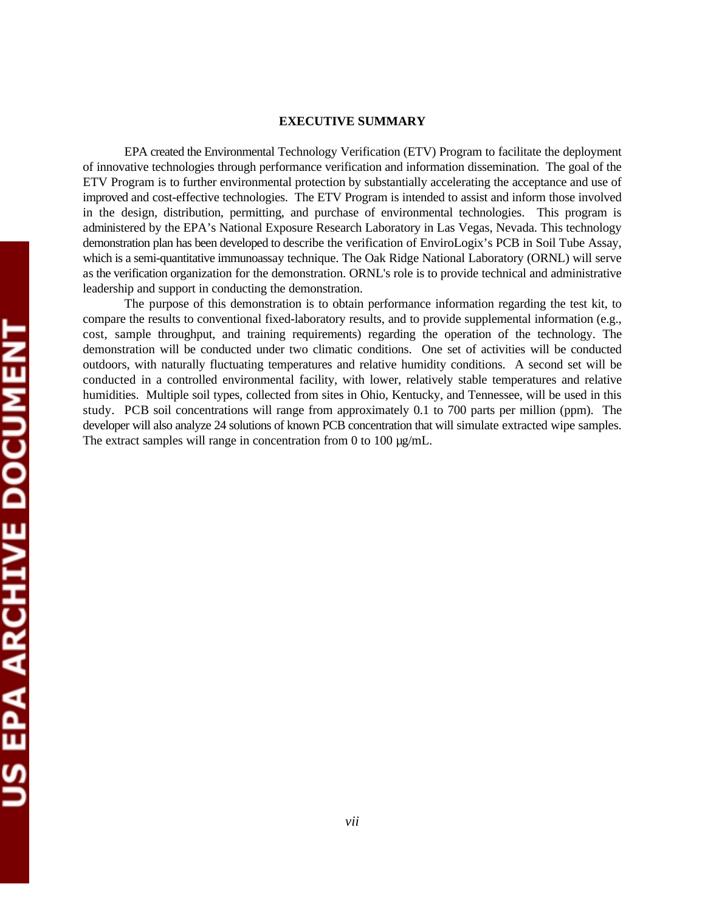# EXECUTIVE SUMMARY

EPA created the Environmental Technology Verification (ETV) Program to facilitate the deployment of innovative technologies through performance verification and information dissemination. The goal of the ETV Program is to further environmental protection by substantially accelerating the acceptance and use of improved and cost-effective technologies. The ETV Program is intended to assist and inform those involved in the design, distribution, permitting, and purchase of environmental technologies. This program is administered by the EPA's National Exposure Research Laboratory in Las Vegas, Nevada. This technology demonstration plan has been developed to describe the verification of EnviroLogix's PCB in Soil Tube Assay, which is a semi-quantitative immunoassay technique. The Oak Ridge National Laboratory (ORNL) will serve as the verification organization for the demonstration. ORNL's role is to provide technical and administrative leadership and support in conducting the demonstration.

The purpose of this demonstration is to obtain performance information regarding the test kit, to compare the results to conventional fixed-laboratory results, and to provide supplemental information (e.g., cost, sample throughput, and training requirements) regarding the operation of the technology. The demonstration will be conducted under two climatic conditions. One set of activities will be conducted outdoors, with naturally fluctuating temperatures and relative humidity conditions. A second set will be conducted in a controlled environmental facility, with lower, relatively stable temperatures and relative humidities. Multiple soil types, collected from sites in Ohio, Kentucky, and Tennessee, will be used in this study. PCB soil concentrations will range from approximately 0.1 to 700 parts per million (ppm). The developer will also analyze 24 solutions of known PCB concentration that will simulate extracted wipe samples. The extract samples will range in concentration from 0 to 100 µg/mL.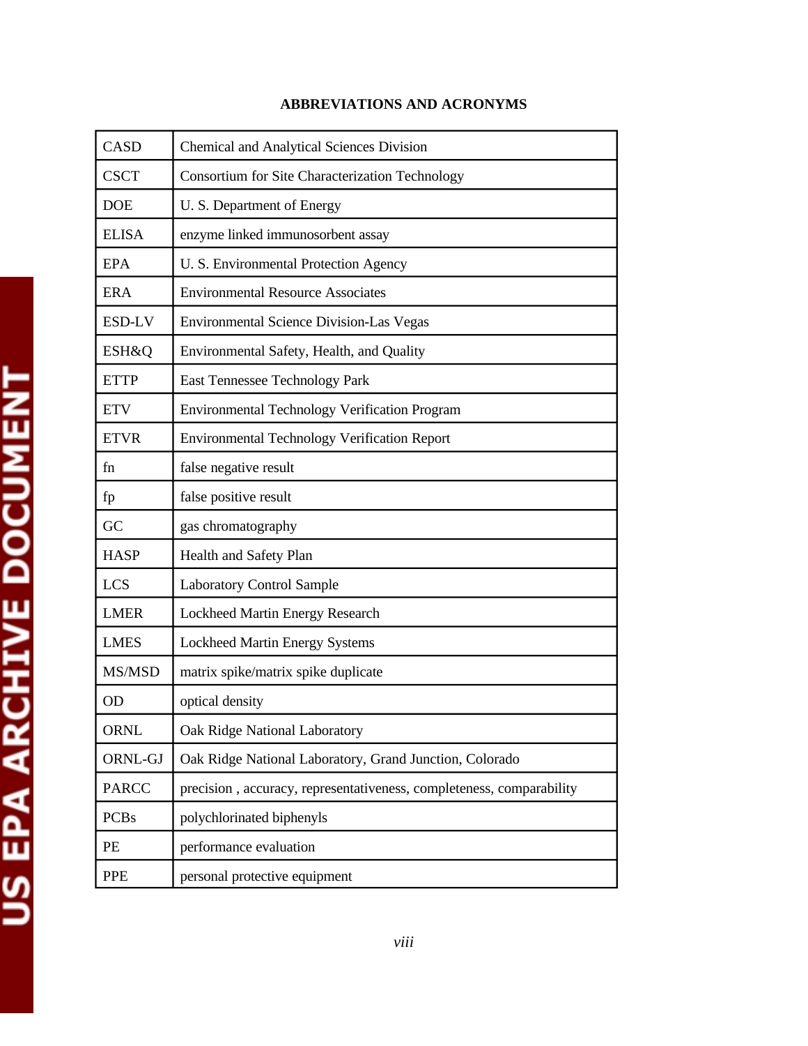## ABBREVIATIONS AND ACRONYMS

| | |
|---|---|
| CASD | Chemical and Analytical Sciences Division |
| CSCT | Consortium for Site Characterization Technology |
| DOE | U. S. Department of Energy |
| ELISA | enzyme linked immunosorbent assay |
| EPA | U. S. Environmental Protection Agency |
| ERA | Environmental Resource Associates |
| ESD-LV | Environmental Science Division-Las Vegas |
| ESH&Q | Environmental Safety, Health, and Quality |
| ETTP | East Tennessee Technology Park |
| ETV | Environmental Technology Verification Program |
| ETVR | Environmental Technology Verification Report |
| fn | false negative result |
| fp | false positive result |
| GC | gas chromatography |
| HASP | Health and Safety Plan |
| LCS | Laboratory Control Sample |
| LMER | Lockheed Martin Energy Research |
| LMES | Lockheed Martin Energy Systems |
| MS/MSD | matrix spike/matrix spike duplicate |
| OD | optical density |
| ORNL | Oak Ridge National Laboratory |
| ORNL-GJ | Oak Ridge National Laboratory, Grand Junction, Colorado |
| PARCC | precision , accuracy, representativeness, completeness, comparability |
| PCBs | polychlorinated biphenyls |
| PE | performance evaluation |
| PPE | personal protective equipment |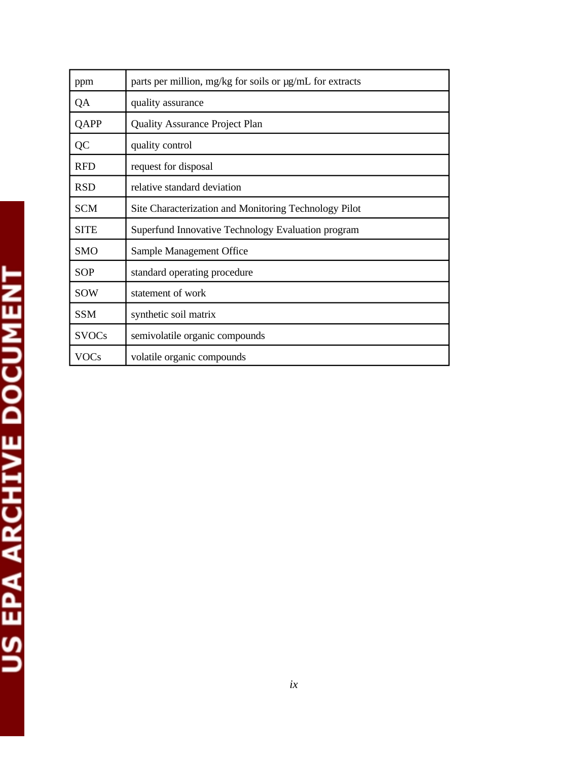| | |
|---|---|
| ppm | parts per million, mg/kg for soils or µg/mL for extracts |
| QA | quality assurance |
| QAPP | Quality Assurance Project Plan |
| QC | quality control |
| RFD | request for disposal |
| RSD | relative standard deviation |
| SCM | Site Characterization and Monitoring Technology Pilot |
| SITE | Superfund Innovative Technology Evaluation program |
| SMO | Sample Management Office |
| SOP | standard operating procedure |
| SOW | statement of work |
| SSM | synthetic soil matrix |
| SVOCs | semivolatile organic compounds |
| VOCs | volatile organic compounds |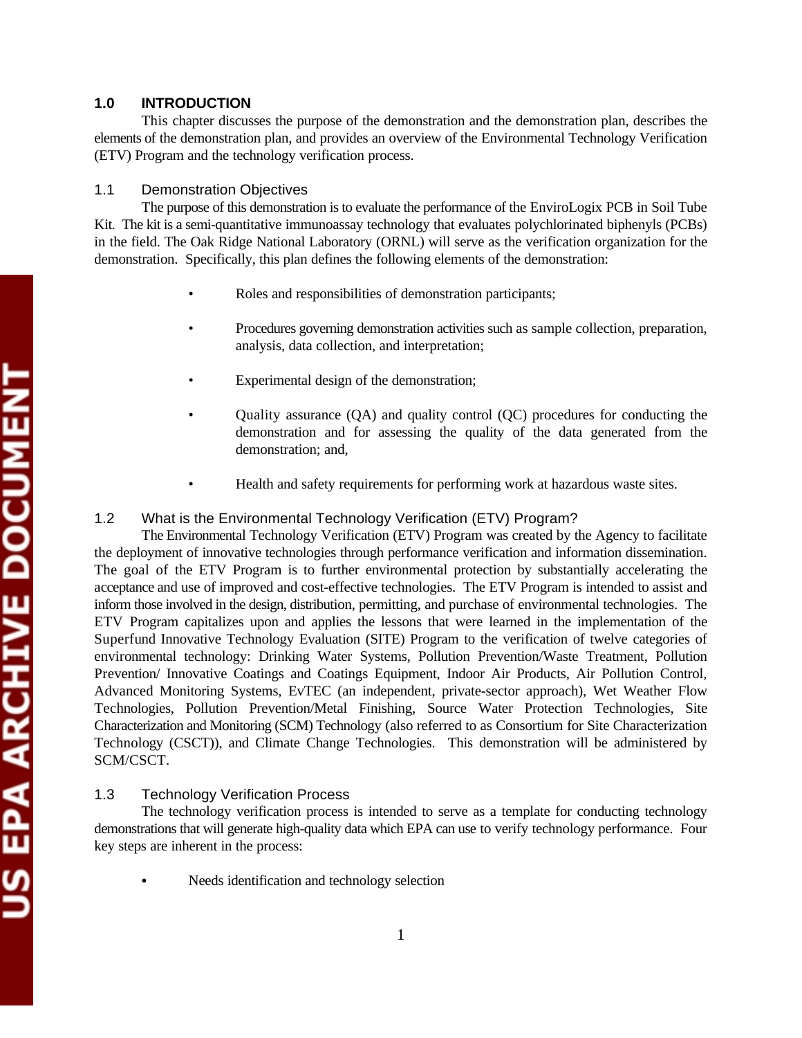## 1.0 INTRODUCTION

This chapter discusses the purpose of the demonstration and the demonstration plan, describes the elements of the demonstration plan, and provides an overview of the Environmental Technology Verification (ETV) Program and the technology verification process.

### 1.1 Demonstration Objectives

The purpose of this demonstration is to evaluate the performance of the EnviroLogix PCB in Soil Tube Kit. The kit is a semi-quantitative immunoassay technology that evaluates polychlorinated biphenyls (PCBs) in the field. The Oak Ridge National Laboratory (ORNL) will serve as the verification organization for the demonstration. Specifically, this plan defines the following elements of the demonstration:

- Roles and responsibilities of demonstration participants;
- Procedures governing demonstration activities such as sample collection, preparation, analysis, data collection, and interpretation;
- Experimental design of the demonstration;
- Quality assurance (QA) and quality control (QC) procedures for conducting the demonstration and for assessing the quality of the data generated from the demonstration; and,
- Health and safety requirements for performing work at hazardous waste sites.

### 1.2 What is the Environmental Technology Verification (ETV) Program?

The Environmental Technology Verification (ETV) Program was created by the Agency to facilitate the deployment of innovative technologies through performance verification and information dissemination. The goal of the ETV Program is to further environmental protection by substantially accelerating the acceptance and use of improved and cost-effective technologies. The ETV Program is intended to assist and inform those involved in the design, distribution, permitting, and purchase of environmental technologies. The ETV Program capitalizes upon and applies the lessons that were learned in the implementation of the Superfund Innovative Technology Evaluation (SITE) Program to the verification of twelve categories of environmental technology: Drinking Water Systems, Pollution Prevention/Waste Treatment, Pollution Prevention/ Innovative Coatings and Coatings Equipment, Indoor Air Products, Air Pollution Control, Advanced Monitoring Systems, EvTEC (an independent, private-sector approach), Wet Weather Flow Technologies, Pollution Prevention/Metal Finishing, Source Water Protection Technologies, Site Characterization and Monitoring (SCM) Technology (also referred to as Consortium for Site Characterization Technology (CSCT)), and Climate Change Technologies. This demonstration will be administered by SCM/CSCT.

### 1.3 Technology Verification Process

The technology verification process is intended to serve as a template for conducting technology demonstrations that will generate high-quality data which EPA can use to verify technology performance. Four key steps are inherent in the process:

- Needs identification and technology selection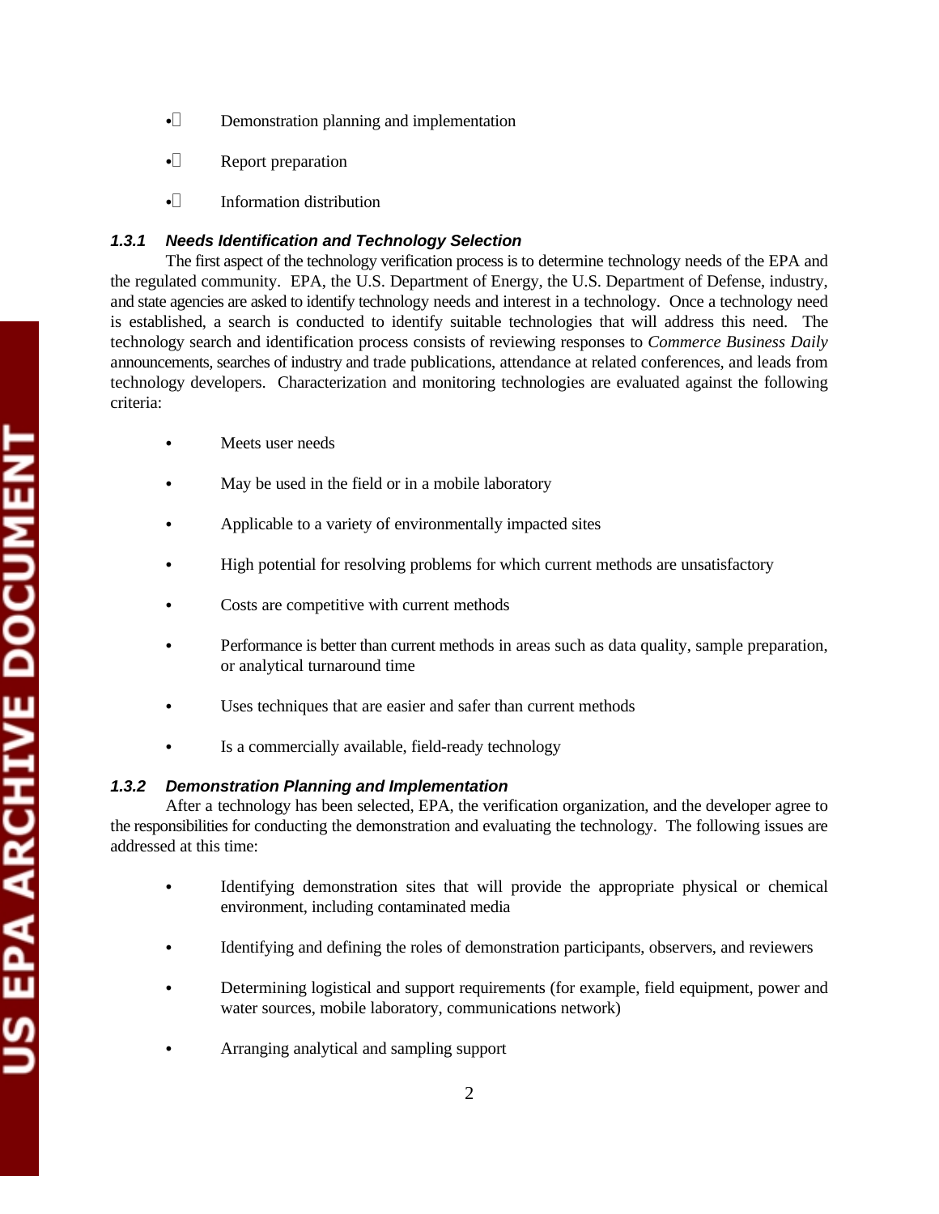- Demonstration planning and implementation
- Report preparation
- Information distribution

### *1.3.1 Needs Identification and Technology Selection*

The first aspect of the technology verification process is to determine technology needs of the EPA and the regulated community. EPA, the U.S. Department of Energy, the U.S. Department of Defense, industry, and state agencies are asked to identify technology needs and interest in a technology. Once a technology need is established, a search is conducted to identify suitable technologies that will address this need. The technology search and identification process consists of reviewing responses to *Commerce Business Daily* announcements, searches of industry and trade publications, attendance at related conferences, and leads from technology developers. Characterization and monitoring technologies are evaluated against the following criteria:

- Meets user needs
- May be used in the field or in a mobile laboratory
- Applicable to a variety of environmentally impacted sites
- High potential for resolving problems for which current methods are unsatisfactory
- Costs are competitive with current methods
- Performance is better than current methods in areas such as data quality, sample preparation, or analytical turnaround time
- Uses techniques that are easier and safer than current methods
- Is a commercially available, field-ready technology

### *1.3.2 Demonstration Planning and Implementation*

After a technology has been selected, EPA, the verification organization, and the developer agree to the responsibilities for conducting the demonstration and evaluating the technology. The following issues are addressed at this time:

- Identifying demonstration sites that will provide the appropriate physical or chemical environment, including contaminated media
- Identifying and defining the roles of demonstration participants, observers, and reviewers
- Determining logistical and support requirements (for example, field equipment, power and water sources, mobile laboratory, communications network)
- Arranging analytical and sampling support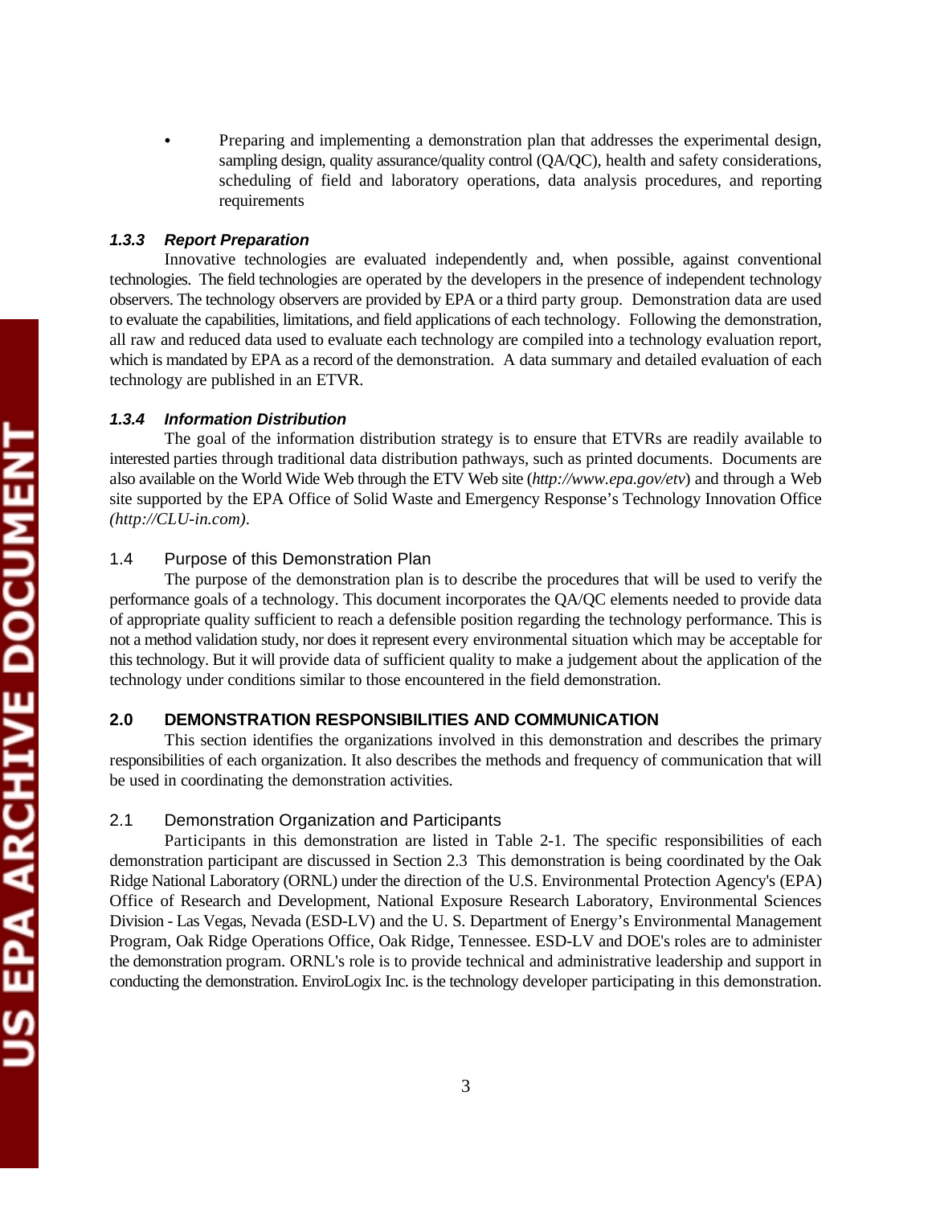- Preparing and implementing a demonstration plan that addresses the experimental design, sampling design, quality assurance/quality control (QA/QC), health and safety considerations, scheduling of field and laboratory operations, data analysis procedures, and reporting requirements

#### *1.3.3 Report Preparation*

Innovative technologies are evaluated independently and, when possible, against conventional technologies. The field technologies are operated by the developers in the presence of independent technology observers. The technology observers are provided by EPA or a third party group. Demonstration data are used to evaluate the capabilities, limitations, and field applications of each technology. Following the demonstration, all raw and reduced data used to evaluate each technology are compiled into a technology evaluation report, which is mandated by EPA as a record of the demonstration. A data summary and detailed evaluation of each technology are published in an ETVR.

#### *1.3.4 Information Distribution*

The goal of the information distribution strategy is to ensure that ETVRs are readily available to interested parties through traditional data distribution pathways, such as printed documents. Documents are also available on the World Wide Web through the ETV Web site (*http://www.epa.gov/etv*) and through a Web site supported by the EPA Office of Solid Waste and Emergency Response's Technology Innovation Office *(http://CLU-in.com)*.

### 1.4 Purpose of this Demonstration Plan

The purpose of the demonstration plan is to describe the procedures that will be used to verify the performance goals of a technology. This document incorporates the QA/QC elements needed to provide data of appropriate quality sufficient to reach a defensible position regarding the technology performance. This is not a method validation study, nor does it represent every environmental situation which may be acceptable for this technology. But it will provide data of sufficient quality to make a judgement about the application of the technology under conditions similar to those encountered in the field demonstration.

## 2.0 DEMONSTRATION RESPONSIBILITIES AND COMMUNICATION

This section identifies the organizations involved in this demonstration and describes the primary responsibilities of each organization. It also describes the methods and frequency of communication that will be used in coordinating the demonstration activities.

### 2.1 Demonstration Organization and Participants

Participants in this demonstration are listed in Table 2-1. The specific responsibilities of each demonstration participant are discussed in Section 2.3 This demonstration is being coordinated by the Oak Ridge National Laboratory (ORNL) under the direction of the U.S. Environmental Protection Agency's (EPA) Office of Research and Development, National Exposure Research Laboratory, Environmental Sciences Division - Las Vegas, Nevada (ESD-LV) and the U. S. Department of Energy's Environmental Management Program, Oak Ridge Operations Office, Oak Ridge, Tennessee. ESD-LV and DOE's roles are to administer the demonstration program. ORNL's role is to provide technical and administrative leadership and support in conducting the demonstration. EnviroLogix Inc. is the technology developer participating in this demonstration.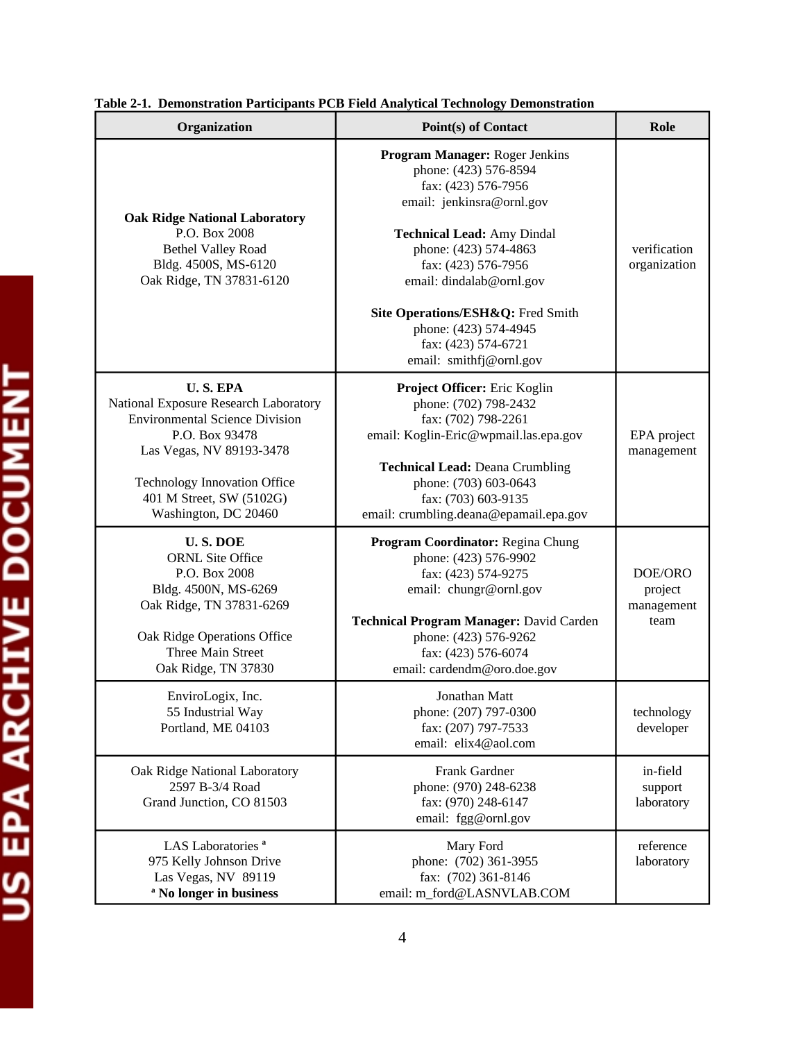**Table 2-1. Demonstration Participants PCB Field Analytical Technology Demonstration**

| Organization | Point(s) of Contact | Role |
|---|---|---|
| **Oak Ridge National Laboratory**<br>P.O. Box 2008<br>Bethel Valley Road<br>Bldg. 4500S, MS-6120<br>Oak Ridge, TN 37831-6120 | **Program Manager:** Roger Jenkins<br>phone: (423) 576-8594<br>fax: (423) 576-7956<br>email: jenkinsra@ornl.gov<br><br>**Technical Lead:** Amy Dindal<br>phone: (423) 574-4863<br>fax: (423) 576-7956<br>email: dindalab@ornl.gov<br><br>**Site Operations/ESH&Q:** Fred Smith<br>phone: (423) 574-4945<br>fax: (423) 574-6721<br>email: smithfj@ornl.gov | verification organization |
| **U. S. EPA**<br>National Exposure Research Laboratory<br>Environmental Science Division<br>P.O. Box 93478<br>Las Vegas, NV 89193-3478<br><br>Technology Innovation Office<br>401 M Street, SW (5102G)<br>Washington, DC 20460 | **Project Officer:** Eric Koglin<br>phone: (702) 798-2432<br>fax: (702) 798-2261<br>email: Koglin-Eric@wpmail.las.epa.gov<br><br>**Technical Lead:** Deana Crumbling<br>phone: (703) 603-0643<br>fax: (703) 603-9135<br>email: crumbling.deana@epamail.epa.gov | EPA project management |
| **U. S. DOE**<br>ORNL Site Office<br>P.O. Box 2008<br>Bldg. 4500N, MS-6269<br>Oak Ridge, TN 37831-6269<br><br>Oak Ridge Operations Office<br>Three Main Street<br>Oak Ridge, TN 37830 | **Program Coordinator:** Regina Chung<br>phone: (423) 576-9902<br>fax: (423) 574-9275<br>email: chungr@ornl.gov<br><br>**Technical Program Manager:** David Carden<br>phone: (423) 576-9262<br>fax: (423) 576-6074<br>email: cardendm@oro.doe.gov | DOE/ORO project management team |
| EnviroLogix, Inc.<br>55 Industrial Way<br>Portland, ME 04103 | Jonathan Matt<br>phone: (207) 797-0300<br>fax: (207) 797-7533<br>email: elix4@aol.com | technology developer |
| Oak Ridge National Laboratory<br>2597 B-3/4 Road<br>Grand Junction, CO 81503 | Frank Gardner<br>phone: (970) 248-6238<br>fax: (970) 248-6147<br>email: fgg@ornl.gov | in-field support laboratory |
| LAS Laboratories [a]<br>975 Kelly Johnson Drive<br>Las Vegas, NV 89119<br>[a] **No longer in business** | Mary Ford<br>phone: (702) 361-3955<br>fax: (702) 361-8146<br>email: m_ford@LASNVLAB.COM | reference laboratory |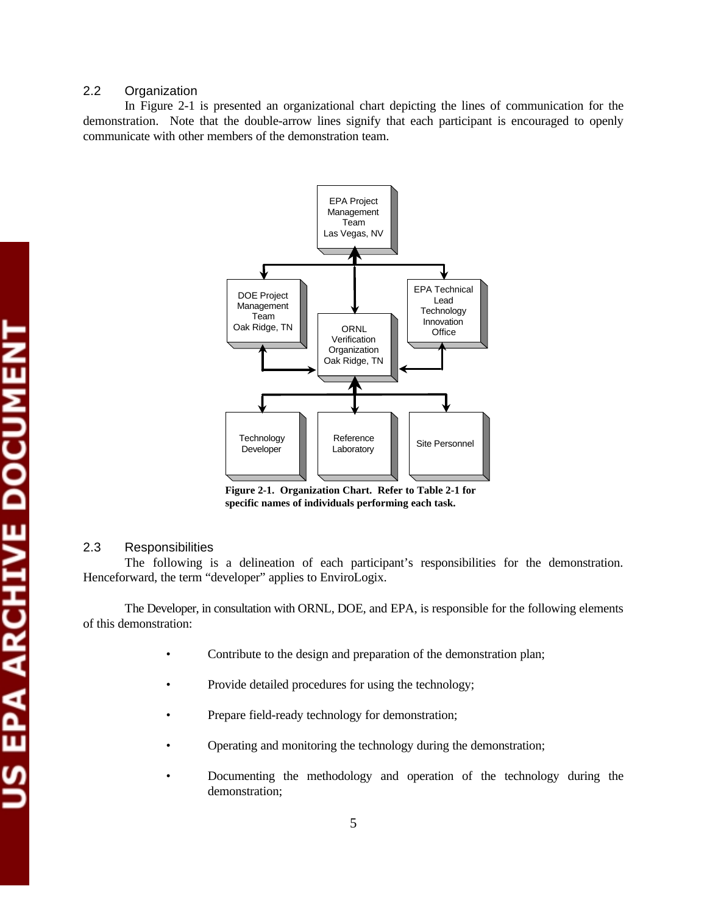## 2.2 Organization

In Figure 2-1 is presented an organizational chart depicting the lines of communication for the demonstration. Note that the double-arrow lines signify that each participant is encouraged to openly communicate with other members of the demonstration team.

**Figure 2-1. Organization Chart. Refer to Table 2-1 for specific names of individuals performing each task.**

## 2.3 Responsibilities

The following is a delineation of each participant's responsibilities for the demonstration. Henceforward, the term "developer" applies to EnviroLogix.

The Developer, in consultation with ORNL, DOE, and EPA, is responsible for the following elements of this demonstration:

- Contribute to the design and preparation of the demonstration plan;
- Provide detailed procedures for using the technology;
- Prepare field-ready technology for demonstration;
- Operating and monitoring the technology during the demonstration;
- Documenting the methodology and operation of the technology during the demonstration;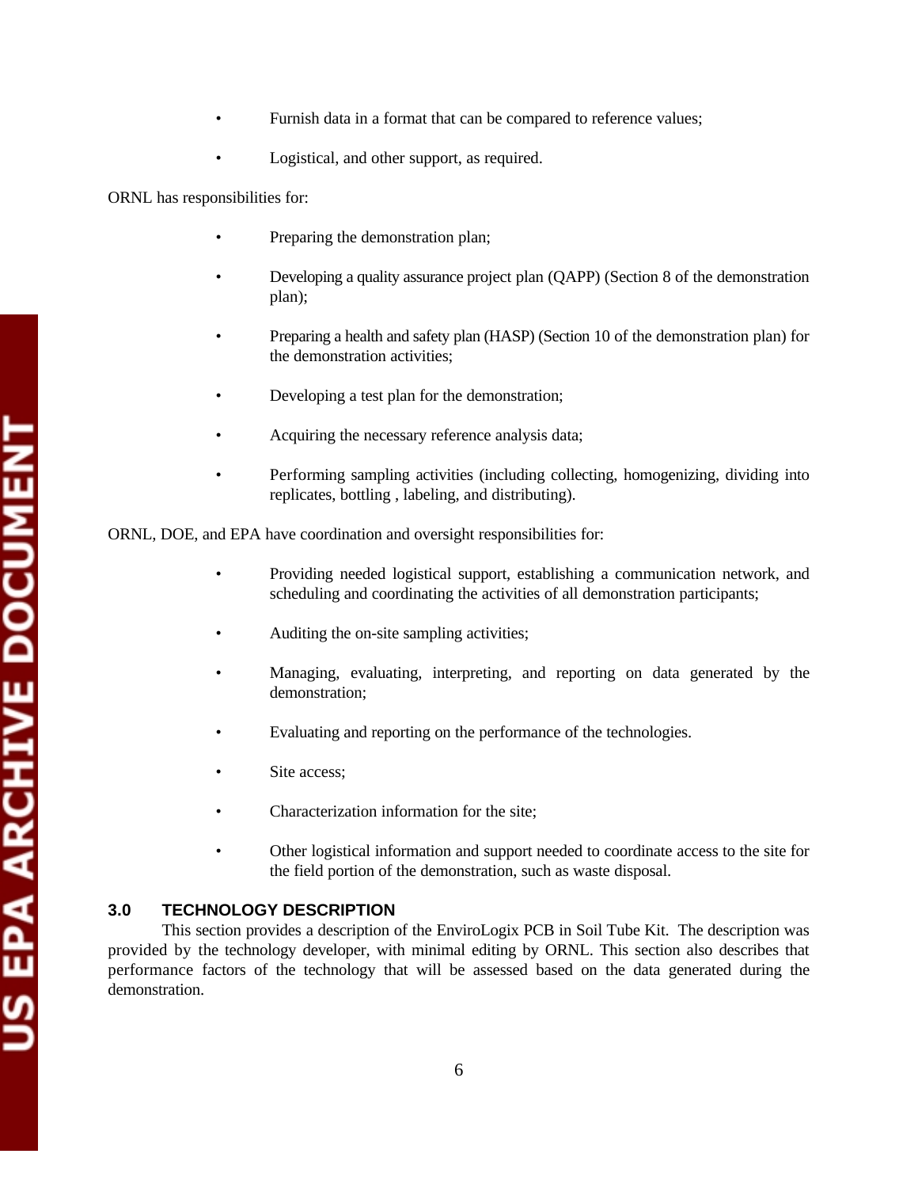- Furnish data in a format that can be compared to reference values;
- Logistical, and other support, as required.

ORNL has responsibilities for:

- Preparing the demonstration plan;
- Developing a quality assurance project plan (QAPP) (Section 8 of the demonstration plan);
- Preparing a health and safety plan (HASP) (Section 10 of the demonstration plan) for the demonstration activities;
- Developing a test plan for the demonstration;
- Acquiring the necessary reference analysis data;
- Performing sampling activities (including collecting, homogenizing, dividing into replicates, bottling , labeling, and distributing).

ORNL, DOE, and EPA have coordination and oversight responsibilities for:

- Providing needed logistical support, establishing a communication network, and scheduling and coordinating the activities of all demonstration participants;
- Auditing the on-site sampling activities;
- Managing, evaluating, interpreting, and reporting on data generated by the demonstration;
- Evaluating and reporting on the performance of the technologies.
- Site access;
- Characterization information for the site;
- Other logistical information and support needed to coordinate access to the site for the field portion of the demonstration, such as waste disposal.

## 3.0 TECHNOLOGY DESCRIPTION

This section provides a description of the EnviroLogix PCB in Soil Tube Kit. The description was provided by the technology developer, with minimal editing by ORNL. This section also describes that performance factors of the technology that will be assessed based on the data generated during the demonstration.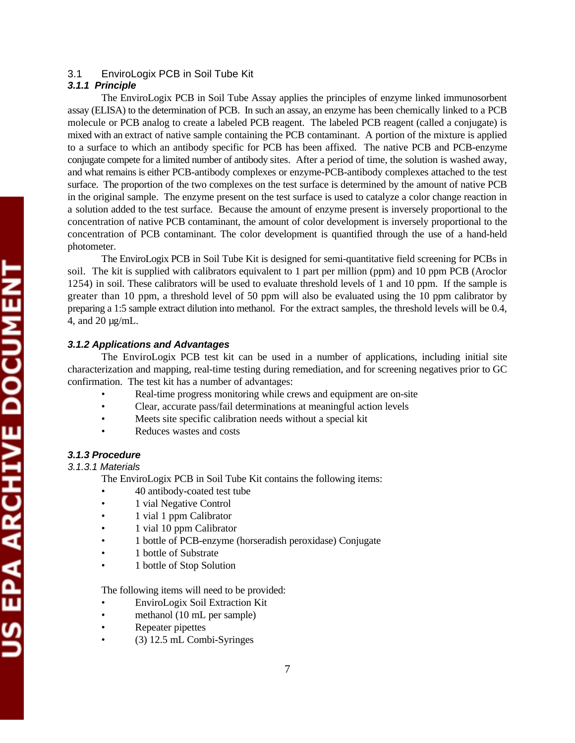## 3.1 EnviroLogix PCB in Soil Tube Kit

### *3.1.1 Principle*

The EnviroLogix PCB in Soil Tube Assay applies the principles of enzyme linked immunosorbent assay (ELISA) to the determination of PCB. In such an assay, an enzyme has been chemically linked to a PCB molecule or PCB analog to create a labeled PCB reagent. The labeled PCB reagent (called a conjugate) is mixed with an extract of native sample containing the PCB contaminant. A portion of the mixture is applied to a surface to which an antibody specific for PCB has been affixed. The native PCB and PCB-enzyme conjugate compete for a limited number of antibody sites. After a period of time, the solution is washed away, and what remains is either PCB-antibody complexes or enzyme-PCB-antibody complexes attached to the test surface. The proportion of the two complexes on the test surface is determined by the amount of native PCB in the original sample. The enzyme present on the test surface is used to catalyze a color change reaction in a solution added to the test surface. Because the amount of enzyme present is inversely proportional to the concentration of native PCB contaminant, the amount of color development is inversely proportional to the concentration of PCB contaminant. The color development is quantified through the use of a hand-held photometer.

The EnviroLogix PCB in Soil Tube Kit is designed for semi-quantitative field screening for PCBs in soil. The kit is supplied with calibrators equivalent to 1 part per million (ppm) and 10 ppm PCB (Aroclor 1254) in soil. These calibrators will be used to evaluate threshold levels of 1 and 10 ppm. If the sample is greater than 10 ppm, a threshold level of 50 ppm will also be evaluated using the 10 ppm calibrator by preparing a 1:5 sample extract dilution into methanol. For the extract samples, the threshold levels will be 0.4, 4, and 20 µg/mL.

### *3.1.2 Applications and Advantages*

The EnviroLogix PCB test kit can be used in a number of applications, including initial site characterization and mapping, real-time testing during remediation, and for screening negatives prior to GC confirmation. The test kit has a number of advantages:

- Real-time progress monitoring while crews and equipment are on-site
- Clear, accurate pass/fail determinations at meaningful action levels
- Meets site specific calibration needs without a special kit
- Reduces wastes and costs

### *3.1.3 Procedure*

#### *3.1.3.1 Materials*

The EnviroLogix PCB in Soil Tube Kit contains the following items:

- 40 antibody-coated test tube
- 1 vial Negative Control
- 1 vial 1 ppm Calibrator
- 1 vial 10 ppm Calibrator
- 1 bottle of PCB-enzyme (horseradish peroxidase) Conjugate
- 1 bottle of Substrate
- 1 bottle of Stop Solution

The following items will need to be provided:

- EnviroLogix Soil Extraction Kit
- methanol (10 mL per sample)
- Repeater pipettes
- (3) 12.5 mL Combi-Syringes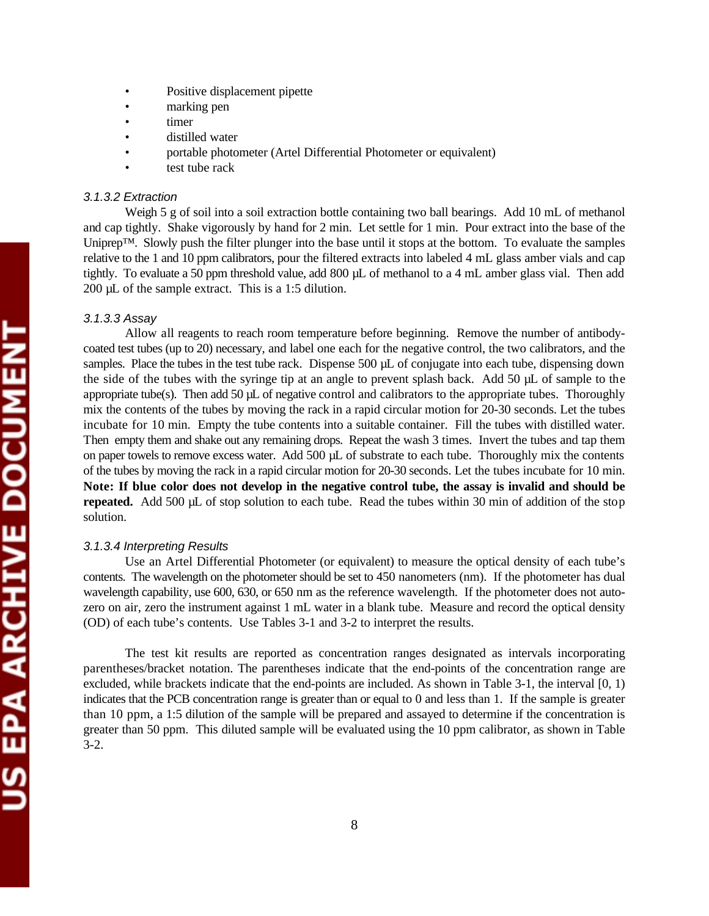- Positive displacement pipette
- marking pen
- timer
- distilled water
- portable photometer (Artel Differential Photometer or equivalent)
- test tube rack

#### *3.1.3.2 Extraction*

Weigh 5 g of soil into a soil extraction bottle containing two ball bearings. Add 10 mL of methanol and cap tightly. Shake vigorously by hand for 2 min. Let settle for 1 min. Pour extract into the base of the Uniprep™. Slowly push the filter plunger into the base until it stops at the bottom. To evaluate the samples relative to the 1 and 10 ppm calibrators, pour the filtered extracts into labeled 4 mL glass amber vials and cap tightly. To evaluate a 50 ppm threshold value, add 800 µL of methanol to a 4 mL amber glass vial. Then add 200 µL of the sample extract. This is a 1:5 dilution.

#### *3.1.3.3 Assay*

Allow all reagents to reach room temperature before beginning. Remove the number of antibody-coated test tubes (up to 20) necessary, and label one each for the negative control, the two calibrators, and the samples. Place the tubes in the test tube rack. Dispense 500 µL of conjugate into each tube, dispensing down the side of the tubes with the syringe tip at an angle to prevent splash back. Add 50 µL of sample to the appropriate tube(s). Then add 50 µL of negative control and calibrators to the appropriate tubes. Thoroughly mix the contents of the tubes by moving the rack in a rapid circular motion for 20-30 seconds. Let the tubes incubate for 10 min. Empty the tube contents into a suitable container. Fill the tubes with distilled water. Then empty them and shake out any remaining drops. Repeat the wash 3 times. Invert the tubes and tap them on paper towels to remove excess water. Add 500 µL of substrate to each tube. Thoroughly mix the contents of the tubes by moving the rack in a rapid circular motion for 20-30 seconds. Let the tubes incubate for 10 min. **Note: If blue color does not develop in the negative control tube, the assay is invalid and should be repeated.** Add 500 µL of stop solution to each tube. Read the tubes within 30 min of addition of the stop solution.

#### *3.1.3.4 Interpreting Results*

Use an Artel Differential Photometer (or equivalent) to measure the optical density of each tube's contents. The wavelength on the photometer should be set to 450 nanometers (nm). If the photometer has dual wavelength capability, use 600, 630, or 650 nm as the reference wavelength. If the photometer does not auto-zero on air, zero the instrument against 1 mL water in a blank tube. Measure and record the optical density (OD) of each tube's contents. Use Tables 3-1 and 3-2 to interpret the results.

The test kit results are reported as concentration ranges designated as intervals incorporating parentheses/bracket notation. The parentheses indicate that the end-points of the concentration range are excluded, while brackets indicate that the end-points are included. As shown in Table 3-1, the interval [0, 1) indicates that the PCB concentration range is greater than or equal to 0 and less than 1. If the sample is greater than 10 ppm, a 1:5 dilution of the sample will be prepared and assayed to determine if the concentration is greater than 50 ppm. This diluted sample will be evaluated using the 10 ppm calibrator, as shown in Table 3-2.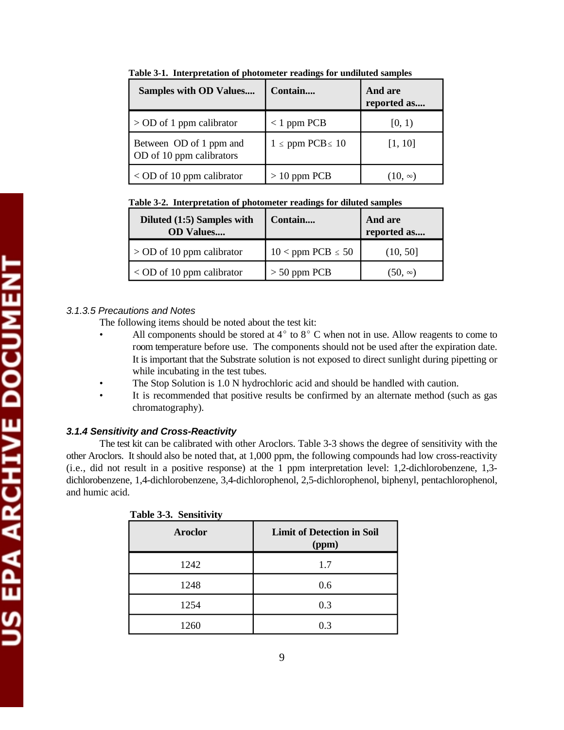**Table 3-1. Interpretation of photometer readings for undiluted samples**

| Samples with OD Values.... | Contain.... | And are reported as.... |
|---|---|---|
| > OD of 1 ppm calibrator | < 1 ppm PCB | [0, 1) |
| Between OD of 1 ppm and OD of 10 ppm calibrators | 1 ≤ ppm PCB ≤ 10 | [1, 10] |
| < OD of 10 ppm calibrator | > 10 ppm PCB | (10, ∞) |

**Table 3-2. Interpretation of photometer readings for diluted samples**

| Diluted (1:5) Samples with OD Values.... | Contain.... | And are reported as.... |
|---|---|---|
| > OD of 10 ppm calibrator | 10 < ppm PCB ≤ 50 | (10, 50] |
| < OD of 10 ppm calibrator | > 50 ppm PCB | (50, ∞) |

#### *3.1.3.5 Precautions and Notes*

The following items should be noted about the test kit:

- All components should be stored at 4° to 8° C when not in use. Allow reagents to come to room temperature before use. The components should not be used after the expiration date. It is important that the Substrate solution is not exposed to direct sunlight during pipetting or while incubating in the test tubes.
- The Stop Solution is 1.0 N hydrochloric acid and should be handled with caution.
- It is recommended that positive results be confirmed by an alternate method (such as gas chromatography).

### *3.1.4 Sensitivity and Cross-Reactivity*

The test kit can be calibrated with other Aroclors. Table 3-3 shows the degree of sensitivity with the other Aroclors. It should also be noted that, at 1,000 ppm, the following compounds had low cross-reactivity (i.e., did not result in a positive response) at the 1 ppm interpretation level: 1,2-dichlorobenzene, 1,3-dichlorobenzene, 1,4-dichlorobenzene, 3,4-dichlorophenol, 2,5-dichlorophenol, biphenyl, pentachlorophenol, and humic acid.

**Table 3-3. Sensitivity**

| Aroclor | Limit of Detection in Soil (ppm) |
|---|---|
| 1242 | 1.7 |
| 1248 | 0.6 |
| 1254 | 0.3 |
| 1260 | 0.3 |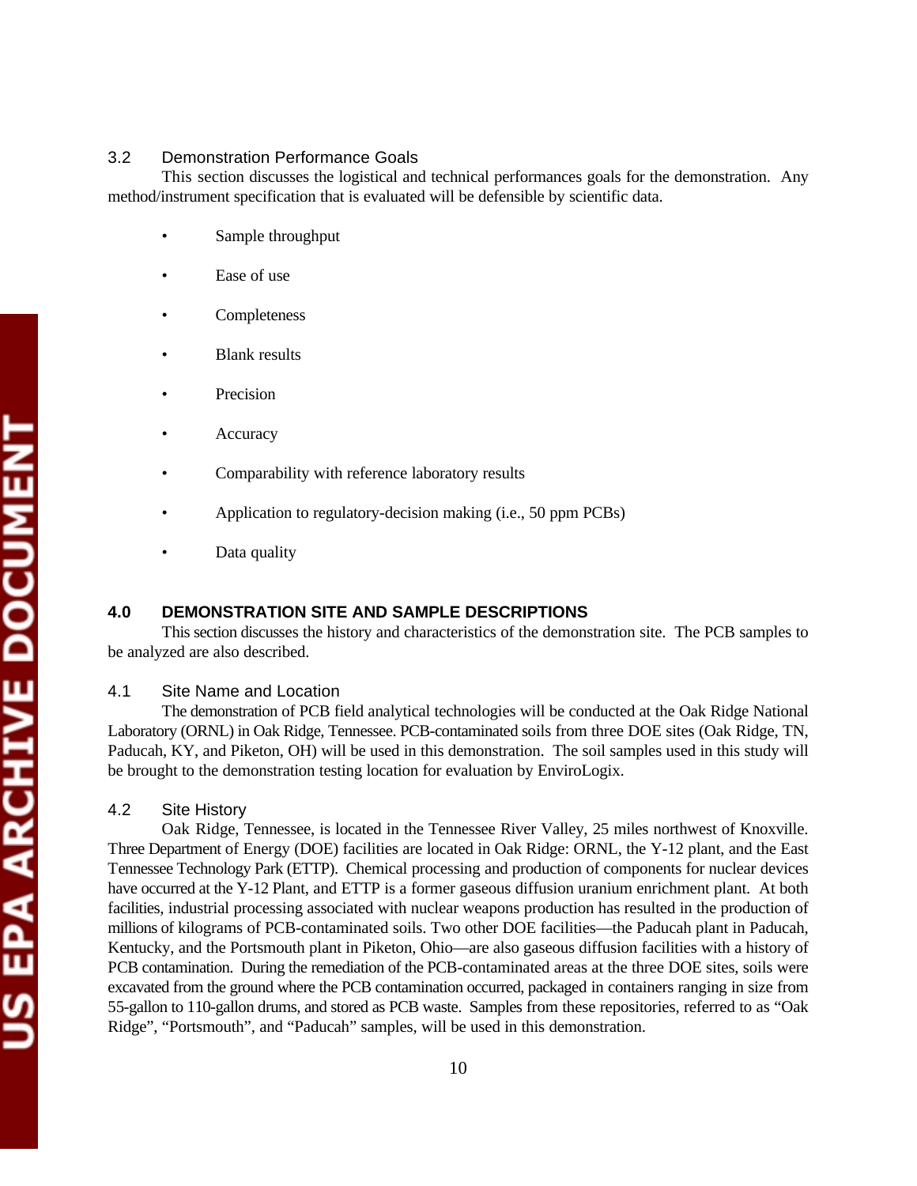### 3.2 Demonstration Performance Goals

This section discusses the logistical and technical performances goals for the demonstration. Any method/instrument specification that is evaluated will be defensible by scientific data.

- Sample throughput
- Ease of use
- Completeness
- Blank results
- Precision
- Accuracy
- Comparability with reference laboratory results
- Application to regulatory-decision making (i.e., 50 ppm PCBs)
- Data quality

## 4.0 DEMONSTRATION SITE AND SAMPLE DESCRIPTIONS

This section discusses the history and characteristics of the demonstration site. The PCB samples to be analyzed are also described.

### 4.1 Site Name and Location

The demonstration of PCB field analytical technologies will be conducted at the Oak Ridge National Laboratory (ORNL) in Oak Ridge, Tennessee. PCB-contaminated soils from three DOE sites (Oak Ridge, TN, Paducah, KY, and Piketon, OH) will be used in this demonstration. The soil samples used in this study will be brought to the demonstration testing location for evaluation by EnviroLogix.

### 4.2 Site History

Oak Ridge, Tennessee, is located in the Tennessee River Valley, 25 miles northwest of Knoxville. Three Department of Energy (DOE) facilities are located in Oak Ridge: ORNL, the Y-12 plant, and the East Tennessee Technology Park (ETTP). Chemical processing and production of components for nuclear devices have occurred at the Y-12 Plant, and ETTP is a former gaseous diffusion uranium enrichment plant. At both facilities, industrial processing associated with nuclear weapons production has resulted in the production of millions of kilograms of PCB-contaminated soils. Two other DOE facilities—the Paducah plant in Paducah, Kentucky, and the Portsmouth plant in Piketon, Ohio—are also gaseous diffusion facilities with a history of PCB contamination. During the remediation of the PCB-contaminated areas at the three DOE sites, soils were excavated from the ground where the PCB contamination occurred, packaged in containers ranging in size from 55-gallon to 110-gallon drums, and stored as PCB waste. Samples from these repositories, referred to as "Oak Ridge", "Portsmouth", and "Paducah" samples, will be used in this demonstration.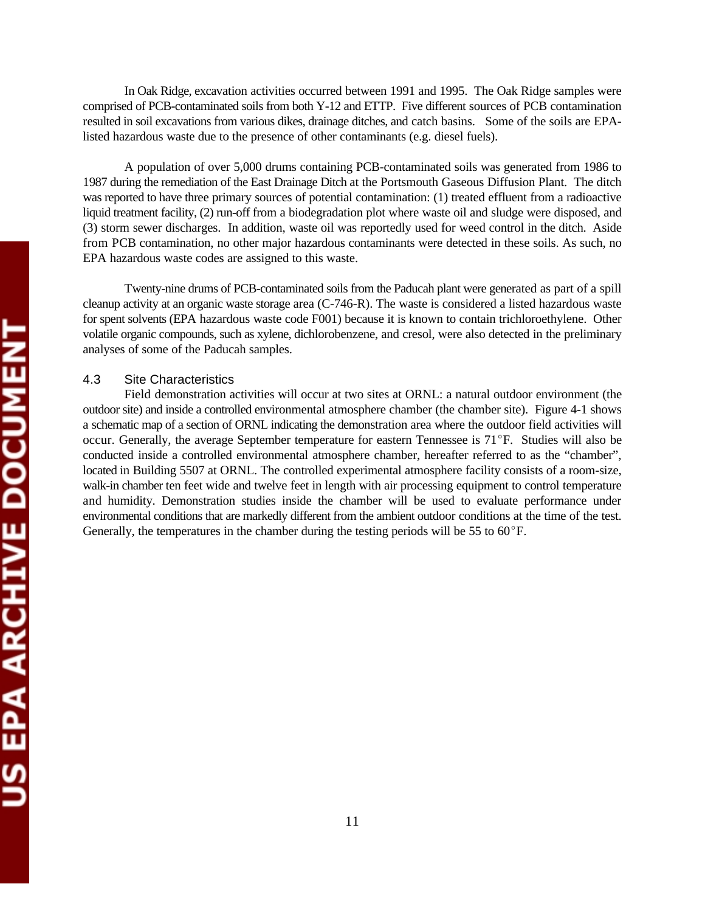In Oak Ridge, excavation activities occurred between 1991 and 1995. The Oak Ridge samples were comprised of PCB-contaminated soils from both Y-12 and ETTP. Five different sources of PCB contamination resulted in soil excavations from various dikes, drainage ditches, and catch basins. Some of the soils are EPA-listed hazardous waste due to the presence of other contaminants (e.g. diesel fuels).

A population of over 5,000 drums containing PCB-contaminated soils was generated from 1986 to 1987 during the remediation of the East Drainage Ditch at the Portsmouth Gaseous Diffusion Plant. The ditch was reported to have three primary sources of potential contamination: (1) treated effluent from a radioactive liquid treatment facility, (2) run-off from a biodegradation plot where waste oil and sludge were disposed, and (3) storm sewer discharges. In addition, waste oil was reportedly used for weed control in the ditch. Aside from PCB contamination, no other major hazardous contaminants were detected in these soils. As such, no EPA hazardous waste codes are assigned to this waste.

Twenty-nine drums of PCB-contaminated soils from the Paducah plant were generated as part of a spill cleanup activity at an organic waste storage area (C-746-R). The waste is considered a listed hazardous waste for spent solvents (EPA hazardous waste code F001) because it is known to contain trichloroethylene. Other volatile organic compounds, such as xylene, dichlorobenzene, and cresol, were also detected in the preliminary analyses of some of the Paducah samples.

### 4.3 Site Characteristics

Field demonstration activities will occur at two sites at ORNL: a natural outdoor environment (the outdoor site) and inside a controlled environmental atmosphere chamber (the chamber site). Figure 4-1 shows a schematic map of a section of ORNL indicating the demonstration area where the outdoor field activities will occur. Generally, the average September temperature for eastern Tennessee is 71°F. Studies will also be conducted inside a controlled environmental atmosphere chamber, hereafter referred to as the "chamber", located in Building 5507 at ORNL. The controlled experimental atmosphere facility consists of a room-size, walk-in chamber ten feet wide and twelve feet in length with air processing equipment to control temperature and humidity. Demonstration studies inside the chamber will be used to evaluate performance under environmental conditions that are markedly different from the ambient outdoor conditions at the time of the test. Generally, the temperatures in the chamber during the testing periods will be 55 to 60°F.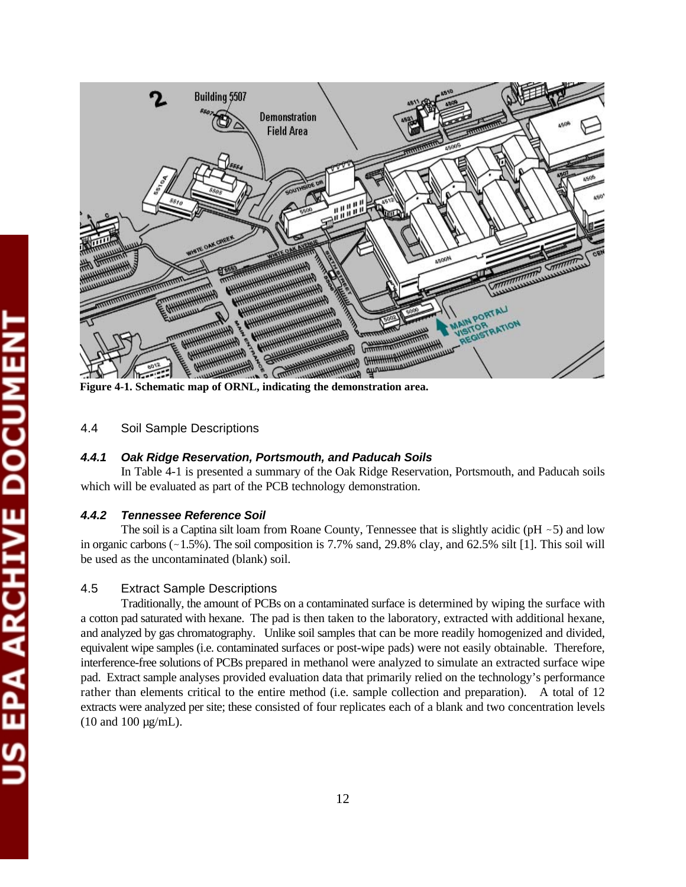Figure 4-1. Schematic map of ORNL, indicating the demonstration area.

## 4.4 Soil Sample Descriptions

### *4.4.1 Oak Ridge Reservation, Portsmouth, and Paducah Soils*

In Table 4-1 is presented a summary of the Oak Ridge Reservation, Portsmouth, and Paducah soils which will be evaluated as part of the PCB technology demonstration.

### *4.4.2 Tennessee Reference Soil*

The soil is a Captina silt loam from Roane County, Tennessee that is slightly acidic (pH ~5) and low in organic carbons (~1.5%). The soil composition is 7.7% sand, 29.8% clay, and 62.5% silt [1]. This soil will be used as the uncontaminated (blank) soil.

## 4.5 Extract Sample Descriptions

Traditionally, the amount of PCBs on a contaminated surface is determined by wiping the surface with a cotton pad saturated with hexane. The pad is then taken to the laboratory, extracted with additional hexane, and analyzed by gas chromatography. Unlike soil samples that can be more readily homogenized and divided, equivalent wipe samples (i.e. contaminated surfaces or post-wipe pads) were not easily obtainable. Therefore, interference-free solutions of PCBs prepared in methanol were analyzed to simulate an extracted surface wipe pad. Extract sample analyses provided evaluation data that primarily relied on the technology's performance rather than elements critical to the entire method (i.e. sample collection and preparation). A total of 12 extracts were analyzed per site; these consisted of four replicates each of a blank and two concentration levels (10 and 100 µg/mL).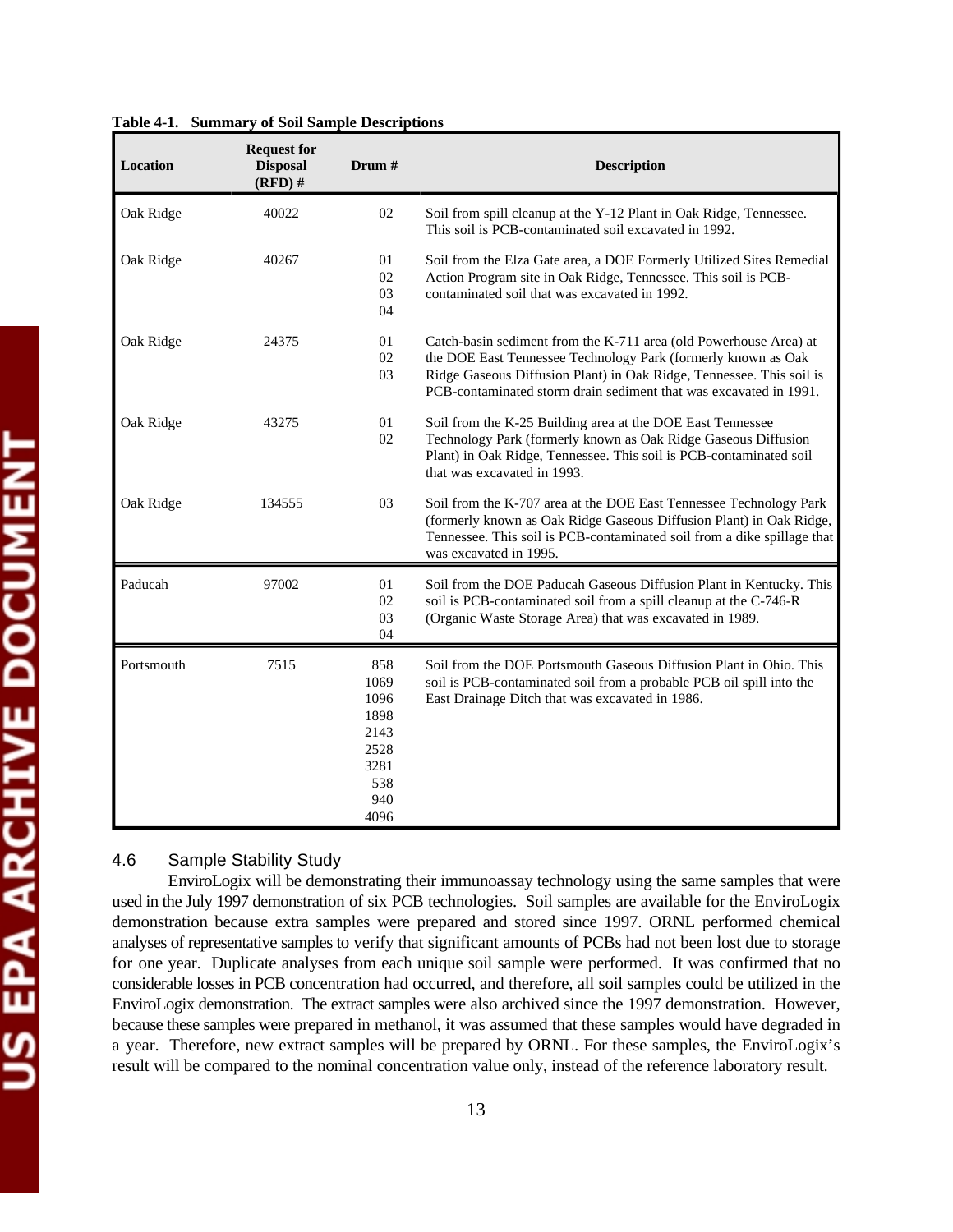**Table 4-1. Summary of Soil Sample Descriptions**

| Location | Request for Disposal (RFD) # | Drum # | Description |
| --- | --- | --- | --- |
| Oak Ridge | 40022 | 02 | Soil from spill cleanup at the Y-12 Plant in Oak Ridge, Tennessee. This soil is PCB-contaminated soil excavated in 1992. |
| Oak Ridge | 40267 | 01<br>02<br>03<br>04 | Soil from the Elza Gate area, a DOE Formerly Utilized Sites Remedial Action Program site in Oak Ridge, Tennessee. This soil is PCB-contaminated soil that was excavated in 1992. |
| Oak Ridge | 24375 | 01<br>02<br>03 | Catch-basin sediment from the K-711 area (old Powerhouse Area) at the DOE East Tennessee Technology Park (formerly known as Oak Ridge Gaseous Diffusion Plant) in Oak Ridge, Tennessee. This soil is PCB-contaminated storm drain sediment that was excavated in 1991. |
| Oak Ridge | 43275 | 01<br>02 | Soil from the K-25 Building area at the DOE East Tennessee Technology Park (formerly known as Oak Ridge Gaseous Diffusion Plant) in Oak Ridge, Tennessee. This soil is PCB-contaminated soil that was excavated in 1993. |
| Oak Ridge | 134555 | 03 | Soil from the K-707 area at the DOE East Tennessee Technology Park (formerly known as Oak Ridge Gaseous Diffusion Plant) in Oak Ridge, Tennessee. This soil is PCB-contaminated soil from a dike spillage that was excavated in 1995. |
| Paducah | 97002 | 01<br>02<br>03<br>04 | Soil from the DOE Paducah Gaseous Diffusion Plant in Kentucky. This soil is PCB-contaminated soil from a spill cleanup at the C-746-R (Organic Waste Storage Area) that was excavated in 1989. |
| Portsmouth | 7515 | 858<br>1069<br>1096<br>1898<br>2143<br>2528<br>3281<br>538<br>940<br>4096 | Soil from the DOE Portsmouth Gaseous Diffusion Plant in Ohio. This soil is PCB-contaminated soil from a probable PCB oil spill into the East Drainage Ditch that was excavated in 1986. |

## 4.6 Sample Stability Study

EnviroLogix will be demonstrating their immunoassay technology using the same samples that were used in the July 1997 demonstration of six PCB technologies. Soil samples are available for the EnviroLogix demonstration because extra samples were prepared and stored since 1997. ORNL performed chemical analyses of representative samples to verify that significant amounts of PCBs had not been lost due to storage for one year. Duplicate analyses from each unique soil sample were performed. It was confirmed that no considerable losses in PCB concentration had occurred, and therefore, all soil samples could be utilized in the EnviroLogix demonstration. The extract samples were also archived since the 1997 demonstration. However, because these samples were prepared in methanol, it was assumed that these samples would have degraded in a year. Therefore, new extract samples will be prepared by ORNL. For these samples, the EnviroLogix's result will be compared to the nominal concentration value only, instead of the reference laboratory result.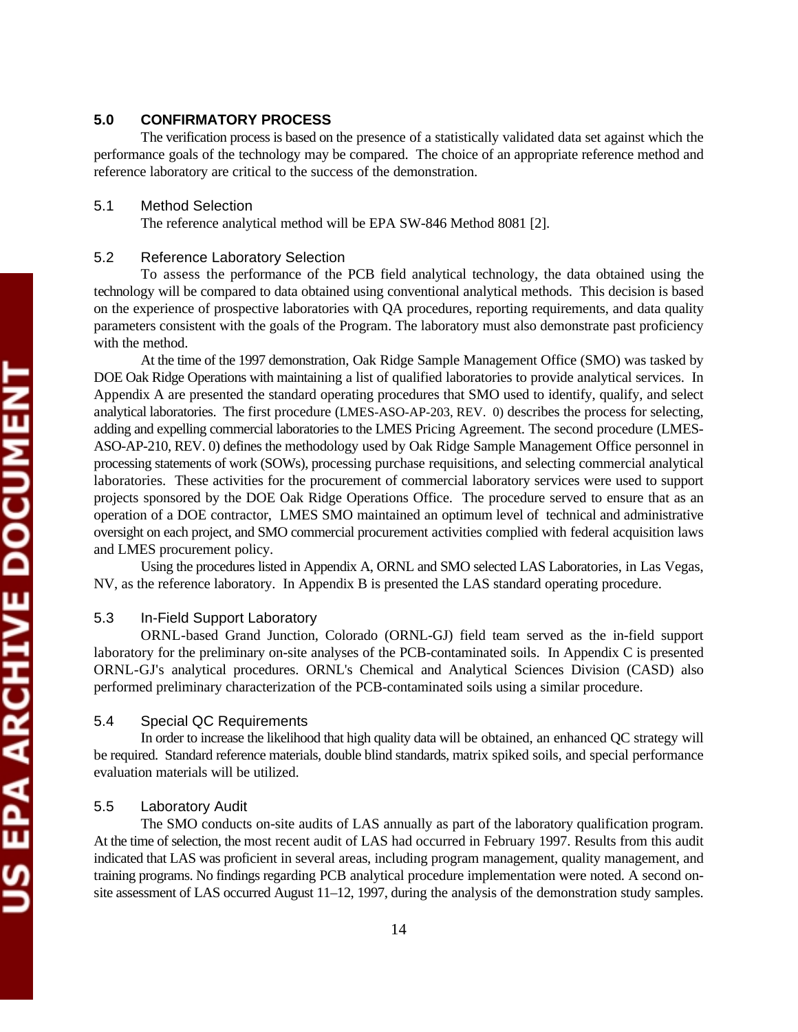## 5.0 CONFIRMATORY PROCESS

The verification process is based on the presence of a statistically validated data set against which the performance goals of the technology may be compared. The choice of an appropriate reference method and reference laboratory are critical to the success of the demonstration.

### 5.1 Method Selection

The reference analytical method will be EPA SW-846 Method 8081 [2].

### 5.2 Reference Laboratory Selection

To assess the performance of the PCB field analytical technology, the data obtained using the technology will be compared to data obtained using conventional analytical methods. This decision is based on the experience of prospective laboratories with QA procedures, reporting requirements, and data quality parameters consistent with the goals of the Program. The laboratory must also demonstrate past proficiency with the method.

At the time of the 1997 demonstration, Oak Ridge Sample Management Office (SMO) was tasked by DOE Oak Ridge Operations with maintaining a list of qualified laboratories to provide analytical services. In Appendix A are presented the standard operating procedures that SMO used to identify, qualify, and select analytical laboratories. The first procedure (LMES-ASO-AP-203, REV. 0) describes the process for selecting, adding and expelling commercial laboratories to the LMES Pricing Agreement. The second procedure (LMES-ASO-AP-210, REV. 0) defines the methodology used by Oak Ridge Sample Management Office personnel in processing statements of work (SOWs), processing purchase requisitions, and selecting commercial analytical laboratories. These activities for the procurement of commercial laboratory services were used to support projects sponsored by the DOE Oak Ridge Operations Office. The procedure served to ensure that as an operation of a DOE contractor, LMES SMO maintained an optimum level of technical and administrative oversight on each project, and SMO commercial procurement activities complied with federal acquisition laws and LMES procurement policy.

Using the procedures listed in Appendix A, ORNL and SMO selected LAS Laboratories, in Las Vegas, NV, as the reference laboratory. In Appendix B is presented the LAS standard operating procedure.

### 5.3 In-Field Support Laboratory

ORNL-based Grand Junction, Colorado (ORNL-GJ) field team served as the in-field support laboratory for the preliminary on-site analyses of the PCB-contaminated soils. In Appendix C is presented ORNL-GJ's analytical procedures. ORNL's Chemical and Analytical Sciences Division (CASD) also performed preliminary characterization of the PCB-contaminated soils using a similar procedure.

### 5.4 Special QC Requirements

In order to increase the likelihood that high quality data will be obtained, an enhanced QC strategy will be required. Standard reference materials, double blind standards, matrix spiked soils, and special performance evaluation materials will be utilized.

### 5.5 Laboratory Audit

The SMO conducts on-site audits of LAS annually as part of the laboratory qualification program. At the time of selection, the most recent audit of LAS had occurred in February 1997. Results from this audit indicated that LAS was proficient in several areas, including program management, quality management, and training programs. No findings regarding PCB analytical procedure implementation were noted. A second on-site assessment of LAS occurred August 11–12, 1997, during the analysis of the demonstration study samples.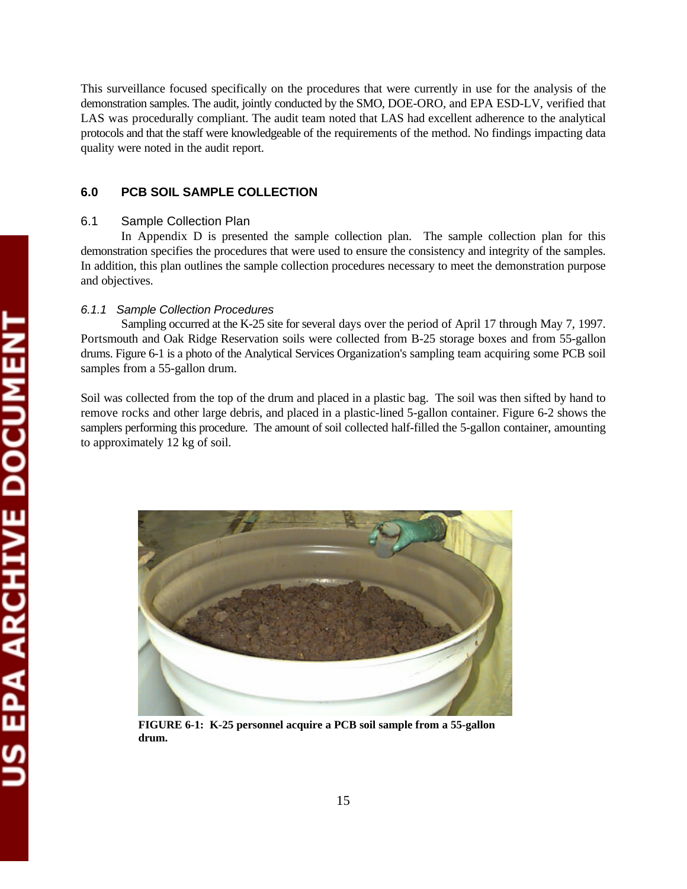This surveillance focused specifically on the procedures that were currently in use for the analysis of the demonstration samples. The audit, jointly conducted by the SMO, DOE-ORO, and EPA ESD-LV, verified that LAS was procedurally compliant. The audit team noted that LAS had excellent adherence to the analytical protocols and that the staff were knowledgeable of the requirements of the method. No findings impacting data quality were noted in the audit report.

## 6.0 PCB SOIL SAMPLE COLLECTION

### 6.1 Sample Collection Plan

In Appendix D is presented the sample collection plan. The sample collection plan for this demonstration specifies the procedures that were used to ensure the consistency and integrity of the samples. In addition, this plan outlines the sample collection procedures necessary to meet the demonstration purpose and objectives.

#### *6.1.1 Sample Collection Procedures*

Sampling occurred at the K-25 site for several days over the period of April 17 through May 7, 1997. Portsmouth and Oak Ridge Reservation soils were collected from B-25 storage boxes and from 55-gallon drums. Figure 6-1 is a photo of the Analytical Services Organization's sampling team acquiring some PCB soil samples from a 55-gallon drum.

Soil was collected from the top of the drum and placed in a plastic bag. The soil was then sifted by hand to remove rocks and other large debris, and placed in a plastic-lined 5-gallon container. Figure 6-2 shows the samplers performing this procedure. The amount of soil collected half-filled the 5-gallon container, amounting to approximately 12 kg of soil.

**FIGURE 6-1: K-25 personnel acquire a PCB soil sample from a 55-gallon drum.**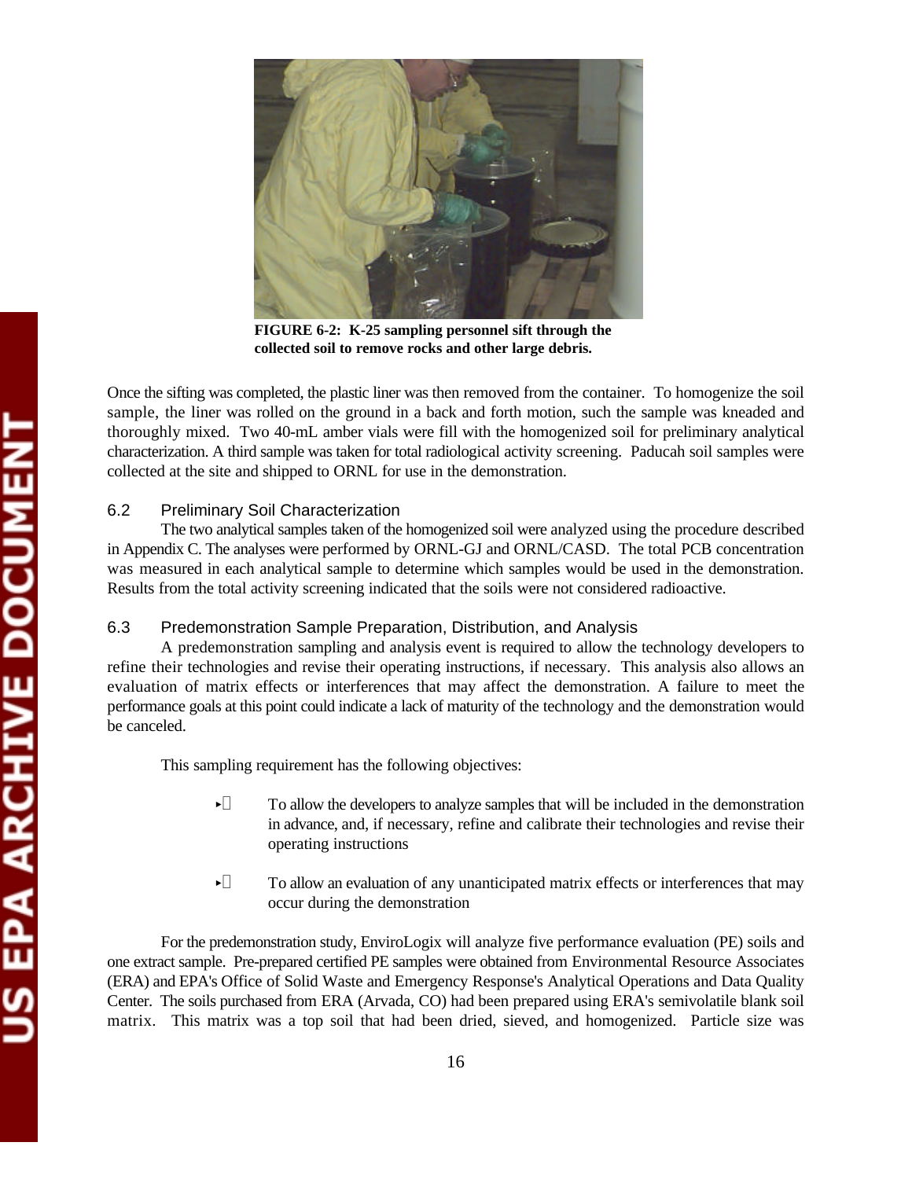**FIGURE 6-2: K-25 sampling personnel sift through the collected soil to remove rocks and other large debris.**

Once the sifting was completed, the plastic liner was then removed from the container. To homogenize the soil sample, the liner was rolled on the ground in a back and forth motion, such the sample was kneaded and thoroughly mixed. Two 40-mL amber vials were fill with the homogenized soil for preliminary analytical characterization. A third sample was taken for total radiological activity screening. Paducah soil samples were collected at the site and shipped to ORNL for use in the demonstration.

## 6.2 Preliminary Soil Characterization

The two analytical samples taken of the homogenized soil were analyzed using the procedure described in Appendix C. The analyses were performed by ORNL-GJ and ORNL/CASD. The total PCB concentration was measured in each analytical sample to determine which samples would be used in the demonstration. Results from the total activity screening indicated that the soils were not considered radioactive.

## 6.3 Predemonstration Sample Preparation, Distribution, and Analysis

A predemonstration sampling and analysis event is required to allow the technology developers to refine their technologies and revise their operating instructions, if necessary. This analysis also allows an evaluation of matrix effects or interferences that may affect the demonstration. A failure to meet the performance goals at this point could indicate a lack of maturity of the technology and the demonstration would be canceled.

This sampling requirement has the following objectives:

- To allow the developers to analyze samples that will be included in the demonstration in advance, and, if necessary, refine and calibrate their technologies and revise their operating instructions
- To allow an evaluation of any unanticipated matrix effects or interferences that may occur during the demonstration

For the predemonstration study, EnviroLogix will analyze five performance evaluation (PE) soils and one extract sample. Pre-prepared certified PE samples were obtained from Environmental Resource Associates (ERA) and EPA's Office of Solid Waste and Emergency Response's Analytical Operations and Data Quality Center. The soils purchased from ERA (Arvada, CO) had been prepared using ERA's semivolatile blank soil matrix. This matrix was a top soil that had been dried, sieved, and homogenized. Particle size was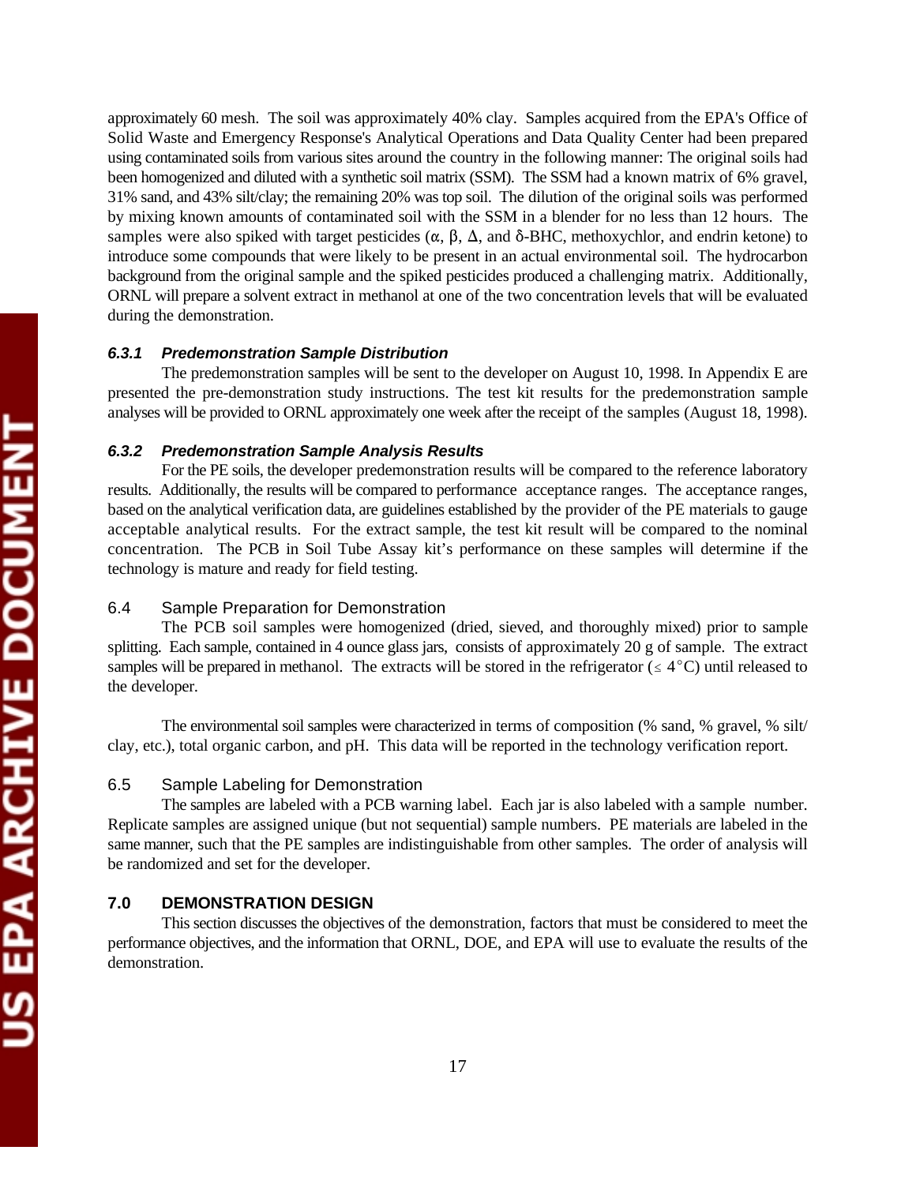approximately 60 mesh. The soil was approximately 40% clay. Samples acquired from the EPA's Office of Solid Waste and Emergency Response's Analytical Operations and Data Quality Center had been prepared using contaminated soils from various sites around the country in the following manner: The original soils had been homogenized and diluted with a synthetic soil matrix (SSM). The SSM had a known matrix of 6% gravel, 31% sand, and 43% silt/clay; the remaining 20% was top soil. The dilution of the original soils was performed by mixing known amounts of contaminated soil with the SSM in a blender for no less than 12 hours. The samples were also spiked with target pesticides (α, β, Δ, and δ-BHC, methoxychlor, and endrin ketone) to introduce some compounds that were likely to be present in an actual environmental soil. The hydrocarbon background from the original sample and the spiked pesticides produced a challenging matrix. Additionally, ORNL will prepare a solvent extract in methanol at one of the two concentration levels that will be evaluated during the demonstration.

#### *6.3.1 Predemonstration Sample Distribution*

The predemonstration samples will be sent to the developer on August 10, 1998. In Appendix E are presented the pre-demonstration study instructions. The test kit results for the predemonstration sample analyses will be provided to ORNL approximately one week after the receipt of the samples (August 18, 1998).

#### *6.3.2 Predemonstration Sample Analysis Results*

For the PE soils, the developer predemonstration results will be compared to the reference laboratory results. Additionally, the results will be compared to performance acceptance ranges. The acceptance ranges, based on the analytical verification data, are guidelines established by the provider of the PE materials to gauge acceptable analytical results. For the extract sample, the test kit result will be compared to the nominal concentration. The PCB in Soil Tube Assay kit's performance on these samples will determine if the technology is mature and ready for field testing.

### 6.4 Sample Preparation for Demonstration

The PCB soil samples were homogenized (dried, sieved, and thoroughly mixed) prior to sample splitting. Each sample, contained in 4 ounce glass jars, consists of approximately 20 g of sample. The extract samples will be prepared in methanol. The extracts will be stored in the refrigerator ($\leq 4°$C) until released to the developer.

The environmental soil samples were characterized in terms of composition (% sand, % gravel, % silt/clay, etc.), total organic carbon, and pH. This data will be reported in the technology verification report.

### 6.5 Sample Labeling for Demonstration

The samples are labeled with a PCB warning label. Each jar is also labeled with a sample number. Replicate samples are assigned unique (but not sequential) sample numbers. PE materials are labeled in the same manner, such that the PE samples are indistinguishable from other samples. The order of analysis will be randomized and set for the developer.

## 7.0 DEMONSTRATION DESIGN

This section discusses the objectives of the demonstration, factors that must be considered to meet the performance objectives, and the information that ORNL, DOE, and EPA will use to evaluate the results of the demonstration.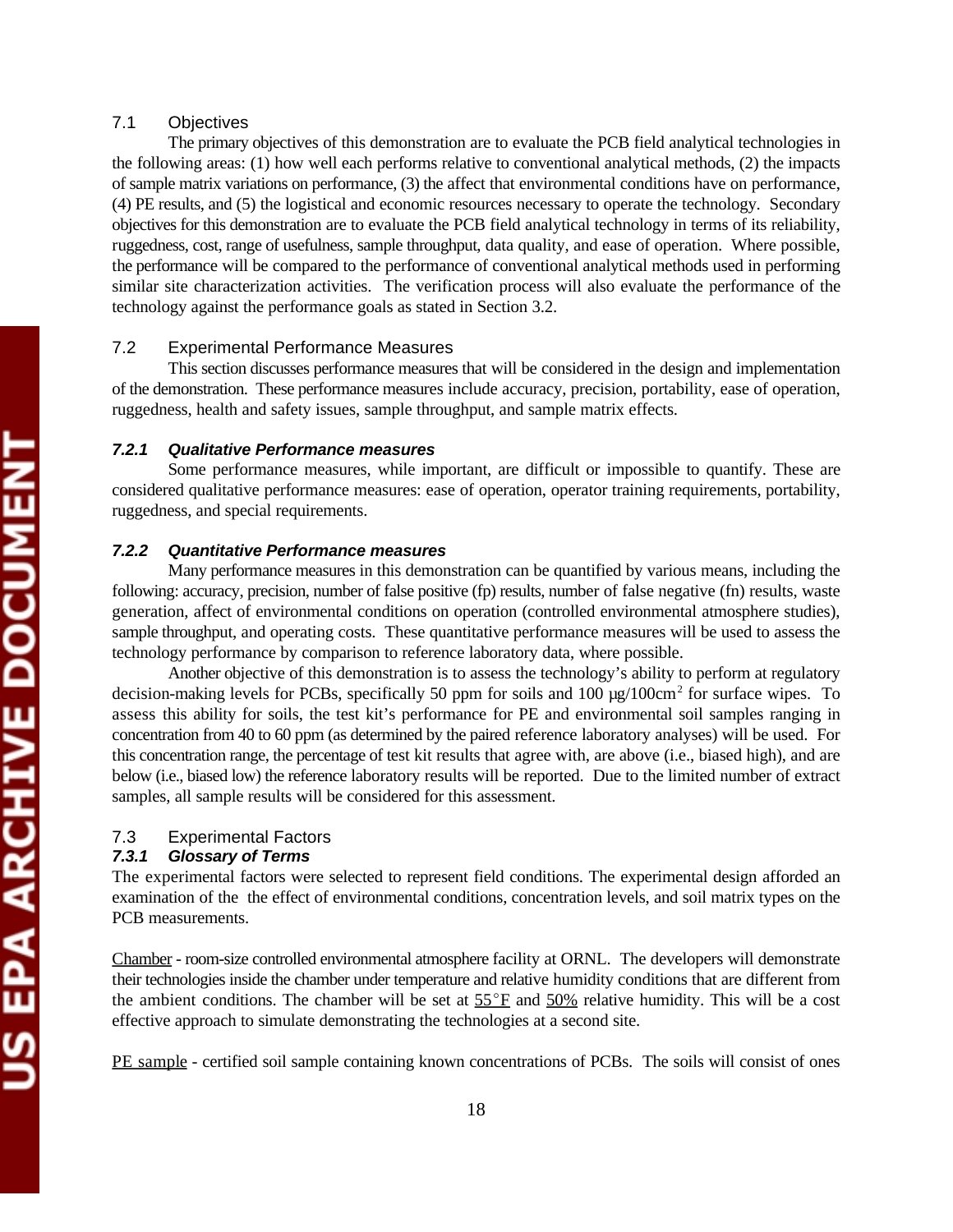## 7.1 Objectives

The primary objectives of this demonstration are to evaluate the PCB field analytical technologies in the following areas: (1) how well each performs relative to conventional analytical methods, (2) the impacts of sample matrix variations on performance, (3) the affect that environmental conditions have on performance, (4) PE results, and (5) the logistical and economic resources necessary to operate the technology. Secondary objectives for this demonstration are to evaluate the PCB field analytical technology in terms of its reliability, ruggedness, cost, range of usefulness, sample throughput, data quality, and ease of operation. Where possible, the performance will be compared to the performance of conventional analytical methods used in performing similar site characterization activities. The verification process will also evaluate the performance of the technology against the performance goals as stated in Section 3.2.

## 7.2 Experimental Performance Measures

This section discusses performance measures that will be considered in the design and implementation of the demonstration. These performance measures include accuracy, precision, portability, ease of operation, ruggedness, health and safety issues, sample throughput, and sample matrix effects.

### *7.2.1 Qualitative Performance measures*

Some performance measures, while important, are difficult or impossible to quantify. These are considered qualitative performance measures: ease of operation, operator training requirements, portability, ruggedness, and special requirements.

### *7.2.2 Quantitative Performance measures*

Many performance measures in this demonstration can be quantified by various means, including the following: accuracy, precision, number of false positive (fp) results, number of false negative (fn) results, waste generation, affect of environmental conditions on operation (controlled environmental atmosphere studies), sample throughput, and operating costs. These quantitative performance measures will be used to assess the technology performance by comparison to reference laboratory data, where possible.

Another objective of this demonstration is to assess the technology's ability to perform at regulatory decision-making levels for PCBs, specifically 50 ppm for soils and 100 µg/100cm$^2$ for surface wipes. To assess this ability for soils, the test kit's performance for PE and environmental soil samples ranging in concentration from 40 to 60 ppm (as determined by the paired reference laboratory analyses) will be used. For this concentration range, the percentage of test kit results that agree with, are above (i.e., biased high), and are below (i.e., biased low) the reference laboratory results will be reported. Due to the limited number of extract samples, all sample results will be considered for this assessment.

## 7.3 Experimental Factors

### *7.3.1 Glossary of Terms*

The experimental factors were selected to represent field conditions. The experimental design afforded an examination of the the effect of environmental conditions, concentration levels, and soil matrix types on the PCB measurements.

Chamber - room-size controlled environmental atmosphere facility at ORNL. The developers will demonstrate their technologies inside the chamber under temperature and relative humidity conditions that are different from the ambient conditions. The chamber will be set at 55°F and 50% relative humidity. This will be a cost effective approach to simulate demonstrating the technologies at a second site.

PE sample - certified soil sample containing known concentrations of PCBs. The soils will consist of ones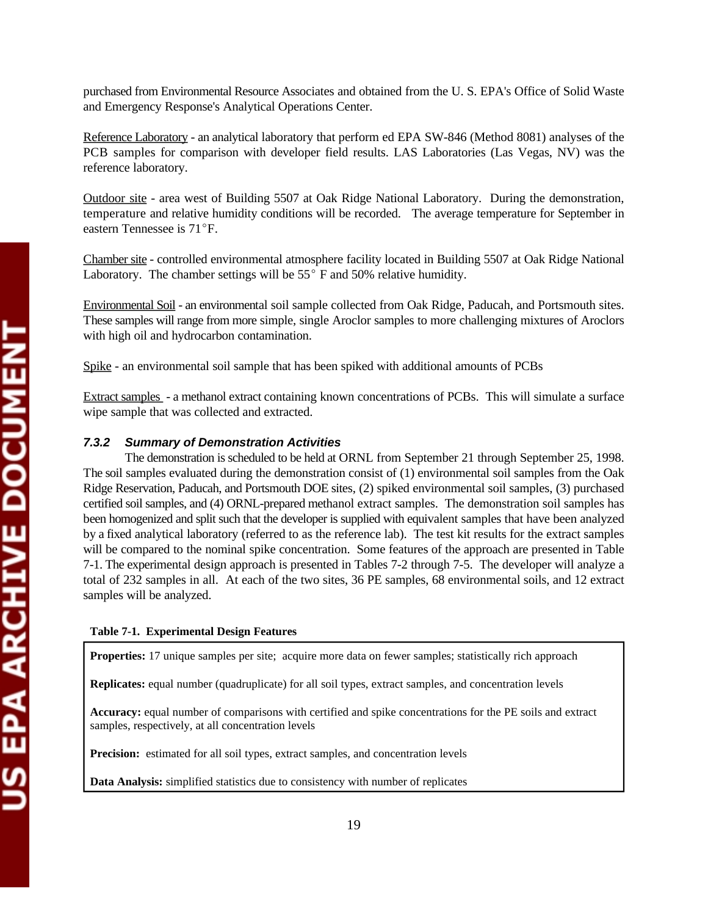purchased from Environmental Resource Associates and obtained from the U. S. EPA's Office of Solid Waste and Emergency Response's Analytical Operations Center.

Reference Laboratory - an analytical laboratory that perform ed EPA SW-846 (Method 8081) analyses of the PCB samples for comparison with developer field results. LAS Laboratories (Las Vegas, NV) was the reference laboratory.

Outdoor site - area west of Building 5507 at Oak Ridge National Laboratory. During the demonstration, temperature and relative humidity conditions will be recorded. The average temperature for September in eastern Tennessee is 71°F.

Chamber site - controlled environmental atmosphere facility located in Building 5507 at Oak Ridge National Laboratory. The chamber settings will be 55° F and 50% relative humidity.

Environmental Soil - an environmental soil sample collected from Oak Ridge, Paducah, and Portsmouth sites. These samples will range from more simple, single Aroclor samples to more challenging mixtures of Aroclors with high oil and hydrocarbon contamination.

Spike - an environmental soil sample that has been spiked with additional amounts of PCBs

Extract samples - a methanol extract containing known concentrations of PCBs. This will simulate a surface wipe sample that was collected and extracted.

### *7.3.2 Summary of Demonstration Activities*

The demonstration is scheduled to be held at ORNL from September 21 through September 25, 1998. The soil samples evaluated during the demonstration consist of (1) environmental soil samples from the Oak Ridge Reservation, Paducah, and Portsmouth DOE sites, (2) spiked environmental soil samples, (3) purchased certified soil samples, and (4) ORNL-prepared methanol extract samples. The demonstration soil samples has been homogenized and split such that the developer is supplied with equivalent samples that have been analyzed by a fixed analytical laboratory (referred to as the reference lab). The test kit results for the extract samples will be compared to the nominal spike concentration. Some features of the approach are presented in Table 7-1. The experimental design approach is presented in Tables 7-2 through 7-5. The developer will analyze a total of 232 samples in all. At each of the two sites, 36 PE samples, 68 environmental soils, and 12 extract samples will be analyzed.

**Table 7-1. Experimental Design Features**

| |
|---|
| **Properties:** 17 unique samples per site; acquire more data on fewer samples; statistically rich approach |
| **Replicates:** equal number (quadruplicate) for all soil types, extract samples, and concentration levels |
| **Accuracy:** equal number of comparisons with certified and spike concentrations for the PE soils and extract samples, respectively, at all concentration levels |
| **Precision:** estimated for all soil types, extract samples, and concentration levels |
| **Data Analysis:** simplified statistics due to consistency with number of replicates |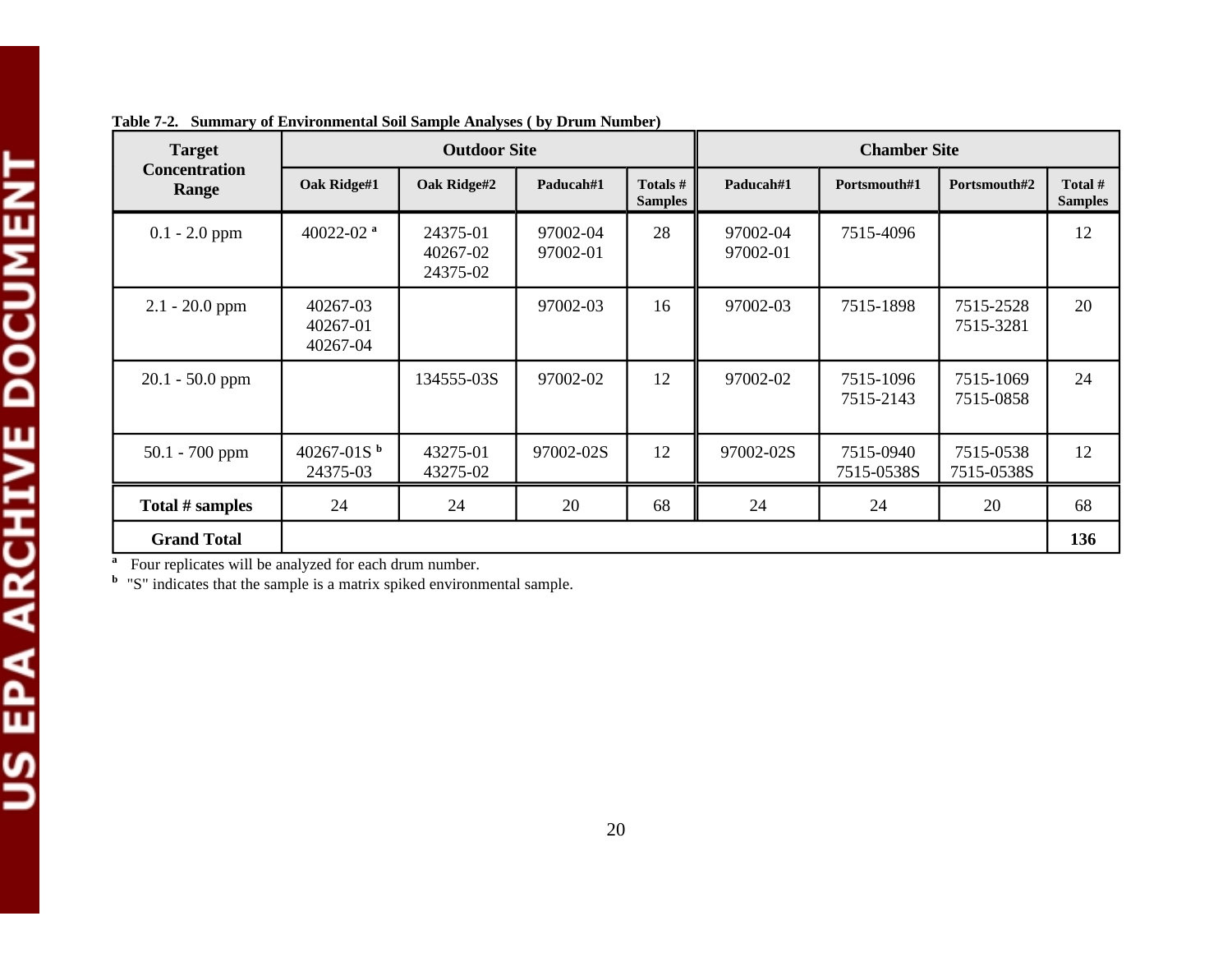**Table 7-2. Summary of Environmental Soil Sample Analyses ( by Drum Number)**

| Target Concentration Range | Outdoor Site | | | | Chamber Site | | | |
|---|---|---|---|---|---|---|---|---|
| | Oak Ridge#1 | Oak Ridge#2 | Paducah#1 | Totals # Samples | Paducah#1 | Portsmouth#1 | Portsmouth#2 | Total # Samples |
| 0.1 - 2.0 ppm | 40022-02 [a] | 24375-01<br>40267-02<br>24375-02 | 97002-04<br>97002-01 | 28 | 97002-04<br>97002-01 | 7515-4096 | | 12 |
| 2.1 - 20.0 ppm | 40267-03<br>40267-01<br>40267-04 | | 97002-03 | 16 | 97002-03 | 7515-1898 | 7515-2528<br>7515-3281 | 20 |
| 20.1 - 50.0 ppm | | 134555-03S | 97002-02 | 12 | 97002-02 | 7515-1096<br>7515-2143 | 7515-1069<br>7515-0858 | 24 |
| 50.1 - 700 ppm | 40267-01S [b]<br>24375-03 | 43275-01<br>43275-02 | 97002-02S | 12 | 97002-02S | 7515-0940<br>7515-0538S | 7515-0538<br>7515-0538S | 12 |
| **Total # samples** | 24 | 24 | 20 | 68 | 24 | 24 | 20 | 68 |
| **Grand Total** | | | | | | | | **136** |

[a] Four replicates will be analyzed for each drum number.

[b] "S" indicates that the sample is a matrix spiked environmental sample.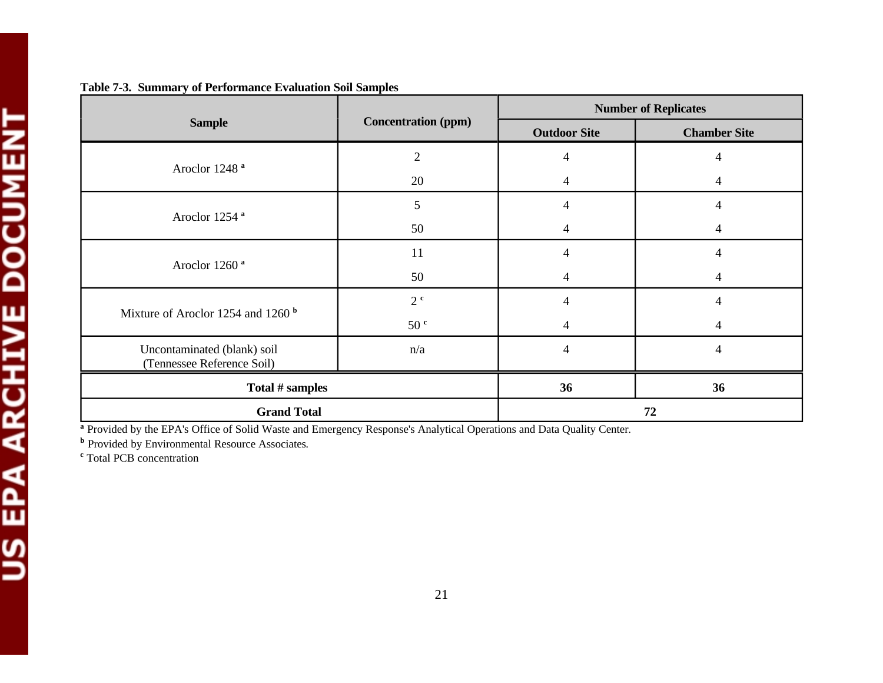**Table 7-3. Summary of Performance Evaluation Soil Samples**

| Sample | Concentration (ppm) | Number of Replicates | |
|---|---|---|---|
| | | Outdoor Site | Chamber Site |
| Aroclor 1248 [a] | 2 | 4 | 4 |
| | 20 | 4 | 4 |
| Aroclor 1254 [a] | 5 | 4 | 4 |
| | 50 | 4 | 4 |
| Aroclor 1260 [a] | 11 | 4 | 4 |
| | 50 | 4 | 4 |
| Mixture of Aroclor 1254 and 1260 [b] | 2 [c] | 4 | 4 |
| | 50 [c] | 4 | 4 |
| Uncontaminated (blank) soil (Tennessee Reference Soil) | n/a | 4 | 4 |
| **Total # samples** | | **36** | **36** |
| **Grand Total** | | **72** | |

[a] Provided by the EPA's Office of Solid Waste and Emergency Response's Analytical Operations and Data Quality Center.

[b] Provided by Environmental Resource Associates.

[c] Total PCB concentration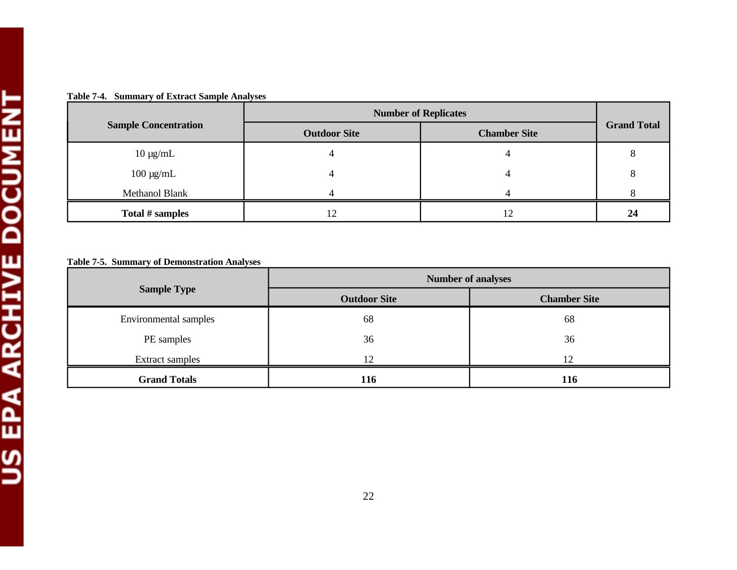**Table 7-4. Summary of Extract Sample Analyses**

| Sample Concentration | Number of Replicates | | Grand Total |
|---|---|---|---|
| | Outdoor Site | Chamber Site | |
| 10 µg/mL | 4 | 4 | 8 |
| 100 µg/mL | 4 | 4 | 8 |
| Methanol Blank | 4 | 4 | 8 |
| **Total # samples** | 12 | 12 | **24** |

**Table 7-5. Summary of Demonstration Analyses**

| Sample Type | Number of analyses | |
|---|---|---|
| | Outdoor Site | Chamber Site |
| Environmental samples | 68 | 68 |
| PE samples | 36 | 36 |
| Extract samples | 12 | 12 |
| **Grand Totals** | **116** | **116** |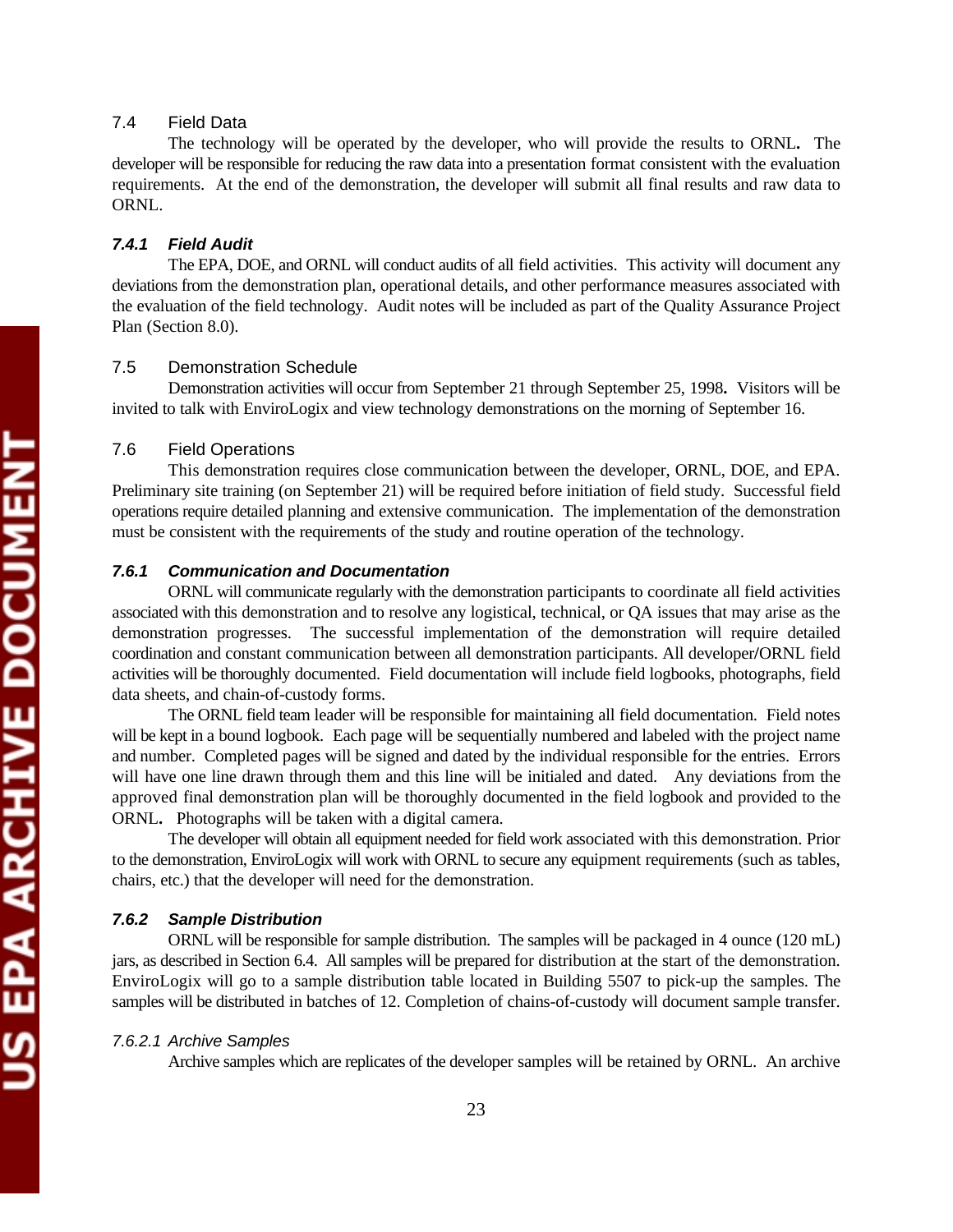## 7.4 Field Data

The technology will be operated by the developer, who will provide the results to ORNL**.** The developer will be responsible for reducing the raw data into a presentation format consistent with the evaluation requirements. At the end of the demonstration, the developer will submit all final results and raw data to ORNL.

### *7.4.1 Field Audit*

The EPA, DOE, and ORNL will conduct audits of all field activities. This activity will document any deviations from the demonstration plan, operational details, and other performance measures associated with the evaluation of the field technology. Audit notes will be included as part of the Quality Assurance Project Plan (Section 8.0).

## 7.5 Demonstration Schedule

Demonstration activities will occur from September 21 through September 25, 1998**.** Visitors will be invited to talk with EnviroLogix and view technology demonstrations on the morning of September 16.

## 7.6 Field Operations

This demonstration requires close communication between the developer, ORNL, DOE, and EPA. Preliminary site training (on September 21) will be required before initiation of field study. Successful field operations require detailed planning and extensive communication. The implementation of the demonstration must be consistent with the requirements of the study and routine operation of the technology.

### *7.6.1 Communication and Documentation*

ORNL will communicate regularly with the demonstration participants to coordinate all field activities associated with this demonstration and to resolve any logistical, technical, or QA issues that may arise as the demonstration progresses. The successful implementation of the demonstration will require detailed coordination and constant communication between all demonstration participants. All developer/ORNL field activities will be thoroughly documented. Field documentation will include field logbooks, photographs, field data sheets, and chain-of-custody forms.

The ORNL field team leader will be responsible for maintaining all field documentation. Field notes will be kept in a bound logbook. Each page will be sequentially numbered and labeled with the project name and number. Completed pages will be signed and dated by the individual responsible for the entries. Errors will have one line drawn through them and this line will be initialed and dated. Any deviations from the approved final demonstration plan will be thoroughly documented in the field logbook and provided to the ORNL**.** Photographs will be taken with a digital camera.

The developer will obtain all equipment needed for field work associated with this demonstration. Prior to the demonstration, EnviroLogix will work with ORNL to secure any equipment requirements (such as tables, chairs, etc.) that the developer will need for the demonstration.

### *7.6.2 Sample Distribution*

ORNL will be responsible for sample distribution. The samples will be packaged in 4 ounce (120 mL) jars, as described in Section 6.4. All samples will be prepared for distribution at the start of the demonstration. EnviroLogix will go to a sample distribution table located in Building 5507 to pick-up the samples. The samples will be distributed in batches of 12. Completion of chains-of-custody will document sample transfer.

#### *7.6.2.1 Archive Samples*

Archive samples which are replicates of the developer samples will be retained by ORNL. An archive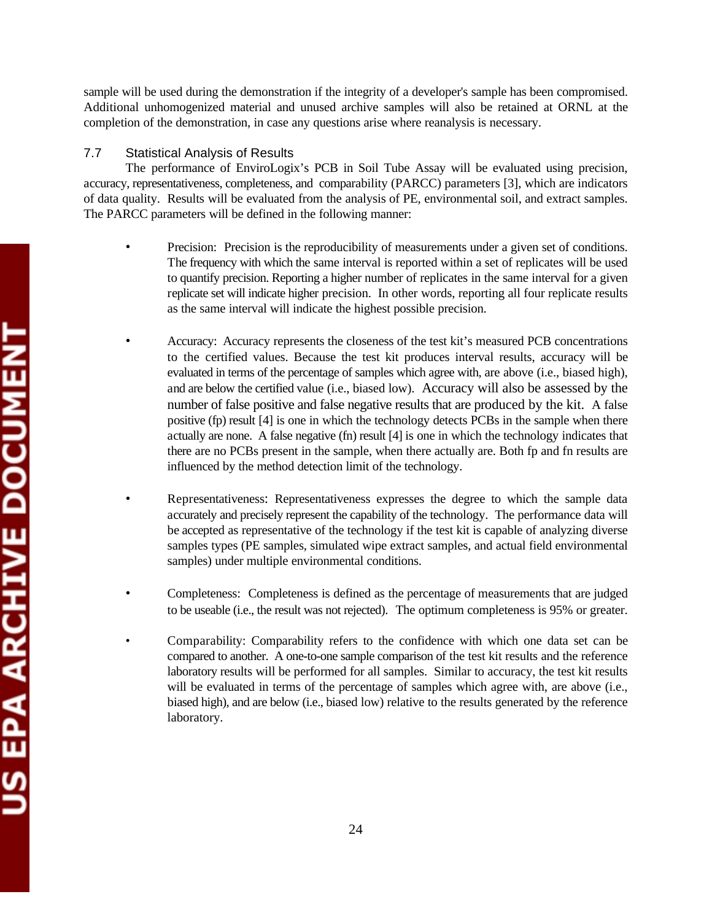sample will be used during the demonstration if the integrity of a developer's sample has been compromised. Additional unhomogenized material and unused archive samples will also be retained at ORNL at the completion of the demonstration, in case any questions arise where reanalysis is necessary.

### 7.7 Statistical Analysis of Results

The performance of EnviroLogix's PCB in Soil Tube Assay will be evaluated using precision, accuracy, representativeness, completeness, and comparability (PARCC) parameters [3], which are indicators of data quality. Results will be evaluated from the analysis of PE, environmental soil, and extract samples. The PARCC parameters will be defined in the following manner:

- Precision: Precision is the reproducibility of measurements under a given set of conditions. The frequency with which the same interval is reported within a set of replicates will be used to quantify precision. Reporting a higher number of replicates in the same interval for a given replicate set will indicate higher precision. In other words, reporting all four replicate results as the same interval will indicate the highest possible precision.

- Accuracy: Accuracy represents the closeness of the test kit's measured PCB concentrations to the certified values. Because the test kit produces interval results, accuracy will be evaluated in terms of the percentage of samples which agree with, are above (i.e., biased high), and are below the certified value (i.e., biased low). Accuracy will also be assessed by the number of false positive and false negative results that are produced by the kit. A false positive (fp) result [4] is one in which the technology detects PCBs in the sample when there actually are none. A false negative (fn) result [4] is one in which the technology indicates that there are no PCBs present in the sample, when there actually are. Both fp and fn results are influenced by the method detection limit of the technology.

- Representativeness: Representativeness expresses the degree to which the sample data accurately and precisely represent the capability of the technology. The performance data will be accepted as representative of the technology if the test kit is capable of analyzing diverse samples types (PE samples, simulated wipe extract samples, and actual field environmental samples) under multiple environmental conditions.

- Completeness: Completeness is defined as the percentage of measurements that are judged to be useable (i.e., the result was not rejected). The optimum completeness is 95% or greater.

- Comparability: Comparability refers to the confidence with which one data set can be compared to another. A one-to-one sample comparison of the test kit results and the reference laboratory results will be performed for all samples. Similar to accuracy, the test kit results will be evaluated in terms of the percentage of samples which agree with, are above (i.e., biased high), and are below (i.e., biased low) relative to the results generated by the reference laboratory.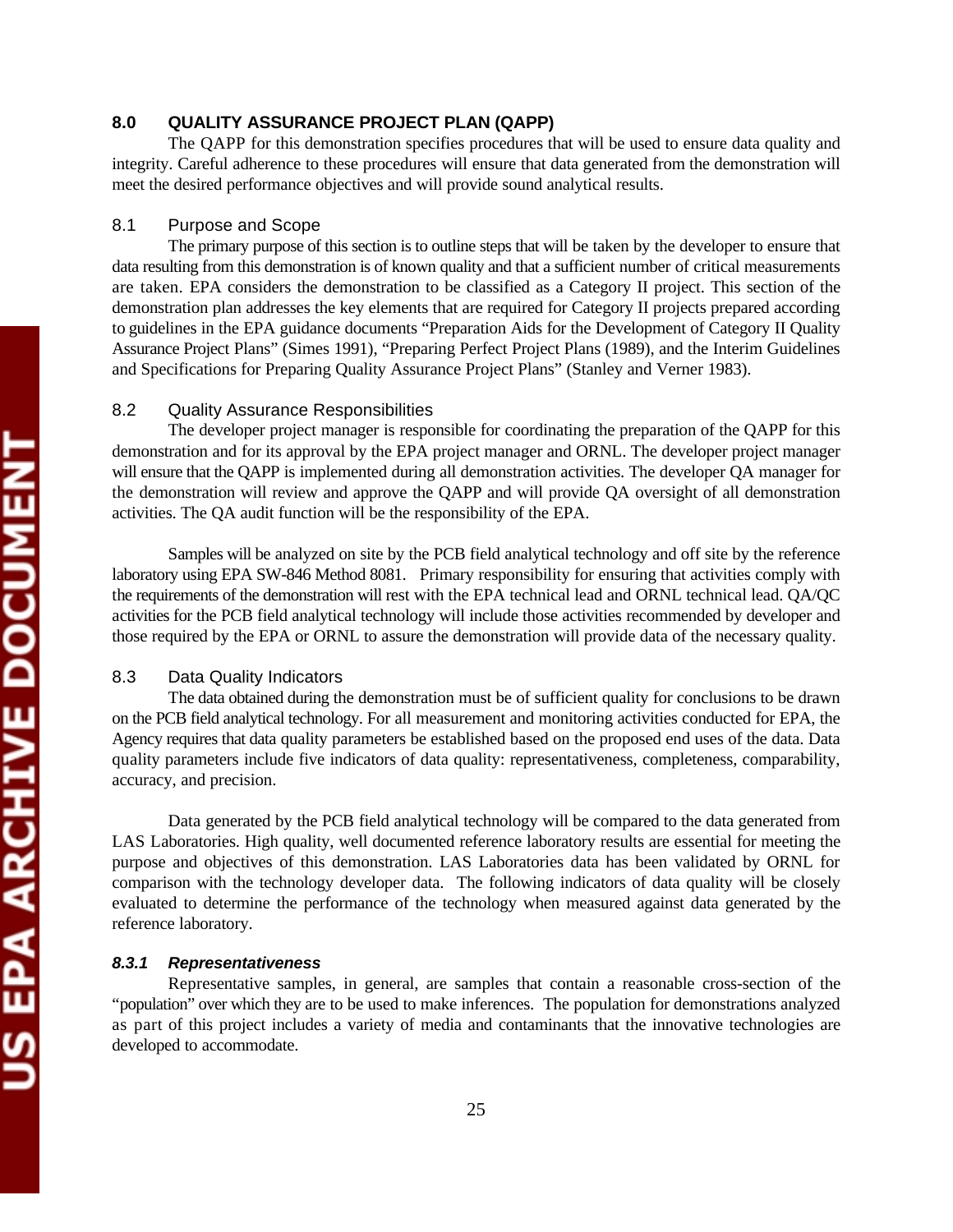## 8.0 QUALITY ASSURANCE PROJECT PLAN (QAPP)

The QAPP for this demonstration specifies procedures that will be used to ensure data quality and integrity. Careful adherence to these procedures will ensure that data generated from the demonstration will meet the desired performance objectives and will provide sound analytical results.

### 8.1 Purpose and Scope

The primary purpose of this section is to outline steps that will be taken by the developer to ensure that data resulting from this demonstration is of known quality and that a sufficient number of critical measurements are taken. EPA considers the demonstration to be classified as a Category II project. This section of the demonstration plan addresses the key elements that are required for Category II projects prepared according to guidelines in the EPA guidance documents "Preparation Aids for the Development of Category II Quality Assurance Project Plans" (Simes 1991), "Preparing Perfect Project Plans (1989), and the Interim Guidelines and Specifications for Preparing Quality Assurance Project Plans" (Stanley and Verner 1983).

### 8.2 Quality Assurance Responsibilities

The developer project manager is responsible for coordinating the preparation of the QAPP for this demonstration and for its approval by the EPA project manager and ORNL. The developer project manager will ensure that the QAPP is implemented during all demonstration activities. The developer QA manager for the demonstration will review and approve the QAPP and will provide QA oversight of all demonstration activities. The QA audit function will be the responsibility of the EPA.

Samples will be analyzed on site by the PCB field analytical technology and off site by the reference laboratory using EPA SW-846 Method 8081. Primary responsibility for ensuring that activities comply with the requirements of the demonstration will rest with the EPA technical lead and ORNL technical lead. QA/QC activities for the PCB field analytical technology will include those activities recommended by developer and those required by the EPA or ORNL to assure the demonstration will provide data of the necessary quality.

### 8.3 Data Quality Indicators

The data obtained during the demonstration must be of sufficient quality for conclusions to be drawn on the PCB field analytical technology. For all measurement and monitoring activities conducted for EPA, the Agency requires that data quality parameters be established based on the proposed end uses of the data. Data quality parameters include five indicators of data quality: representativeness, completeness, comparability, accuracy, and precision.

Data generated by the PCB field analytical technology will be compared to the data generated from LAS Laboratories. High quality, well documented reference laboratory results are essential for meeting the purpose and objectives of this demonstration. LAS Laboratories data has been validated by ORNL for comparison with the technology developer data. The following indicators of data quality will be closely evaluated to determine the performance of the technology when measured against data generated by the reference laboratory.

#### *8.3.1 Representativeness*

Representative samples, in general, are samples that contain a reasonable cross-section of the "population" over which they are to be used to make inferences. The population for demonstrations analyzed as part of this project includes a variety of media and contaminants that the innovative technologies are developed to accommodate.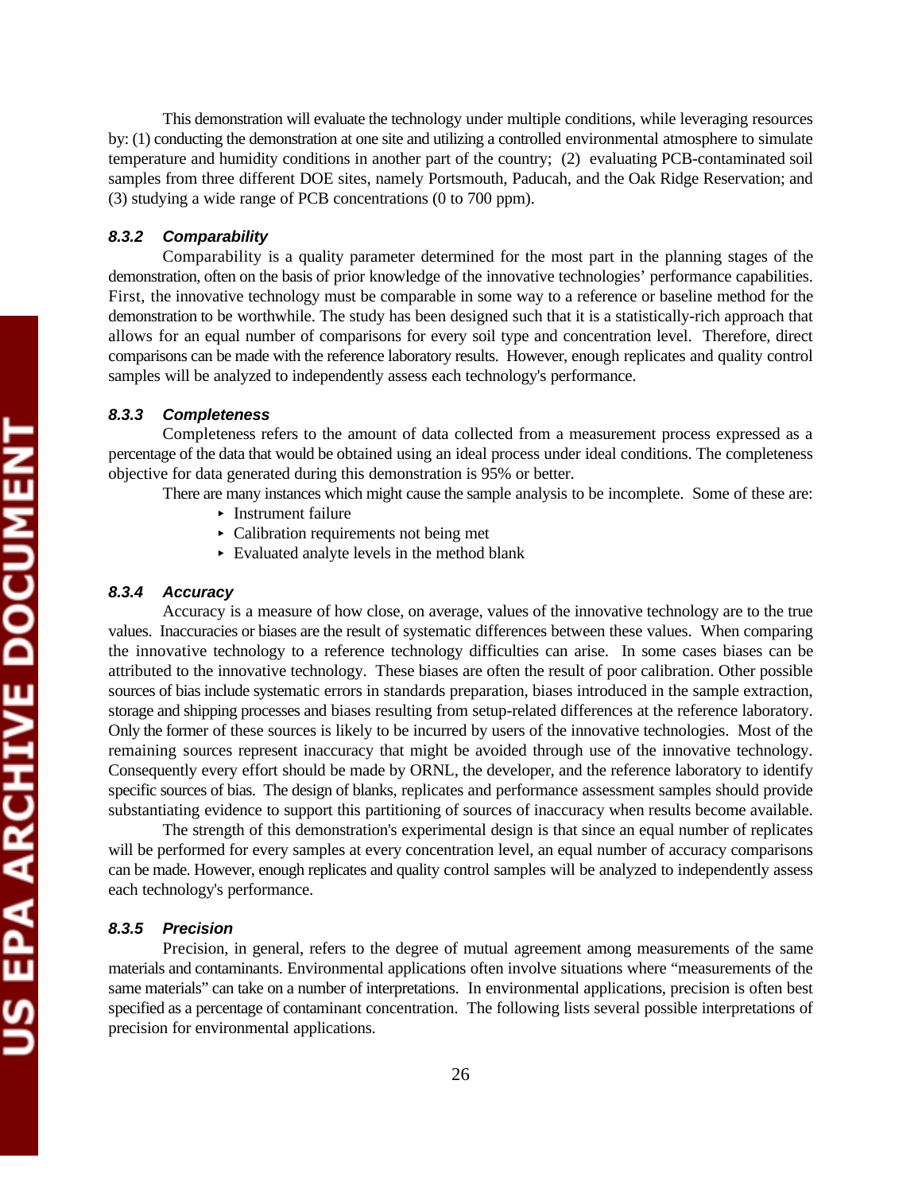This demonstration will evaluate the technology under multiple conditions, while leveraging resources by: (1) conducting the demonstration at one site and utilizing a controlled environmental atmosphere to simulate temperature and humidity conditions in another part of the country; (2) evaluating PCB-contaminated soil samples from three different DOE sites, namely Portsmouth, Paducah, and the Oak Ridge Reservation; and (3) studying a wide range of PCB concentrations (0 to 700 ppm).

### 8.3.2 Comparability

Comparability is a quality parameter determined for the most part in the planning stages of the demonstration, often on the basis of prior knowledge of the innovative technologies' performance capabilities. First, the innovative technology must be comparable in some way to a reference or baseline method for the demonstration to be worthwhile. The study has been designed such that it is a statistically-rich approach that allows for an equal number of comparisons for every soil type and concentration level. Therefore, direct comparisons can be made with the reference laboratory results. However, enough replicates and quality control samples will be analyzed to independently assess each technology's performance.

### 8.3.3 Completeness

Completeness refers to the amount of data collected from a measurement process expressed as a percentage of the data that would be obtained using an ideal process under ideal conditions. The completeness objective for data generated during this demonstration is 95% or better.

There are many instances which might cause the sample analysis to be incomplete. Some of these are:

- Instrument failure
- Calibration requirements not being met
- Evaluated analyte levels in the method blank

### 8.3.4 Accuracy

Accuracy is a measure of how close, on average, values of the innovative technology are to the true values. Inaccuracies or biases are the result of systematic differences between these values. When comparing the innovative technology to a reference technology difficulties can arise. In some cases biases can be attributed to the innovative technology. These biases are often the result of poor calibration. Other possible sources of bias include systematic errors in standards preparation, biases introduced in the sample extraction, storage and shipping processes and biases resulting from setup-related differences at the reference laboratory. Only the former of these sources is likely to be incurred by users of the innovative technologies. Most of the remaining sources represent inaccuracy that might be avoided through use of the innovative technology. Consequently every effort should be made by ORNL, the developer, and the reference laboratory to identify specific sources of bias. The design of blanks, replicates and performance assessment samples should provide substantiating evidence to support this partitioning of sources of inaccuracy when results become available.

The strength of this demonstration's experimental design is that since an equal number of replicates will be performed for every samples at every concentration level, an equal number of accuracy comparisons can be made. However, enough replicates and quality control samples will be analyzed to independently assess each technology's performance.

### 8.3.5 Precision

Precision, in general, refers to the degree of mutual agreement among measurements of the same materials and contaminants. Environmental applications often involve situations where "measurements of the same materials" can take on a number of interpretations. In environmental applications, precision is often best specified as a percentage of contaminant concentration. The following lists several possible interpretations of precision for environmental applications.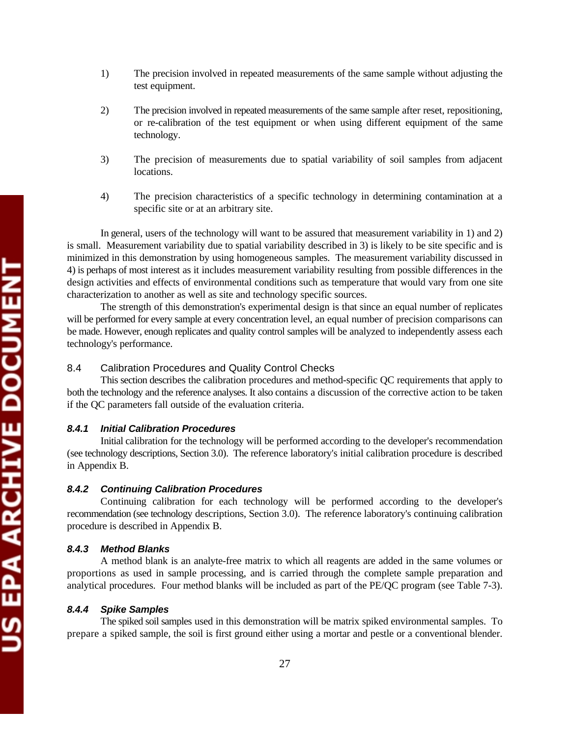1) The precision involved in repeated measurements of the same sample without adjusting the test equipment.

2) The precision involved in repeated measurements of the same sample after reset, repositioning, or re-calibration of the test equipment or when using different equipment of the same technology.

3) The precision of measurements due to spatial variability of soil samples from adjacent locations.

4) The precision characteristics of a specific technology in determining contamination at a specific site or at an arbitrary site.

In general, users of the technology will want to be assured that measurement variability in 1) and 2) is small. Measurement variability due to spatial variability described in 3) is likely to be site specific and is minimized in this demonstration by using homogeneous samples. The measurement variability discussed in 4) is perhaps of most interest as it includes measurement variability resulting from possible differences in the design activities and effects of environmental conditions such as temperature that would vary from one site characterization to another as well as site and technology specific sources.

The strength of this demonstration's experimental design is that since an equal number of replicates will be performed for every sample at every concentration level, an equal number of precision comparisons can be made. However, enough replicates and quality control samples will be analyzed to independently assess each technology's performance.

## 8.4 Calibration Procedures and Quality Control Checks

This section describes the calibration procedures and method-specific QC requirements that apply to both the technology and the reference analyses. It also contains a discussion of the corrective action to be taken if the QC parameters fall outside of the evaluation criteria.

### *8.4.1 Initial Calibration Procedures*

Initial calibration for the technology will be performed according to the developer's recommendation (see technology descriptions, Section 3.0). The reference laboratory's initial calibration procedure is described in Appendix B.

### *8.4.2 Continuing Calibration Procedures*

Continuing calibration for each technology will be performed according to the developer's recommendation (see technology descriptions, Section 3.0). The reference laboratory's continuing calibration procedure is described in Appendix B.

### *8.4.3 Method Blanks*

A method blank is an analyte-free matrix to which all reagents are added in the same volumes or proportions as used in sample processing, and is carried through the complete sample preparation and analytical procedures. Four method blanks will be included as part of the PE/QC program (see Table 7-3).

### *8.4.4 Spike Samples*

The spiked soil samples used in this demonstration will be matrix spiked environmental samples. To prepare a spiked sample, the soil is first ground either using a mortar and pestle or a conventional blender.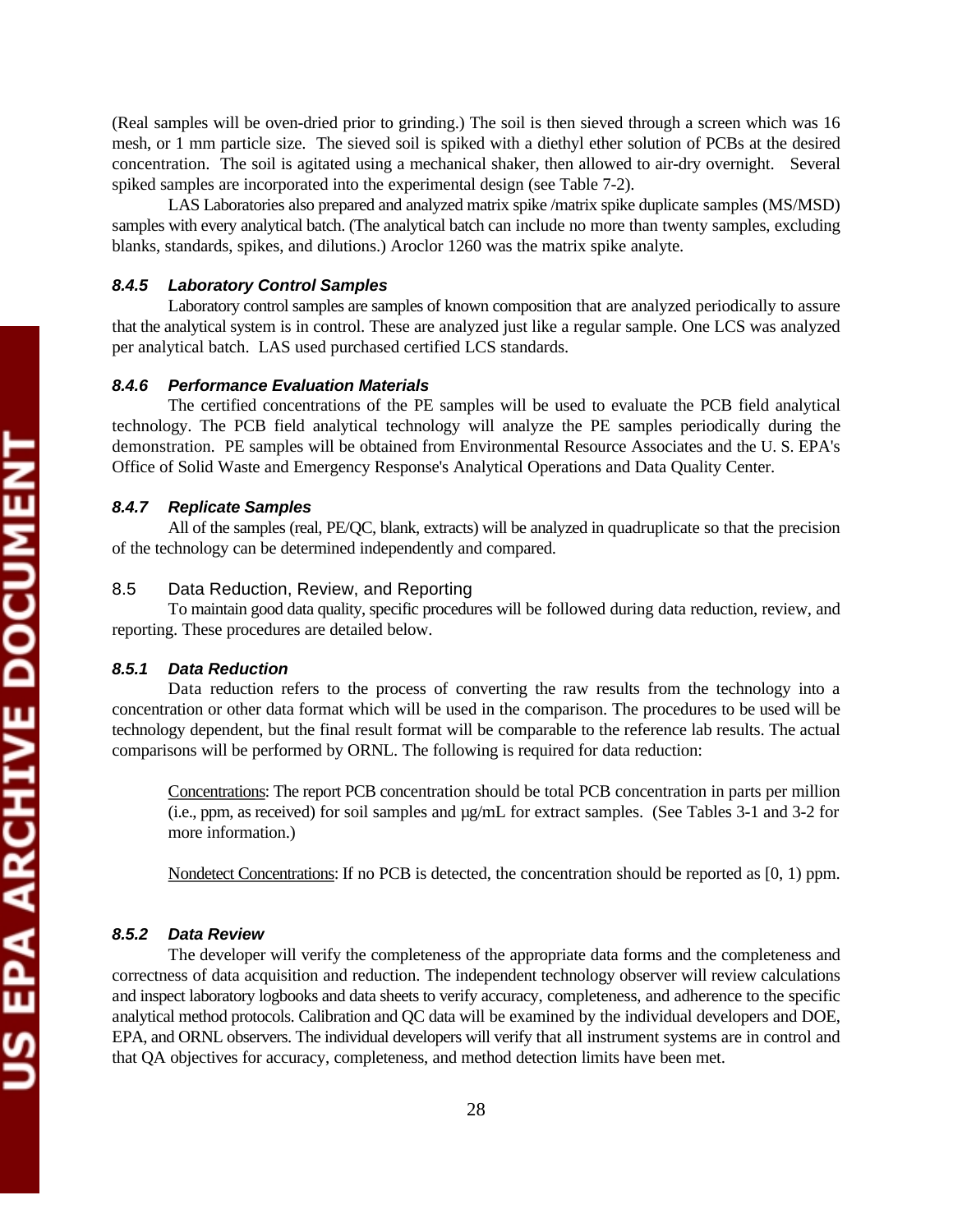(Real samples will be oven-dried prior to grinding.) The soil is then sieved through a screen which was 16 mesh, or 1 mm particle size. The sieved soil is spiked with a diethyl ether solution of PCBs at the desired concentration. The soil is agitated using a mechanical shaker, then allowed to air-dry overnight. Several spiked samples are incorporated into the experimental design (see Table 7-2).

LAS Laboratories also prepared and analyzed matrix spike /matrix spike duplicate samples (MS/MSD) samples with every analytical batch. (The analytical batch can include no more than twenty samples, excluding blanks, standards, spikes, and dilutions.) Aroclor 1260 was the matrix spike analyte.

#### *8.4.5 Laboratory Control Samples*

Laboratory control samples are samples of known composition that are analyzed periodically to assure that the analytical system is in control. These are analyzed just like a regular sample. One LCS was analyzed per analytical batch. LAS used purchased certified LCS standards.

#### *8.4.6 Performance Evaluation Materials*

The certified concentrations of the PE samples will be used to evaluate the PCB field analytical technology. The PCB field analytical technology will analyze the PE samples periodically during the demonstration. PE samples will be obtained from Environmental Resource Associates and the U. S. EPA's Office of Solid Waste and Emergency Response's Analytical Operations and Data Quality Center.

#### *8.4.7 Replicate Samples*

All of the samples (real, PE/QC, blank, extracts) will be analyzed in quadruplicate so that the precision of the technology can be determined independently and compared.

### 8.5 Data Reduction, Review, and Reporting

To maintain good data quality, specific procedures will be followed during data reduction, review, and reporting. These procedures are detailed below.

#### *8.5.1 Data Reduction*

Data reduction refers to the process of converting the raw results from the technology into a concentration or other data format which will be used in the comparison. The procedures to be used will be technology dependent, but the final result format will be comparable to the reference lab results. The actual comparisons will be performed by ORNL. The following is required for data reduction:

Concentrations: The report PCB concentration should be total PCB concentration in parts per million (i.e., ppm, as received) for soil samples and µg/mL for extract samples. (See Tables 3-1 and 3-2 for more information.)

Nondetect Concentrations: If no PCB is detected, the concentration should be reported as [0, 1) ppm.

#### *8.5.2 Data Review*

The developer will verify the completeness of the appropriate data forms and the completeness and correctness of data acquisition and reduction. The independent technology observer will review calculations and inspect laboratory logbooks and data sheets to verify accuracy, completeness, and adherence to the specific analytical method protocols. Calibration and QC data will be examined by the individual developers and DOE, EPA, and ORNL observers. The individual developers will verify that all instrument systems are in control and that QA objectives for accuracy, completeness, and method detection limits have been met.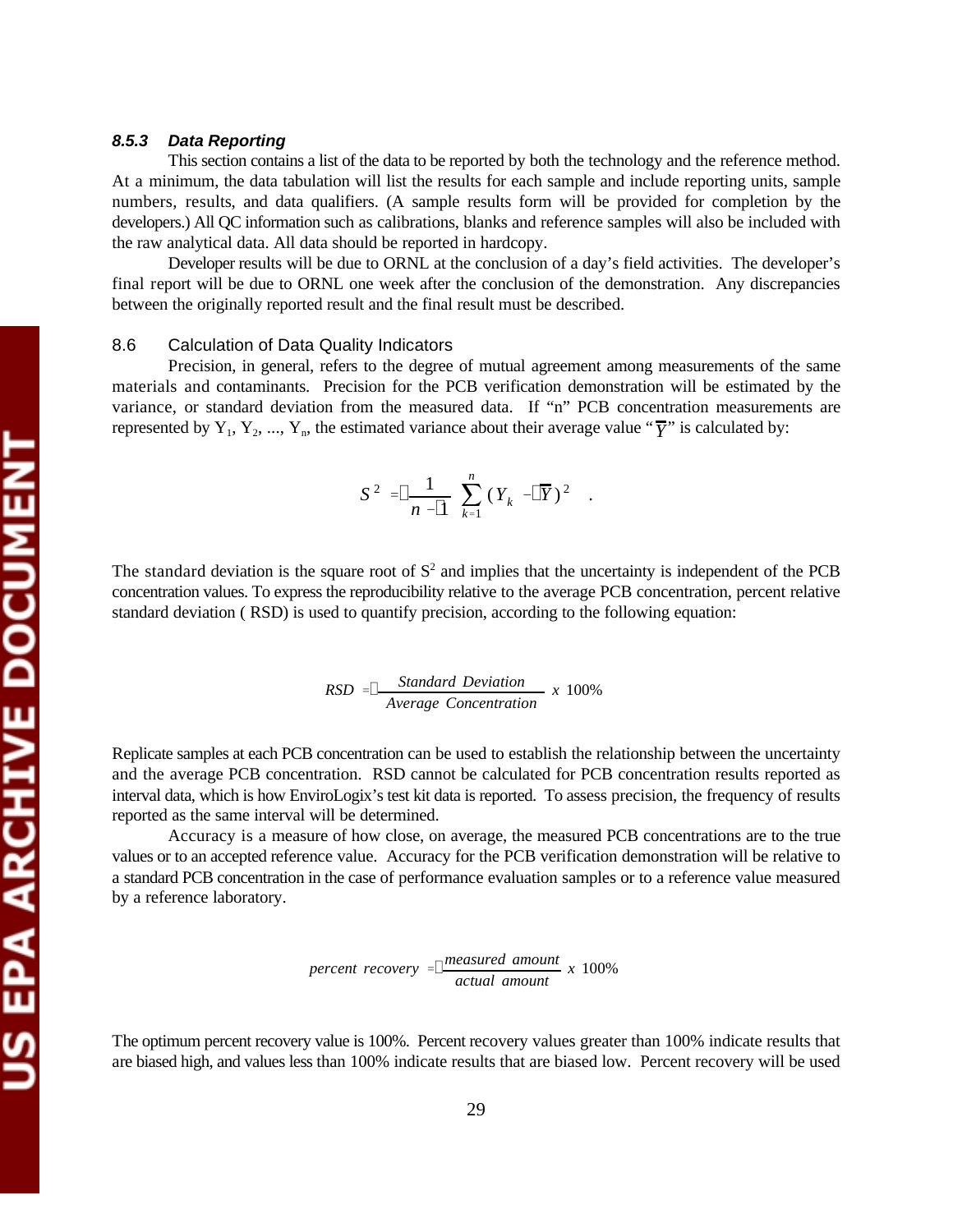### *8.5.3 Data Reporting*

This section contains a list of the data to be reported by both the technology and the reference method. At a minimum, the data tabulation will list the results for each sample and include reporting units, sample numbers, results, and data qualifiers. (A sample results form will be provided for completion by the developers.) All QC information such as calibrations, blanks and reference samples will also be included with the raw analytical data. All data should be reported in hardcopy.

Developer results will be due to ORNL at the conclusion of a day's field activities. The developer's final report will be due to ORNL one week after the conclusion of the demonstration. Any discrepancies between the originally reported result and the final result must be described.

## 8.6 Calculation of Data Quality Indicators

Precision, in general, refers to the degree of mutual agreement among measurements of the same materials and contaminants. Precision for the PCB verification demonstration will be estimated by the variance, or standard deviation from the measured data. If "n" PCB concentration measurements are represented by $Y_1$, $Y_2$, ..., $Y_n$, the estimated variance about their average value "$\overline{Y}$" is calculated by:

$$S^2 = \frac{1}{n-1} \sum_{k=1}^{n} (Y_k - \overline{Y})^2 \quad .$$

The standard deviation is the square root of $S^2$ and implies that the uncertainty is independent of the PCB concentration values. To express the reproducibility relative to the average PCB concentration, percent relative standard deviation ( RSD) is used to quantify precision, according to the following equation:

$$RSD = \frac{Standard\ Deviation}{Average\ Concentration}\ x\ 100\%$$

Replicate samples at each PCB concentration can be used to establish the relationship between the uncertainty and the average PCB concentration. RSD cannot be calculated for PCB concentration results reported as interval data, which is how EnviroLogix's test kit data is reported. To assess precision, the frequency of results reported as the same interval will be determined.

Accuracy is a measure of how close, on average, the measured PCB concentrations are to the true values or to an accepted reference value. Accuracy for the PCB verification demonstration will be relative to a standard PCB concentration in the case of performance evaluation samples or to a reference value measured by a reference laboratory.

$$percent\ recovery = \frac{measured\ amount}{actual\ amount}\ x\ 100\%$$

The optimum percent recovery value is 100%. Percent recovery values greater than 100% indicate results that are biased high, and values less than 100% indicate results that are biased low. Percent recovery will be used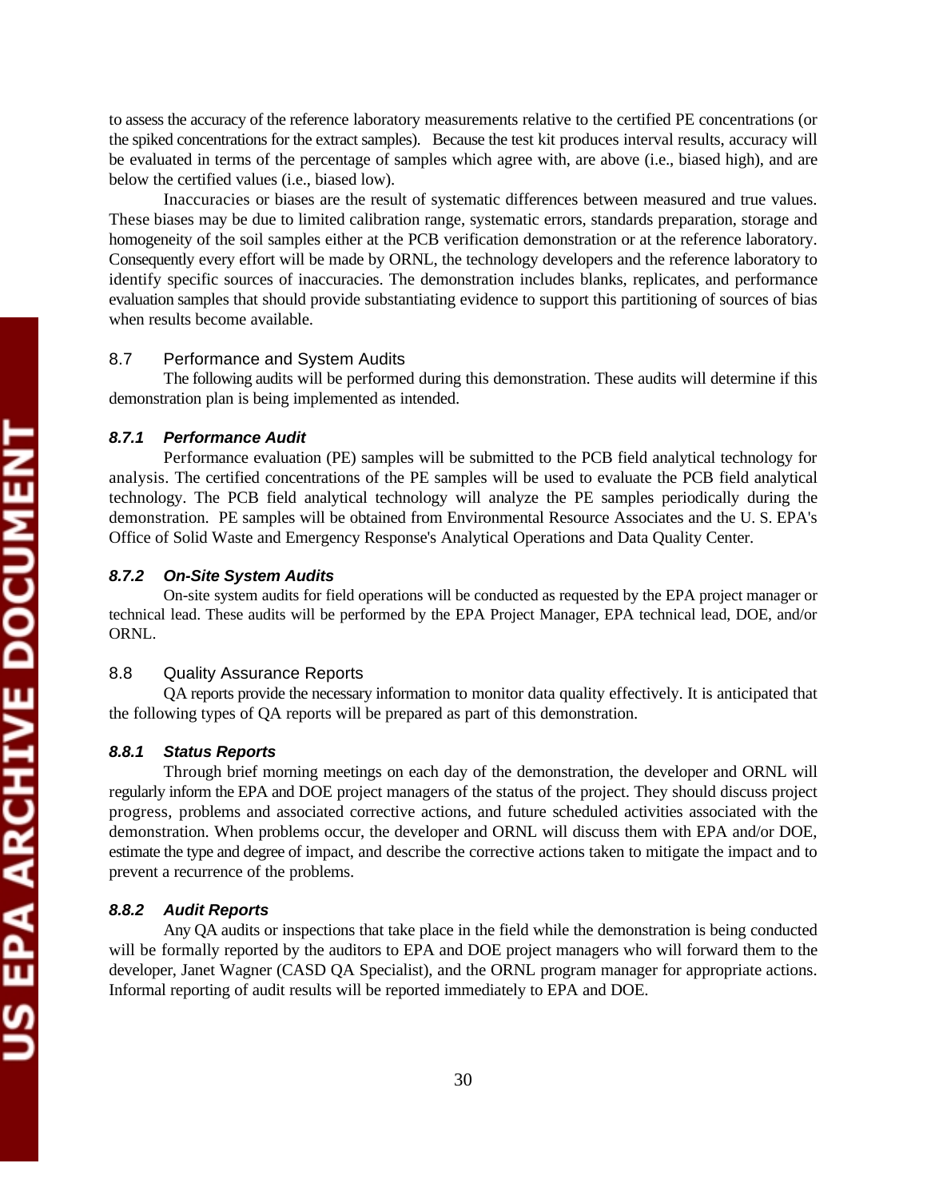to assess the accuracy of the reference laboratory measurements relative to the certified PE concentrations (or the spiked concentrations for the extract samples). Because the test kit produces interval results, accuracy will be evaluated in terms of the percentage of samples which agree with, are above (i.e., biased high), and are below the certified values (i.e., biased low).

Inaccuracies or biases are the result of systematic differences between measured and true values. These biases may be due to limited calibration range, systematic errors, standards preparation, storage and homogeneity of the soil samples either at the PCB verification demonstration or at the reference laboratory. Consequently every effort will be made by ORNL, the technology developers and the reference laboratory to identify specific sources of inaccuracies. The demonstration includes blanks, replicates, and performance evaluation samples that should provide substantiating evidence to support this partitioning of sources of bias when results become available.

## 8.7 Performance and System Audits

The following audits will be performed during this demonstration. These audits will determine if this demonstration plan is being implemented as intended.

### *8.7.1 Performance Audit*

Performance evaluation (PE) samples will be submitted to the PCB field analytical technology for analysis. The certified concentrations of the PE samples will be used to evaluate the PCB field analytical technology. The PCB field analytical technology will analyze the PE samples periodically during the demonstration. PE samples will be obtained from Environmental Resource Associates and the U. S. EPA's Office of Solid Waste and Emergency Response's Analytical Operations and Data Quality Center.

### *8.7.2 On-Site System Audits*

On-site system audits for field operations will be conducted as requested by the EPA project manager or technical lead. These audits will be performed by the EPA Project Manager, EPA technical lead, DOE, and/or ORNL.

## 8.8 Quality Assurance Reports

QA reports provide the necessary information to monitor data quality effectively. It is anticipated that the following types of QA reports will be prepared as part of this demonstration.

### *8.8.1 Status Reports*

Through brief morning meetings on each day of the demonstration, the developer and ORNL will regularly inform the EPA and DOE project managers of the status of the project. They should discuss project progress, problems and associated corrective actions, and future scheduled activities associated with the demonstration. When problems occur, the developer and ORNL will discuss them with EPA and/or DOE, estimate the type and degree of impact, and describe the corrective actions taken to mitigate the impact and to prevent a recurrence of the problems.

### *8.8.2 Audit Reports*

Any QA audits or inspections that take place in the field while the demonstration is being conducted will be formally reported by the auditors to EPA and DOE project managers who will forward them to the developer, Janet Wagner (CASD QA Specialist), and the ORNL program manager for appropriate actions. Informal reporting of audit results will be reported immediately to EPA and DOE.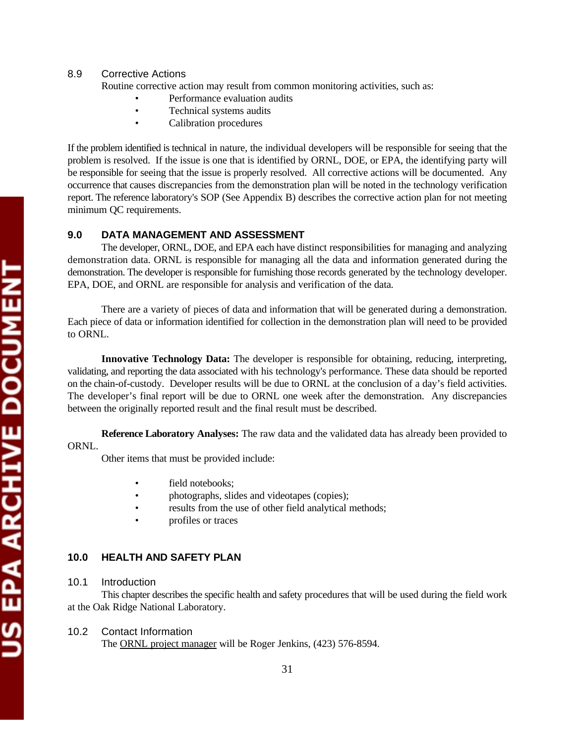### 8.9 Corrective Actions

Routine corrective action may result from common monitoring activities, such as:

- Performance evaluation audits
- Technical systems audits
- Calibration procedures

If the problem identified is technical in nature, the individual developers will be responsible for seeing that the problem is resolved. If the issue is one that is identified by ORNL, DOE, or EPA, the identifying party will be responsible for seeing that the issue is properly resolved. All corrective actions will be documented. Any occurrence that causes discrepancies from the demonstration plan will be noted in the technology verification report. The reference laboratory's SOP (See Appendix B) describes the corrective action plan for not meeting minimum QC requirements.

## 9.0 DATA MANAGEMENT AND ASSESSMENT

The developer, ORNL, DOE, and EPA each have distinct responsibilities for managing and analyzing demonstration data. ORNL is responsible for managing all the data and information generated during the demonstration. The developer is responsible for furnishing those records generated by the technology developer. EPA, DOE, and ORNL are responsible for analysis and verification of the data.

There are a variety of pieces of data and information that will be generated during a demonstration. Each piece of data or information identified for collection in the demonstration plan will need to be provided to ORNL.

**Innovative Technology Data:** The developer is responsible for obtaining, reducing, interpreting, validating, and reporting the data associated with his technology's performance. These data should be reported on the chain-of-custody. Developer results will be due to ORNL at the conclusion of a day's field activities. The developer's final report will be due to ORNL one week after the demonstration. Any discrepancies between the originally reported result and the final result must be described.

**Reference Laboratory Analyses:** The raw data and the validated data has already been provided to ORNL.

Other items that must be provided include:

- field notebooks;
- photographs, slides and videotapes (copies);
- results from the use of other field analytical methods;
- profiles or traces

## 10.0 HEALTH AND SAFETY PLAN

### 10.1 Introduction

This chapter describes the specific health and safety procedures that will be used during the field work at the Oak Ridge National Laboratory.

### 10.2 Contact Information

The ORNL project manager will be Roger Jenkins, (423) 576-8594.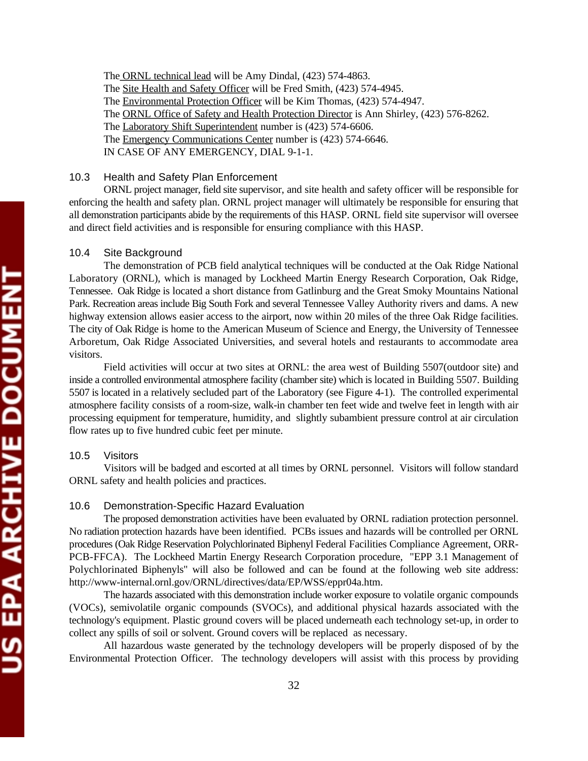The ORNL technical lead will be Amy Dindal, (423) 574-4863.
The Site Health and Safety Officer will be Fred Smith, (423) 574-4945.
The Environmental Protection Officer will be Kim Thomas, (423) 574-4947.
The ORNL Office of Safety and Health Protection Director is Ann Shirley, (423) 576-8262.
The Laboratory Shift Superintendent number is (423) 574-6606.
The Emergency Communications Center number is (423) 574-6646.
IN CASE OF ANY EMERGENCY, DIAL 9-1-1.

### 10.3 Health and Safety Plan Enforcement

ORNL project manager, field site supervisor, and site health and safety officer will be responsible for enforcing the health and safety plan. ORNL project manager will ultimately be responsible for ensuring that all demonstration participants abide by the requirements of this HASP. ORNL field site supervisor will oversee and direct field activities and is responsible for ensuring compliance with this HASP.

### 10.4 Site Background

The demonstration of PCB field analytical techniques will be conducted at the Oak Ridge National Laboratory (ORNL), which is managed by Lockheed Martin Energy Research Corporation, Oak Ridge, Tennessee. Oak Ridge is located a short distance from Gatlinburg and the Great Smoky Mountains National Park. Recreation areas include Big South Fork and several Tennessee Valley Authority rivers and dams. A new highway extension allows easier access to the airport, now within 20 miles of the three Oak Ridge facilities. The city of Oak Ridge is home to the American Museum of Science and Energy, the University of Tennessee Arboretum, Oak Ridge Associated Universities, and several hotels and restaurants to accommodate area visitors.

Field activities will occur at two sites at ORNL: the area west of Building 5507(outdoor site) and inside a controlled environmental atmosphere facility (chamber site) which is located in Building 5507. Building 5507 is located in a relatively secluded part of the Laboratory (see Figure 4-1). The controlled experimental atmosphere facility consists of a room-size, walk-in chamber ten feet wide and twelve feet in length with air processing equipment for temperature, humidity, and slightly subambient pressure control at air circulation flow rates up to five hundred cubic feet per minute.

### 10.5 Visitors

Visitors will be badged and escorted at all times by ORNL personnel. Visitors will follow standard ORNL safety and health policies and practices.

### 10.6 Demonstration-Specific Hazard Evaluation

The proposed demonstration activities have been evaluated by ORNL radiation protection personnel. No radiation protection hazards have been identified. PCBs issues and hazards will be controlled per ORNL procedures (Oak Ridge Reservation Polychlorinated Biphenyl Federal Facilities Compliance Agreement, ORR-PCB-FFCA). The Lockheed Martin Energy Research Corporation procedure, "EPP 3.1 Management of Polychlorinated Biphenyls" will also be followed and can be found at the following web site address: http://www-internal.ornl.gov/ORNL/directives/data/EP/WSS/eppr04a.htm.

The hazards associated with this demonstration include worker exposure to volatile organic compounds (VOCs), semivolatile organic compounds (SVOCs), and additional physical hazards associated with the technology's equipment. Plastic ground covers will be placed underneath each technology set-up, in order to collect any spills of soil or solvent. Ground covers will be replaced as necessary.

All hazardous waste generated by the technology developers will be properly disposed of by the Environmental Protection Officer. The technology developers will assist with this process by providing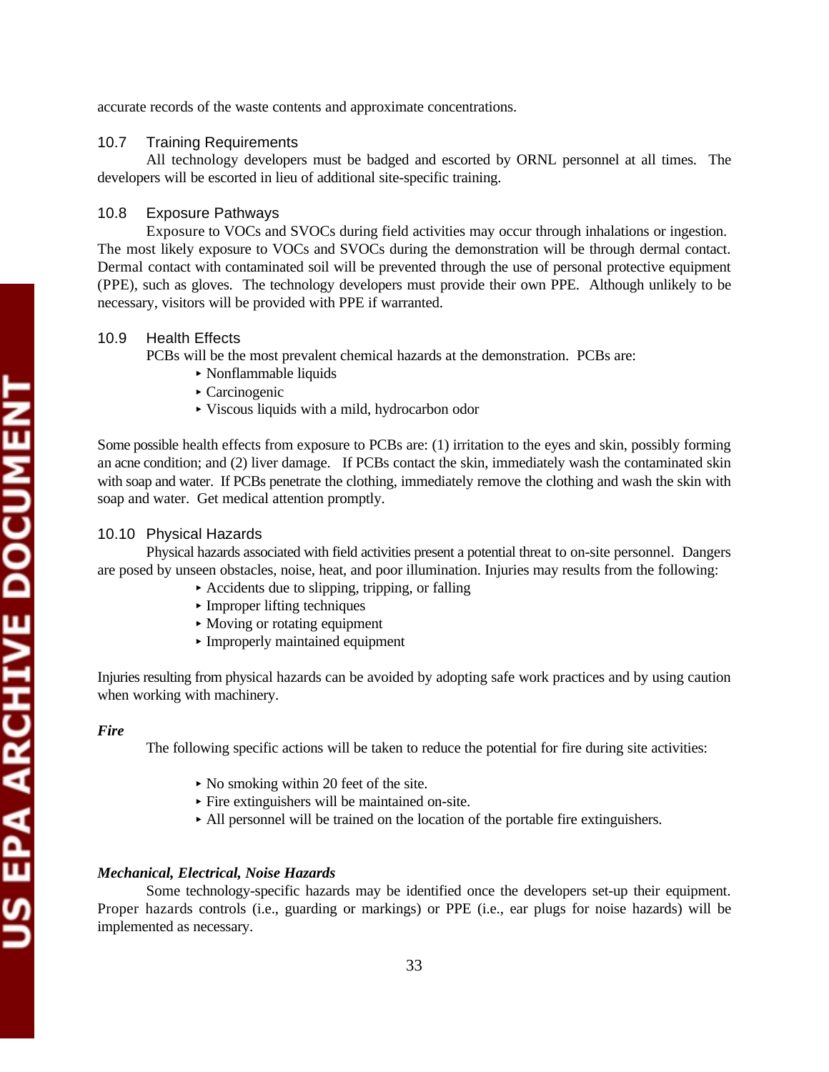accurate records of the waste contents and approximate concentrations.

## 10.7 Training Requirements

All technology developers must be badged and escorted by ORNL personnel at all times. The developers will be escorted in lieu of additional site-specific training.

## 10.8 Exposure Pathways

Exposure to VOCs and SVOCs during field activities may occur through inhalations or ingestion. The most likely exposure to VOCs and SVOCs during the demonstration will be through dermal contact. Dermal contact with contaminated soil will be prevented through the use of personal protective equipment (PPE), such as gloves. The technology developers must provide their own PPE. Although unlikely to be necessary, visitors will be provided with PPE if warranted.

## 10.9 Health Effects

PCBs will be the most prevalent chemical hazards at the demonstration. PCBs are:

- Nonflammable liquids
- Carcinogenic
- Viscous liquids with a mild, hydrocarbon odor

Some possible health effects from exposure to PCBs are: (1) irritation to the eyes and skin, possibly forming an acne condition; and (2) liver damage. If PCBs contact the skin, immediately wash the contaminated skin with soap and water. If PCBs penetrate the clothing, immediately remove the clothing and wash the skin with soap and water. Get medical attention promptly.

## 10.10 Physical Hazards

Physical hazards associated with field activities present a potential threat to on-site personnel. Dangers are posed by unseen obstacles, noise, heat, and poor illumination. Injuries may results from the following:

- Accidents due to slipping, tripping, or falling
- Improper lifting techniques
- Moving or rotating equipment
- Improperly maintained equipment

Injuries resulting from physical hazards can be avoided by adopting safe work practices and by using caution when working with machinery.

***Fire***

The following specific actions will be taken to reduce the potential for fire during site activities:

- No smoking within 20 feet of the site.
- Fire extinguishers will be maintained on-site.
- All personnel will be trained on the location of the portable fire extinguishers.

***Mechanical, Electrical, Noise Hazards***

Some technology-specific hazards may be identified once the developers set-up their equipment. Proper hazards controls (i.e., guarding or markings) or PPE (i.e., ear plugs for noise hazards) will be implemented as necessary.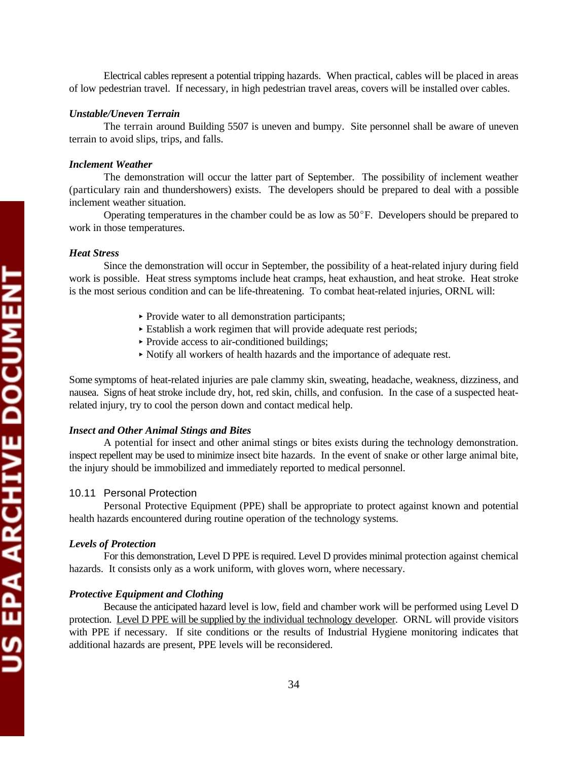Electrical cables represent a potential tripping hazards. When practical, cables will be placed in areas of low pedestrian travel. If necessary, in high pedestrian travel areas, covers will be installed over cables.

***Unstable/Uneven Terrain***

The terrain around Building 5507 is uneven and bumpy. Site personnel shall be aware of uneven terrain to avoid slips, trips, and falls.

***Inclement Weather***

The demonstration will occur the latter part of September. The possibility of inclement weather (particulary rain and thundershowers) exists. The developers should be prepared to deal with a possible inclement weather situation.

Operating temperatures in the chamber could be as low as 50°F. Developers should be prepared to work in those temperatures.

***Heat Stress***

Since the demonstration will occur in September, the possibility of a heat-related injury during field work is possible. Heat stress symptoms include heat cramps, heat exhaustion, and heat stroke. Heat stroke is the most serious condition and can be life-threatening. To combat heat-related injuries, ORNL will:

- Provide water to all demonstration participants;
- Establish a work regimen that will provide adequate rest periods;
- Provide access to air-conditioned buildings;
- Notify all workers of health hazards and the importance of adequate rest.

Some symptoms of heat-related injuries are pale clammy skin, sweating, headache, weakness, dizziness, and nausea. Signs of heat stroke include dry, hot, red skin, chills, and confusion. In the case of a suspected heat-related injury, try to cool the person down and contact medical help.

***Insect and Other Animal Stings and Bites***

A potential for insect and other animal stings or bites exists during the technology demonstration. inspect repellent may be used to minimize insect bite hazards. In the event of snake or other large animal bite, the injury should be immobilized and immediately reported to medical personnel.

### 10.11 Personal Protection

Personal Protective Equipment (PPE) shall be appropriate to protect against known and potential health hazards encountered during routine operation of the technology systems.

***Levels of Protection***

For this demonstration, Level D PPE is required. Level D provides minimal protection against chemical hazards. It consists only as a work uniform, with gloves worn, where necessary.

***Protective Equipment and Clothing***

Because the anticipated hazard level is low, field and chamber work will be performed using Level D protection. Level D PPE will be supplied by the individual technology developer. ORNL will provide visitors with PPE if necessary. If site conditions or the results of Industrial Hygiene monitoring indicates that additional hazards are present, PPE levels will be reconsidered.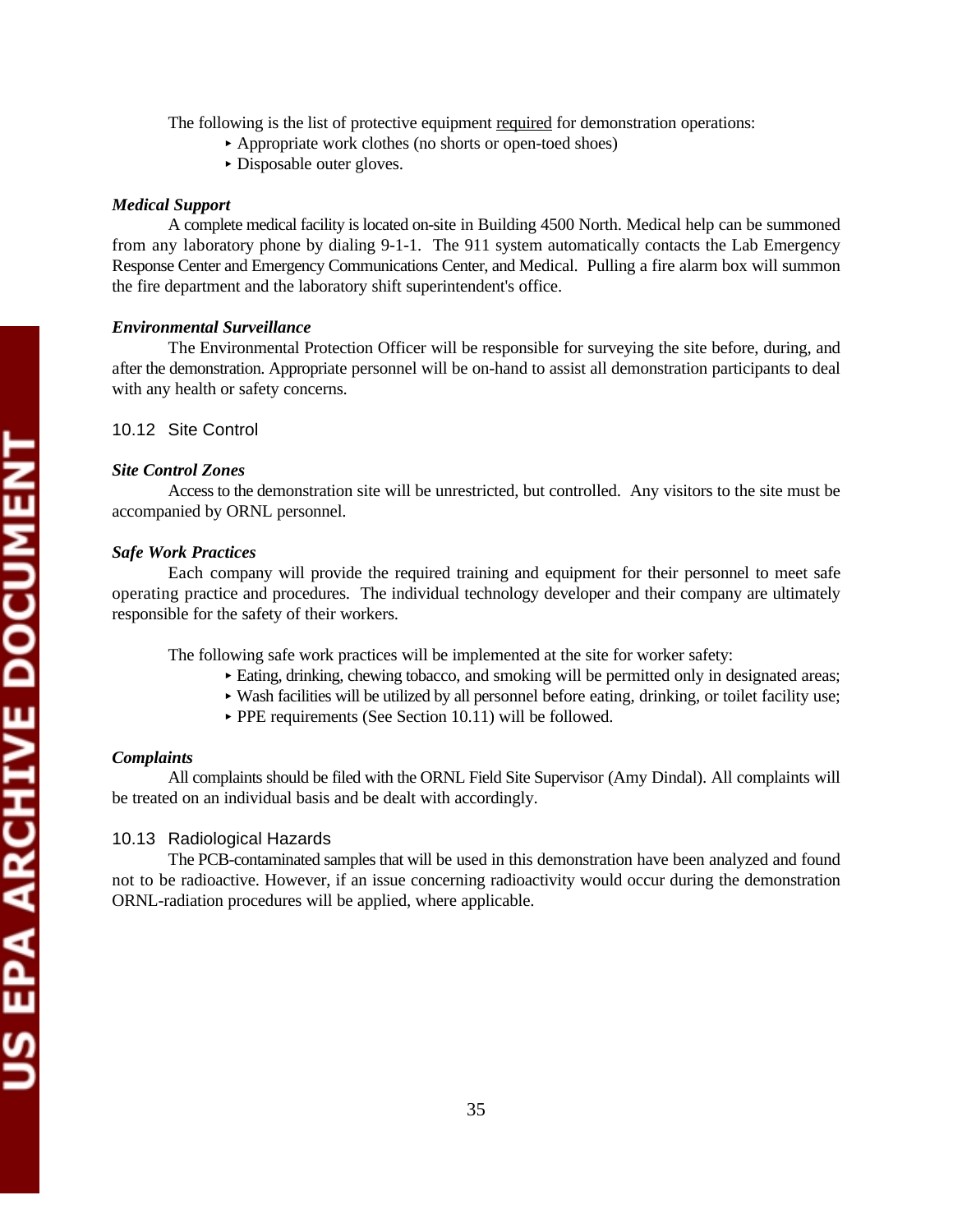The following is the list of protective equipment <u>required</u> for demonstration operations:

- Appropriate work clothes (no shorts or open-toed shoes)
- Disposable outer gloves.

***Medical Support***

A complete medical facility is located on-site in Building 4500 North. Medical help can be summoned from any laboratory phone by dialing 9-1-1. The 911 system automatically contacts the Lab Emergency Response Center and Emergency Communications Center, and Medical. Pulling a fire alarm box will summon the fire department and the laboratory shift superintendent's office.

***Environmental Surveillance***

The Environmental Protection Officer will be responsible for surveying the site before, during, and after the demonstration. Appropriate personnel will be on-hand to assist all demonstration participants to deal with any health or safety concerns.

## 10.12 Site Control

***Site Control Zones***

Access to the demonstration site will be unrestricted, but controlled. Any visitors to the site must be accompanied by ORNL personnel.

***Safe Work Practices***

Each company will provide the required training and equipment for their personnel to meet safe operating practice and procedures. The individual technology developer and their company are ultimately responsible for the safety of their workers.

The following safe work practices will be implemented at the site for worker safety:

- Eating, drinking, chewing tobacco, and smoking will be permitted only in designated areas;
- Wash facilities will be utilized by all personnel before eating, drinking, or toilet facility use;
- PPE requirements (See Section 10.11) will be followed.

***Complaints***

All complaints should be filed with the ORNL Field Site Supervisor (Amy Dindal). All complaints will be treated on an individual basis and be dealt with accordingly.

## 10.13 Radiological Hazards

The PCB-contaminated samples that will be used in this demonstration have been analyzed and found not to be radioactive. However, if an issue concerning radioactivity would occur during the demonstration ORNL-radiation procedures will be applied, where applicable.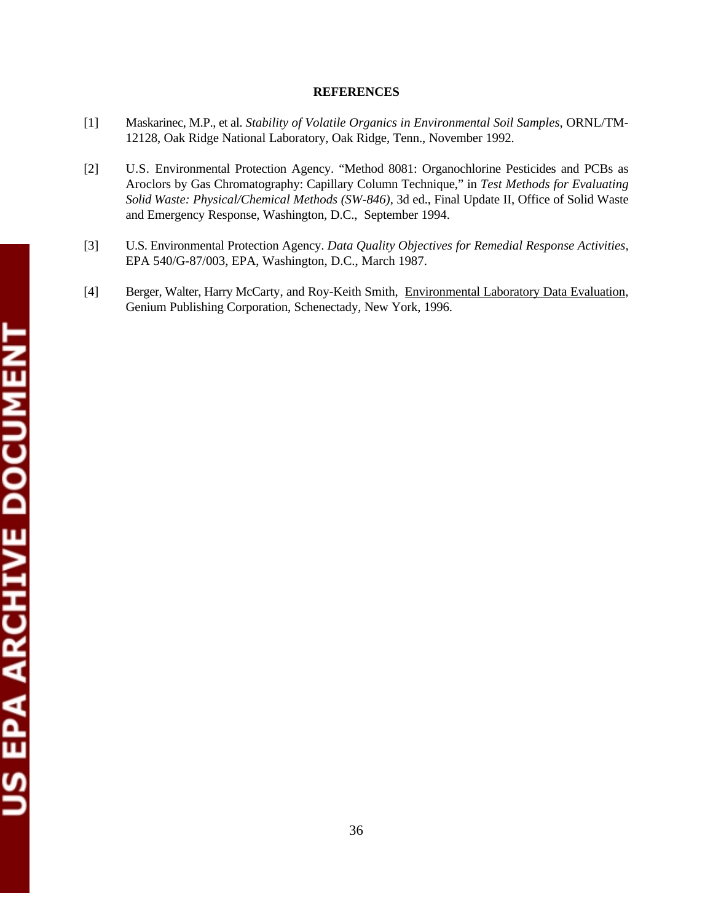## REFERENCES

[1] Maskarinec, M.P., et al. *Stability of Volatile Organics in Environmental Soil Samples,* ORNL/TM-12128, Oak Ridge National Laboratory, Oak Ridge, Tenn., November 1992.

[2] U.S. Environmental Protection Agency. "Method 8081: Organochlorine Pesticides and PCBs as Aroclors by Gas Chromatography: Capillary Column Technique," in *Test Methods for Evaluating Solid Waste: Physical/Chemical Methods (SW-846),* 3d ed., Final Update II, Office of Solid Waste and Emergency Response, Washington, D.C., September 1994.

[3] U.S. Environmental Protection Agency. *Data Quality Objectives for Remedial Response Activities,* EPA 540/G-87/003, EPA, Washington, D.C., March 1987.

[4] Berger, Walter, Harry McCarty, and Roy-Keith Smith, Environmental Laboratory Data Evaluation, Genium Publishing Corporation, Schenectady, New York, 1996.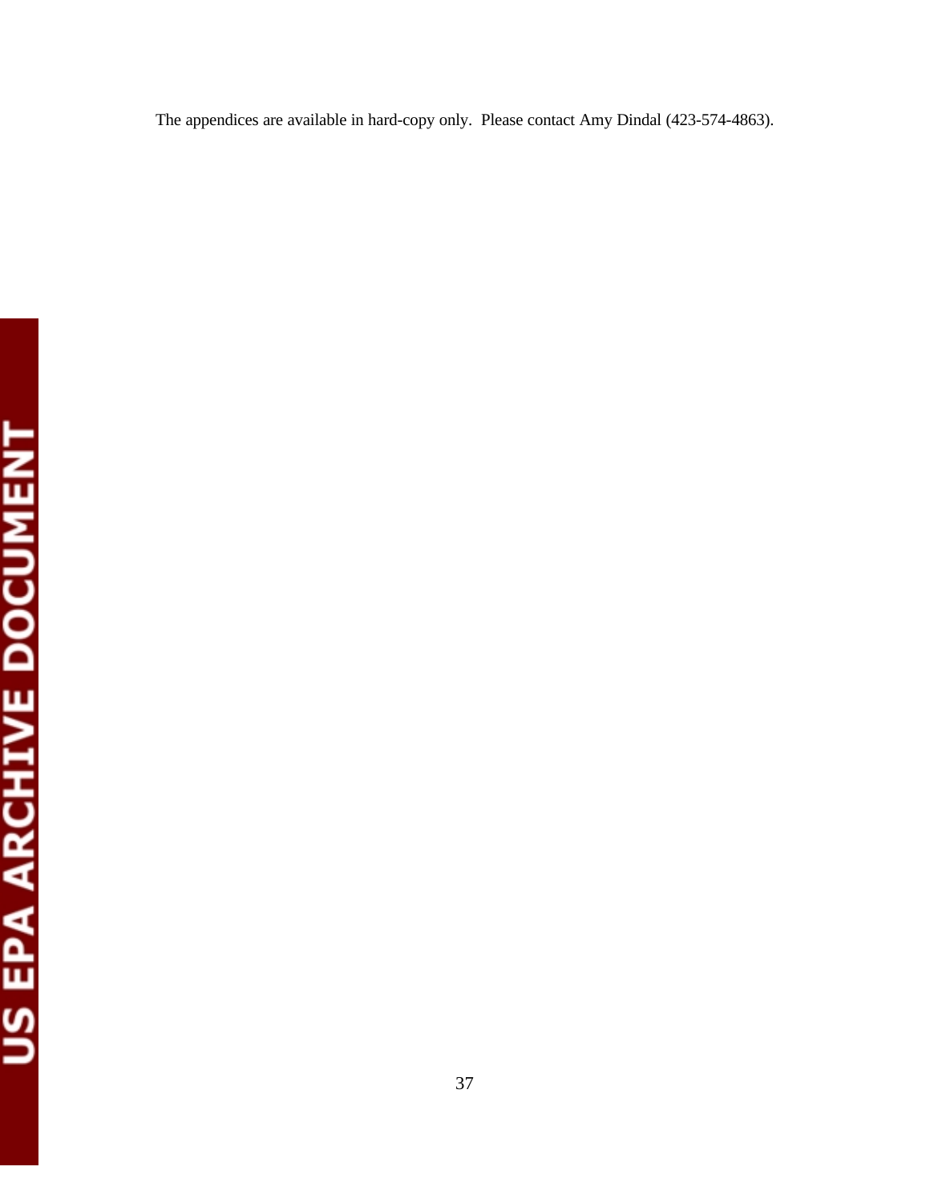The appendices are available in hard-copy only. Please contact Amy Dindal (423-574-4863).